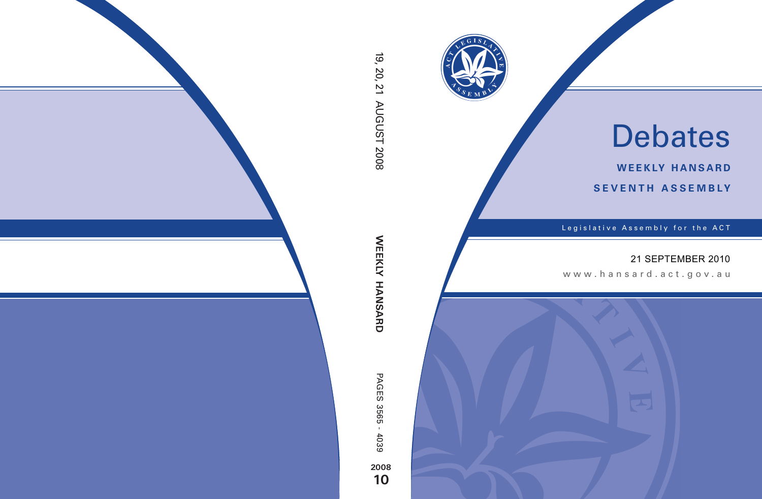# Debates

**WEEKLY HANSARD**

**SEVENTH ASSEMBLY**

Legislative Assembly for the ACT

21 SEPTEMBER 2010

www.hansard.act.gov.au

19, 20, 21 AUGUST 2008

WEEKLY HANSARD

PAGES 3565 - 4039

2008

10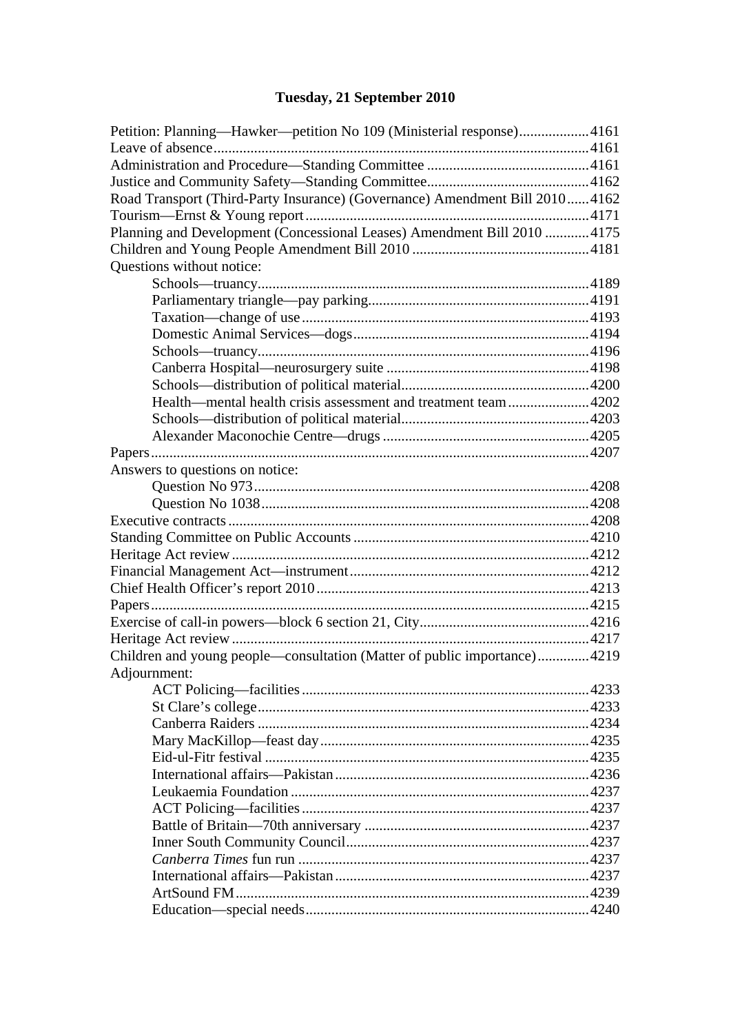# Tuesday, 21 September 2010

Petition: Planning—Hawker—petition No 109 (Ministerial response) ... 4161
Leave of absence ... 4161
Administration and Procedure—Standing Committee ... 4161
Justice and Community Safety—Standing Committee ... 4162
Road Transport (Third-Party Insurance) (Governance) Amendment Bill 2010 ... 4162
Tourism—Ernst & Young report ... 4171
Planning and Development (Concessional Leases) Amendment Bill 2010 ... 4175
Children and Young People Amendment Bill 2010 ... 4181
Questions without notice:
- Schools—truancy ... 4189
- Parliamentary triangle—pay parking ... 4191
- Taxation—change of use ... 4193
- Domestic Animal Services—dogs ... 4194
- Schools—truancy ... 4196
- Canberra Hospital—neurosurgery suite ... 4198
- Schools—distribution of political material ... 4200
- Health—mental health crisis assessment and treatment team ... 4202
- Schools—distribution of political material ... 4203
- Alexander Maconochie Centre—drugs ... 4205

Papers ... 4207
Answers to questions on notice:
- Question No 973 ... 4208
- Question No 1038 ... 4208

Executive contracts ... 4208
Standing Committee on Public Accounts ... 4210
Heritage Act review ... 4212
Financial Management Act—instrument ... 4212
Chief Health Officer's report 2010 ... 4213
Papers ... 4215
Exercise of call-in powers—block 6 section 21, City ... 4216
Heritage Act review ... 4217
Children and young people—consultation (Matter of public importance) ... 4219
Adjournment:
- ACT Policing—facilities ... 4233
- St Clare's college ... 4233
- Canberra Raiders ... 4234
- Mary MacKillop—feast day ... 4235
- Eid-ul-Fitr festival ... 4235
- International affairs—Pakistan ... 4236
- Leukaemia Foundation ... 4237
- ACT Policing—facilities ... 4237
- Battle of Britain—70th anniversary ... 4237
- Inner South Community Council ... 4237
- *Canberra Times* fun run ... 4237
- International affairs—Pakistan ... 4237
- ArtSound FM ... 4239
- Education—special needs ... 4240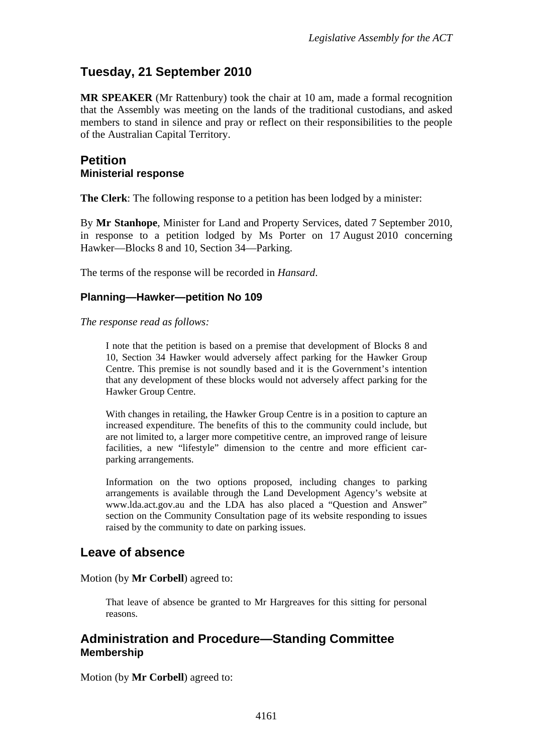## Tuesday, 21 September 2010

**MR SPEAKER** (Mr Rattenbury) took the chair at 10 am, made a formal recognition that the Assembly was meeting on the lands of the traditional custodians, and asked members to stand in silence and pray or reflect on their responsibilities to the people of the Australian Capital Territory.

## Petition
### Ministerial response

**The Clerk**: The following response to a petition has been lodged by a minister:

By **Mr Stanhope**, Minister for Land and Property Services, dated 7 September 2010, in response to a petition lodged by Ms Porter on 17 August 2010 concerning Hawker—Blocks 8 and 10, Section 34—Parking.

The terms of the response will be recorded in *Hansard*.

### Planning—Hawker—petition No 109

*The response read as follows:*

> I note that the petition is based on a premise that development of Blocks 8 and 10, Section 34 Hawker would adversely affect parking for the Hawker Group Centre. This premise is not soundly based and it is the Government's intention that any development of these blocks would not adversely affect parking for the Hawker Group Centre.
>
> With changes in retailing, the Hawker Group Centre is in a position to capture an increased expenditure. The benefits of this to the community could include, but are not limited to, a larger more competitive centre, an improved range of leisure facilities, a new "lifestyle" dimension to the centre and more efficient car-parking arrangements.
>
> Information on the two options proposed, including changes to parking arrangements is available through the Land Development Agency's website at www.lda.act.gov.au and the LDA has also placed a "Question and Answer" section on the Community Consultation page of its website responding to issues raised by the community to date on parking issues.

## Leave of absence

Motion (by **Mr Corbell**) agreed to:

> That leave of absence be granted to Mr Hargreaves for this sitting for personal reasons.

## Administration and Procedure—Standing Committee
### Membership

Motion (by **Mr Corbell**) agreed to: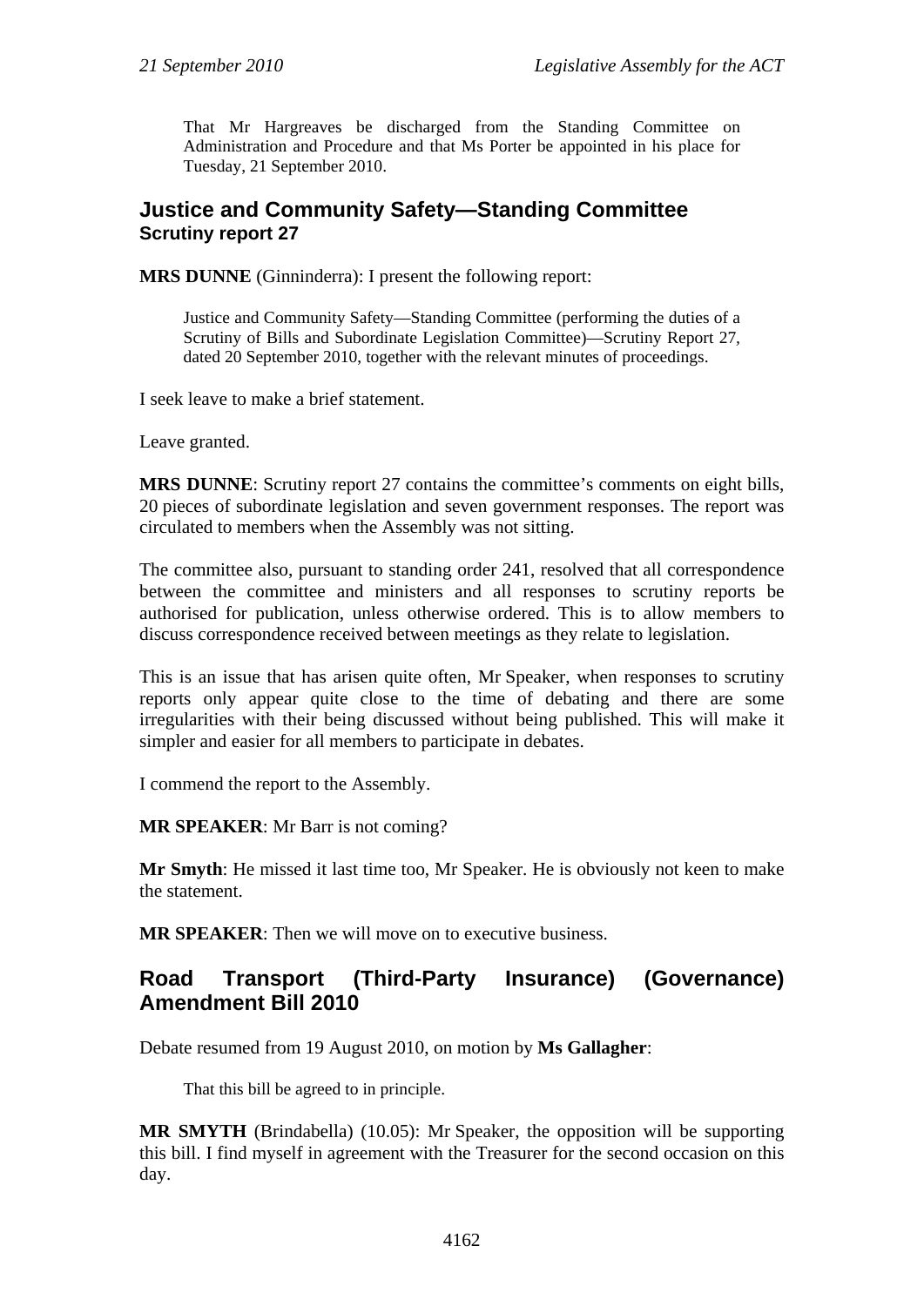> That Mr Hargreaves be discharged from the Standing Committee on Administration and Procedure and that Ms Porter be appointed in his place for Tuesday, 21 September 2010.

## Justice and Community Safety—Standing Committee
### Scrutiny report 27

**MRS DUNNE** (Ginninderra): I present the following report:

> Justice and Community Safety—Standing Committee (performing the duties of a Scrutiny of Bills and Subordinate Legislation Committee)—Scrutiny Report 27, dated 20 September 2010, together with the relevant minutes of proceedings.

I seek leave to make a brief statement.

Leave granted.

**MRS DUNNE**: Scrutiny report 27 contains the committee's comments on eight bills, 20 pieces of subordinate legislation and seven government responses. The report was circulated to members when the Assembly was not sitting.

The committee also, pursuant to standing order 241, resolved that all correspondence between the committee and ministers and all responses to scrutiny reports be authorised for publication, unless otherwise ordered. This is to allow members to discuss correspondence received between meetings as they relate to legislation.

This is an issue that has arisen quite often, Mr Speaker, when responses to scrutiny reports only appear quite close to the time of debating and there are some irregularities with their being discussed without being published. This will make it simpler and easier for all members to participate in debates.

I commend the report to the Assembly.

**MR SPEAKER**: Mr Barr is not coming?

**Mr Smyth**: He missed it last time too, Mr Speaker. He is obviously not keen to make the statement.

**MR SPEAKER**: Then we will move on to executive business.

## Road Transport (Third-Party Insurance) (Governance) Amendment Bill 2010

Debate resumed from 19 August 2010, on motion by **Ms Gallagher**:

> That this bill be agreed to in principle.

**MR SMYTH** (Brindabella) (10.05): Mr Speaker, the opposition will be supporting this bill. I find myself in agreement with the Treasurer for the second occasion on this day.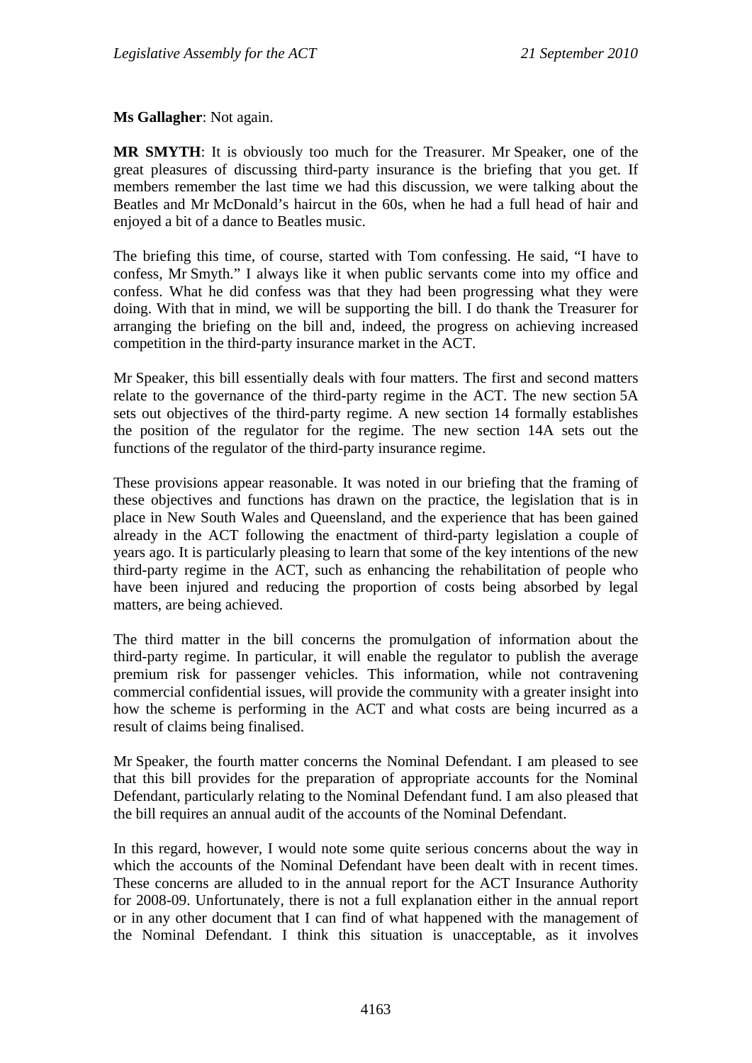**Ms Gallagher**: Not again.

**MR SMYTH**: It is obviously too much for the Treasurer. Mr Speaker, one of the great pleasures of discussing third-party insurance is the briefing that you get. If members remember the last time we had this discussion, we were talking about the Beatles and Mr McDonald's haircut in the 60s, when he had a full head of hair and enjoyed a bit of a dance to Beatles music.

The briefing this time, of course, started with Tom confessing. He said, "I have to confess, Mr Smyth." I always like it when public servants come into my office and confess. What he did confess was that they had been progressing what they were doing. With that in mind, we will be supporting the bill. I do thank the Treasurer for arranging the briefing on the bill and, indeed, the progress on achieving increased competition in the third-party insurance market in the ACT.

Mr Speaker, this bill essentially deals with four matters. The first and second matters relate to the governance of the third-party regime in the ACT. The new section 5A sets out objectives of the third-party regime. A new section 14 formally establishes the position of the regulator for the regime. The new section 14A sets out the functions of the regulator of the third-party insurance regime.

These provisions appear reasonable. It was noted in our briefing that the framing of these objectives and functions has drawn on the practice, the legislation that is in place in New South Wales and Queensland, and the experience that has been gained already in the ACT following the enactment of third-party legislation a couple of years ago. It is particularly pleasing to learn that some of the key intentions of the new third-party regime in the ACT, such as enhancing the rehabilitation of people who have been injured and reducing the proportion of costs being absorbed by legal matters, are being achieved.

The third matter in the bill concerns the promulgation of information about the third-party regime. In particular, it will enable the regulator to publish the average premium risk for passenger vehicles. This information, while not contravening commercial confidential issues, will provide the community with a greater insight into how the scheme is performing in the ACT and what costs are being incurred as a result of claims being finalised.

Mr Speaker, the fourth matter concerns the Nominal Defendant. I am pleased to see that this bill provides for the preparation of appropriate accounts for the Nominal Defendant, particularly relating to the Nominal Defendant fund. I am also pleased that the bill requires an annual audit of the accounts of the Nominal Defendant.

In this regard, however, I would note some quite serious concerns about the way in which the accounts of the Nominal Defendant have been dealt with in recent times. These concerns are alluded to in the annual report for the ACT Insurance Authority for 2008-09. Unfortunately, there is not a full explanation either in the annual report or in any other document that I can find of what happened with the management of the Nominal Defendant. I think this situation is unacceptable, as it involves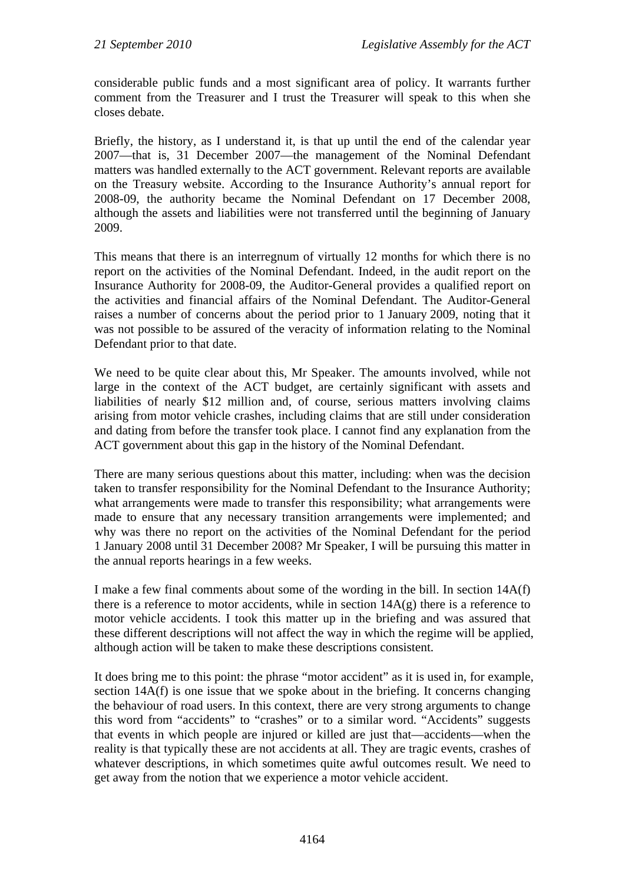considerable public funds and a most significant area of policy. It warrants further comment from the Treasurer and I trust the Treasurer will speak to this when she closes debate.

Briefly, the history, as I understand it, is that up until the end of the calendar year 2007—that is, 31 December 2007—the management of the Nominal Defendant matters was handled externally to the ACT government. Relevant reports are available on the Treasury website. According to the Insurance Authority's annual report for 2008-09, the authority became the Nominal Defendant on 17 December 2008, although the assets and liabilities were not transferred until the beginning of January 2009.

This means that there is an interregnum of virtually 12 months for which there is no report on the activities of the Nominal Defendant. Indeed, in the audit report on the Insurance Authority for 2008-09, the Auditor-General provides a qualified report on the activities and financial affairs of the Nominal Defendant. The Auditor-General raises a number of concerns about the period prior to 1 January 2009, noting that it was not possible to be assured of the veracity of information relating to the Nominal Defendant prior to that date.

We need to be quite clear about this, Mr Speaker. The amounts involved, while not large in the context of the ACT budget, are certainly significant with assets and liabilities of nearly $12 million and, of course, serious matters involving claims arising from motor vehicle crashes, including claims that are still under consideration and dating from before the transfer took place. I cannot find any explanation from the ACT government about this gap in the history of the Nominal Defendant.

There are many serious questions about this matter, including: when was the decision taken to transfer responsibility for the Nominal Defendant to the Insurance Authority; what arrangements were made to transfer this responsibility; what arrangements were made to ensure that any necessary transition arrangements were implemented; and why was there no report on the activities of the Nominal Defendant for the period 1 January 2008 until 31 December 2008? Mr Speaker, I will be pursuing this matter in the annual reports hearings in a few weeks.

I make a few final comments about some of the wording in the bill. In section 14A(f) there is a reference to motor accidents, while in section 14A(g) there is a reference to motor vehicle accidents. I took this matter up in the briefing and was assured that these different descriptions will not affect the way in which the regime will be applied, although action will be taken to make these descriptions consistent.

It does bring me to this point: the phrase "motor accident" as it is used in, for example, section 14A(f) is one issue that we spoke about in the briefing. It concerns changing the behaviour of road users. In this context, there are very strong arguments to change this word from "accidents" to "crashes" or to a similar word. "Accidents" suggests that events in which people are injured or killed are just that—accidents—when the reality is that typically these are not accidents at all. They are tragic events, crashes of whatever descriptions, in which sometimes quite awful outcomes result. We need to get away from the notion that we experience a motor vehicle accident.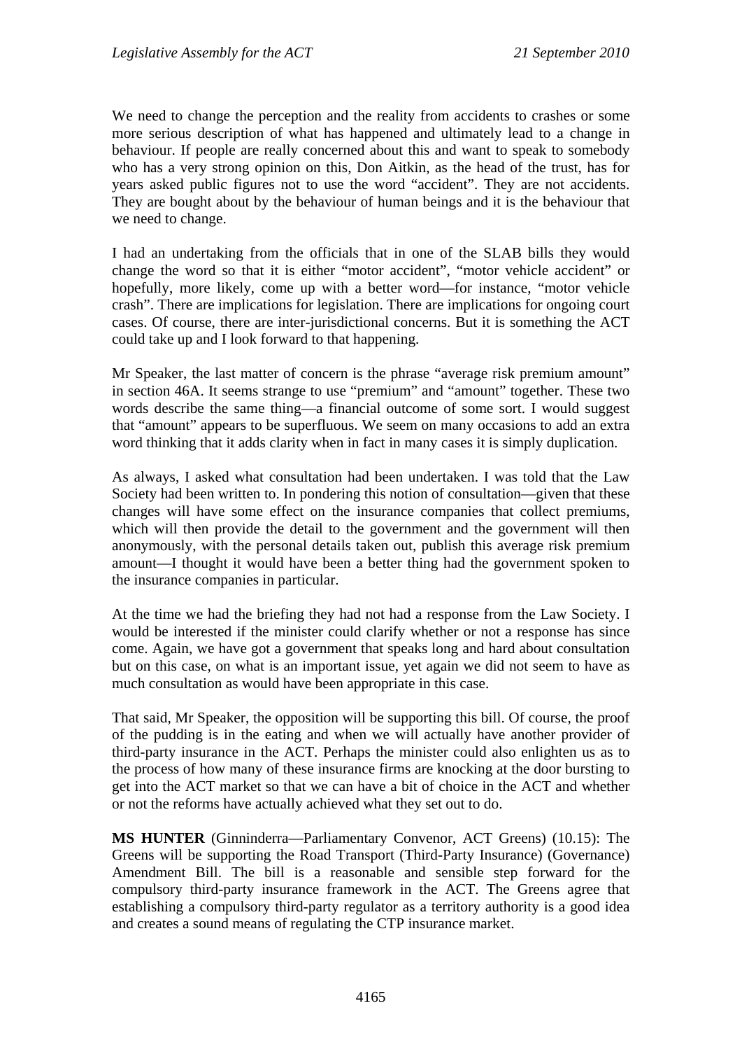We need to change the perception and the reality from accidents to crashes or some more serious description of what has happened and ultimately lead to a change in behaviour. If people are really concerned about this and want to speak to somebody who has a very strong opinion on this, Don Aitkin, as the head of the trust, has for years asked public figures not to use the word "accident". They are not accidents. They are bought about by the behaviour of human beings and it is the behaviour that we need to change.

I had an undertaking from the officials that in one of the SLAB bills they would change the word so that it is either "motor accident", "motor vehicle accident" or hopefully, more likely, come up with a better word—for instance, "motor vehicle crash". There are implications for legislation. There are implications for ongoing court cases. Of course, there are inter-jurisdictional concerns. But it is something the ACT could take up and I look forward to that happening.

Mr Speaker, the last matter of concern is the phrase "average risk premium amount" in section 46A. It seems strange to use "premium" and "amount" together. These two words describe the same thing—a financial outcome of some sort. I would suggest that "amount" appears to be superfluous. We seem on many occasions to add an extra word thinking that it adds clarity when in fact in many cases it is simply duplication.

As always, I asked what consultation had been undertaken. I was told that the Law Society had been written to. In pondering this notion of consultation—given that these changes will have some effect on the insurance companies that collect premiums, which will then provide the detail to the government and the government will then anonymously, with the personal details taken out, publish this average risk premium amount—I thought it would have been a better thing had the government spoken to the insurance companies in particular.

At the time we had the briefing they had not had a response from the Law Society. I would be interested if the minister could clarify whether or not a response has since come. Again, we have got a government that speaks long and hard about consultation but on this case, on what is an important issue, yet again we did not seem to have as much consultation as would have been appropriate in this case.

That said, Mr Speaker, the opposition will be supporting this bill. Of course, the proof of the pudding is in the eating and when we will actually have another provider of third-party insurance in the ACT. Perhaps the minister could also enlighten us as to the process of how many of these insurance firms are knocking at the door bursting to get into the ACT market so that we can have a bit of choice in the ACT and whether or not the reforms have actually achieved what they set out to do.

**MS HUNTER** (Ginninderra—Parliamentary Convenor, ACT Greens) (10.15): The Greens will be supporting the Road Transport (Third-Party Insurance) (Governance) Amendment Bill. The bill is a reasonable and sensible step forward for the compulsory third-party insurance framework in the ACT. The Greens agree that establishing a compulsory third-party regulator as a territory authority is a good idea and creates a sound means of regulating the CTP insurance market.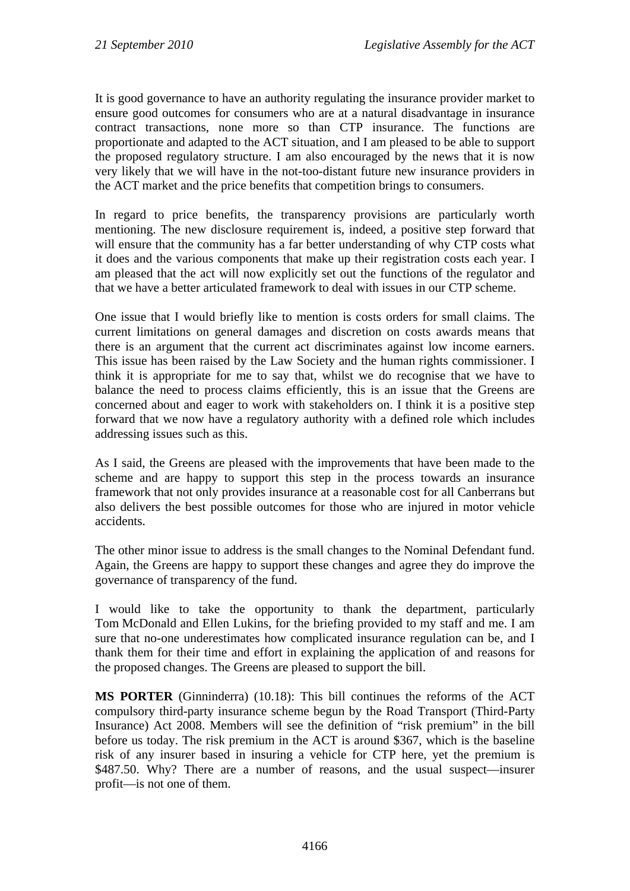It is good governance to have an authority regulating the insurance provider market to ensure good outcomes for consumers who are at a natural disadvantage in insurance contract transactions, none more so than CTP insurance. The functions are proportionate and adapted to the ACT situation, and I am pleased to be able to support the proposed regulatory structure. I am also encouraged by the news that it is now very likely that we will have in the not-too-distant future new insurance providers in the ACT market and the price benefits that competition brings to consumers.

In regard to price benefits, the transparency provisions are particularly worth mentioning. The new disclosure requirement is, indeed, a positive step forward that will ensure that the community has a far better understanding of why CTP costs what it does and the various components that make up their registration costs each year. I am pleased that the act will now explicitly set out the functions of the regulator and that we have a better articulated framework to deal with issues in our CTP scheme.

One issue that I would briefly like to mention is costs orders for small claims. The current limitations on general damages and discretion on costs awards means that there is an argument that the current act discriminates against low income earners. This issue has been raised by the Law Society and the human rights commissioner. I think it is appropriate for me to say that, whilst we do recognise that we have to balance the need to process claims efficiently, this is an issue that the Greens are concerned about and eager to work with stakeholders on. I think it is a positive step forward that we now have a regulatory authority with a defined role which includes addressing issues such as this.

As I said, the Greens are pleased with the improvements that have been made to the scheme and are happy to support this step in the process towards an insurance framework that not only provides insurance at a reasonable cost for all Canberrans but also delivers the best possible outcomes for those who are injured in motor vehicle accidents.

The other minor issue to address is the small changes to the Nominal Defendant fund. Again, the Greens are happy to support these changes and agree they do improve the governance of transparency of the fund.

I would like to take the opportunity to thank the department, particularly Tom McDonald and Ellen Lukins, for the briefing provided to my staff and me. I am sure that no-one underestimates how complicated insurance regulation can be, and I thank them for their time and effort in explaining the application of and reasons for the proposed changes. The Greens are pleased to support the bill.

**MS PORTER** (Ginninderra) (10.18): This bill continues the reforms of the ACT compulsory third-party insurance scheme begun by the Road Transport (Third-Party Insurance) Act 2008. Members will see the definition of "risk premium" in the bill before us today. The risk premium in the ACT is around $367, which is the baseline risk of any insurer based in insuring a vehicle for CTP here, yet the premium is $487.50. Why? There are a number of reasons, and the usual suspect—insurer profit—is not one of them.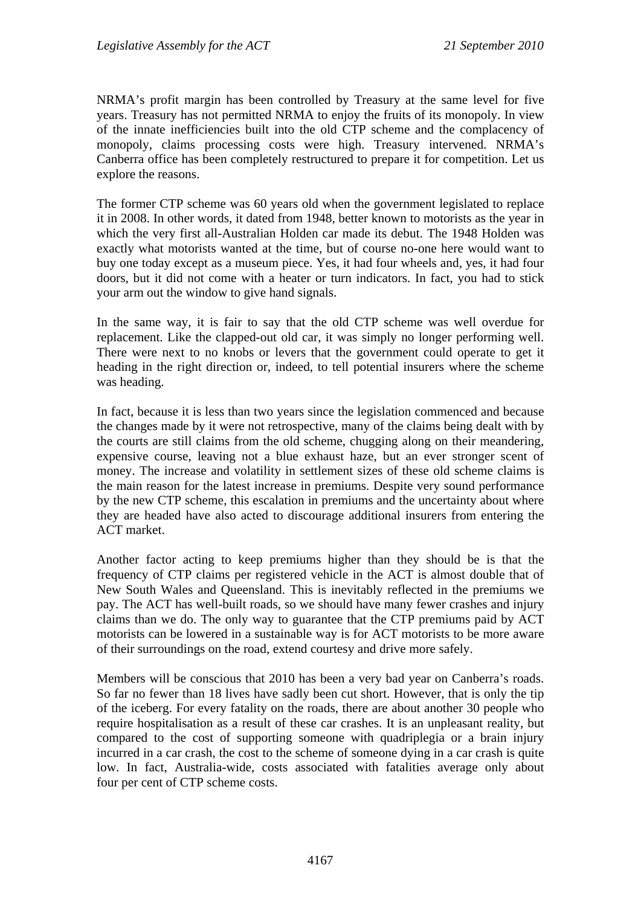NRMA's profit margin has been controlled by Treasury at the same level for five years. Treasury has not permitted NRMA to enjoy the fruits of its monopoly. In view of the innate inefficiencies built into the old CTP scheme and the complacency of monopoly, claims processing costs were high. Treasury intervened. NRMA's Canberra office has been completely restructured to prepare it for competition. Let us explore the reasons.

The former CTP scheme was 60 years old when the government legislated to replace it in 2008. In other words, it dated from 1948, better known to motorists as the year in which the very first all-Australian Holden car made its debut. The 1948 Holden was exactly what motorists wanted at the time, but of course no-one here would want to buy one today except as a museum piece. Yes, it had four wheels and, yes, it had four doors, but it did not come with a heater or turn indicators. In fact, you had to stick your arm out the window to give hand signals.

In the same way, it is fair to say that the old CTP scheme was well overdue for replacement. Like the clapped-out old car, it was simply no longer performing well. There were next to no knobs or levers that the government could operate to get it heading in the right direction or, indeed, to tell potential insurers where the scheme was heading.

In fact, because it is less than two years since the legislation commenced and because the changes made by it were not retrospective, many of the claims being dealt with by the courts are still claims from the old scheme, chugging along on their meandering, expensive course, leaving not a blue exhaust haze, but an ever stronger scent of money. The increase and volatility in settlement sizes of these old scheme claims is the main reason for the latest increase in premiums. Despite very sound performance by the new CTP scheme, this escalation in premiums and the uncertainty about where they are headed have also acted to discourage additional insurers from entering the ACT market.

Another factor acting to keep premiums higher than they should be is that the frequency of CTP claims per registered vehicle in the ACT is almost double that of New South Wales and Queensland. This is inevitably reflected in the premiums we pay. The ACT has well-built roads, so we should have many fewer crashes and injury claims than we do. The only way to guarantee that the CTP premiums paid by ACT motorists can be lowered in a sustainable way is for ACT motorists to be more aware of their surroundings on the road, extend courtesy and drive more safely.

Members will be conscious that 2010 has been a very bad year on Canberra's roads. So far no fewer than 18 lives have sadly been cut short. However, that is only the tip of the iceberg. For every fatality on the roads, there are about another 30 people who require hospitalisation as a result of these car crashes. It is an unpleasant reality, but compared to the cost of supporting someone with quadriplegia or a brain injury incurred in a car crash, the cost to the scheme of someone dying in a car crash is quite low. In fact, Australia-wide, costs associated with fatalities average only about four per cent of CTP scheme costs.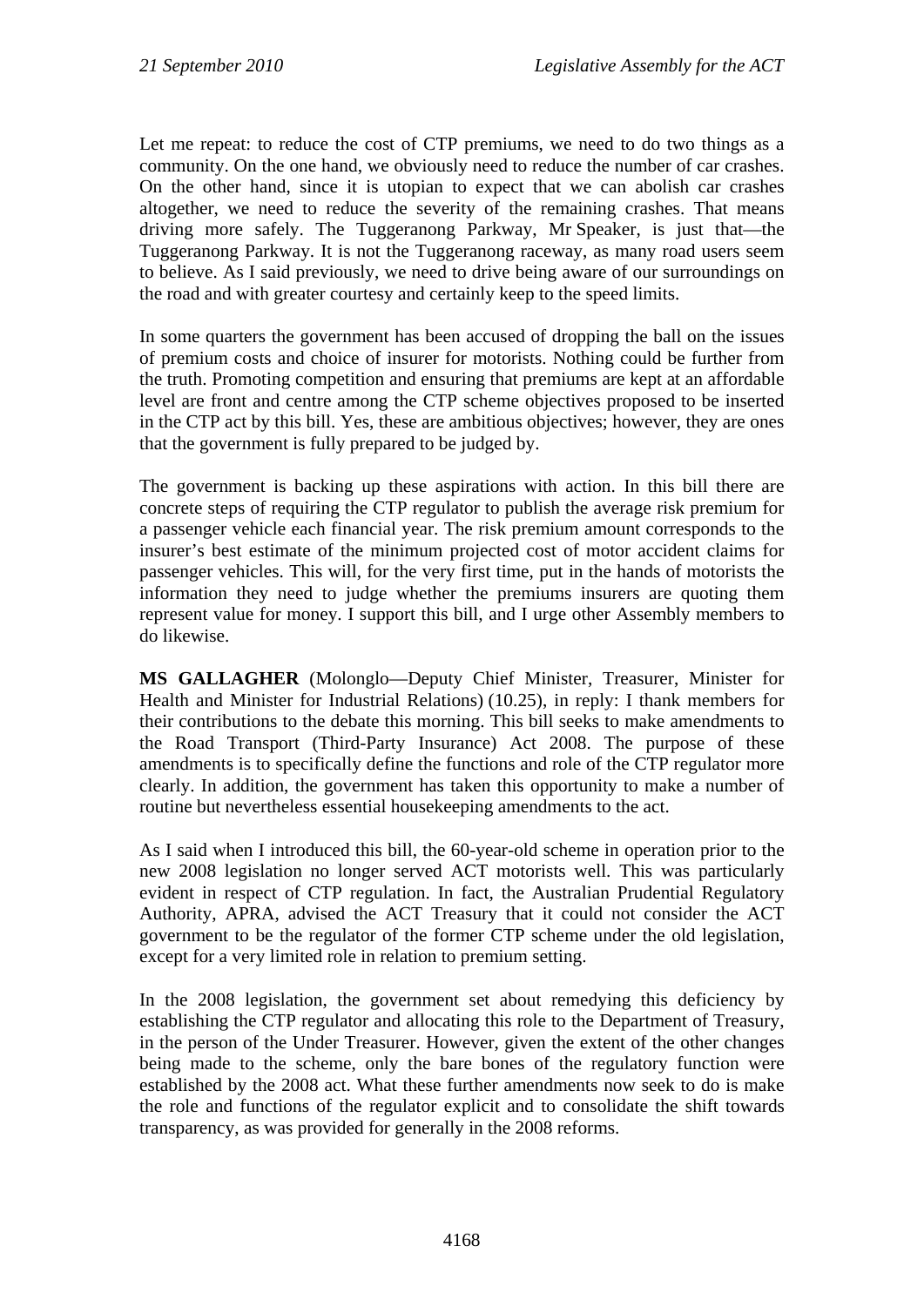Let me repeat: to reduce the cost of CTP premiums, we need to do two things as a community. On the one hand, we obviously need to reduce the number of car crashes. On the other hand, since it is utopian to expect that we can abolish car crashes altogether, we need to reduce the severity of the remaining crashes. That means driving more safely. The Tuggeranong Parkway, Mr Speaker, is just that—the Tuggeranong Parkway. It is not the Tuggeranong raceway, as many road users seem to believe. As I said previously, we need to drive being aware of our surroundings on the road and with greater courtesy and certainly keep to the speed limits.

In some quarters the government has been accused of dropping the ball on the issues of premium costs and choice of insurer for motorists. Nothing could be further from the truth. Promoting competition and ensuring that premiums are kept at an affordable level are front and centre among the CTP scheme objectives proposed to be inserted in the CTP act by this bill. Yes, these are ambitious objectives; however, they are ones that the government is fully prepared to be judged by.

The government is backing up these aspirations with action. In this bill there are concrete steps of requiring the CTP regulator to publish the average risk premium for a passenger vehicle each financial year. The risk premium amount corresponds to the insurer's best estimate of the minimum projected cost of motor accident claims for passenger vehicles. This will, for the very first time, put in the hands of motorists the information they need to judge whether the premiums insurers are quoting them represent value for money. I support this bill, and I urge other Assembly members to do likewise.

**MS GALLAGHER** (Molonglo—Deputy Chief Minister, Treasurer, Minister for Health and Minister for Industrial Relations) (10.25), in reply: I thank members for their contributions to the debate this morning. This bill seeks to make amendments to the Road Transport (Third-Party Insurance) Act 2008. The purpose of these amendments is to specifically define the functions and role of the CTP regulator more clearly. In addition, the government has taken this opportunity to make a number of routine but nevertheless essential housekeeping amendments to the act.

As I said when I introduced this bill, the 60-year-old scheme in operation prior to the new 2008 legislation no longer served ACT motorists well. This was particularly evident in respect of CTP regulation. In fact, the Australian Prudential Regulatory Authority, APRA, advised the ACT Treasury that it could not consider the ACT government to be the regulator of the former CTP scheme under the old legislation, except for a very limited role in relation to premium setting.

In the 2008 legislation, the government set about remedying this deficiency by establishing the CTP regulator and allocating this role to the Department of Treasury, in the person of the Under Treasurer. However, given the extent of the other changes being made to the scheme, only the bare bones of the regulatory function were established by the 2008 act. What these further amendments now seek to do is make the role and functions of the regulator explicit and to consolidate the shift towards transparency, as was provided for generally in the 2008 reforms.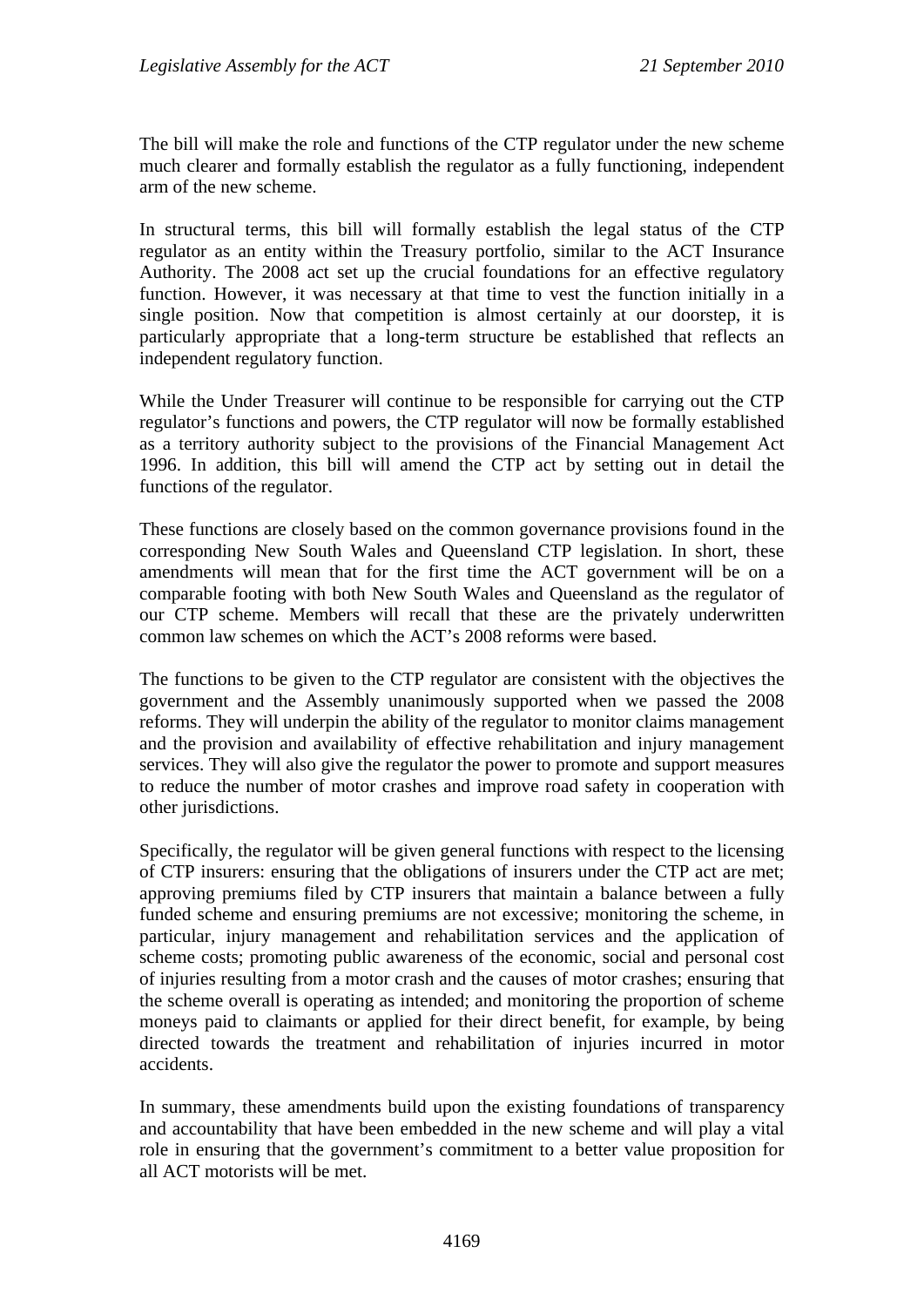The bill will make the role and functions of the CTP regulator under the new scheme much clearer and formally establish the regulator as a fully functioning, independent arm of the new scheme.

In structural terms, this bill will formally establish the legal status of the CTP regulator as an entity within the Treasury portfolio, similar to the ACT Insurance Authority. The 2008 act set up the crucial foundations for an effective regulatory function. However, it was necessary at that time to vest the function initially in a single position. Now that competition is almost certainly at our doorstep, it is particularly appropriate that a long-term structure be established that reflects an independent regulatory function.

While the Under Treasurer will continue to be responsible for carrying out the CTP regulator's functions and powers, the CTP regulator will now be formally established as a territory authority subject to the provisions of the Financial Management Act 1996. In addition, this bill will amend the CTP act by setting out in detail the functions of the regulator.

These functions are closely based on the common governance provisions found in the corresponding New South Wales and Queensland CTP legislation. In short, these amendments will mean that for the first time the ACT government will be on a comparable footing with both New South Wales and Queensland as the regulator of our CTP scheme. Members will recall that these are the privately underwritten common law schemes on which the ACT's 2008 reforms were based.

The functions to be given to the CTP regulator are consistent with the objectives the government and the Assembly unanimously supported when we passed the 2008 reforms. They will underpin the ability of the regulator to monitor claims management and the provision and availability of effective rehabilitation and injury management services. They will also give the regulator the power to promote and support measures to reduce the number of motor crashes and improve road safety in cooperation with other jurisdictions.

Specifically, the regulator will be given general functions with respect to the licensing of CTP insurers: ensuring that the obligations of insurers under the CTP act are met; approving premiums filed by CTP insurers that maintain a balance between a fully funded scheme and ensuring premiums are not excessive; monitoring the scheme, in particular, injury management and rehabilitation services and the application of scheme costs; promoting public awareness of the economic, social and personal cost of injuries resulting from a motor crash and the causes of motor crashes; ensuring that the scheme overall is operating as intended; and monitoring the proportion of scheme moneys paid to claimants or applied for their direct benefit, for example, by being directed towards the treatment and rehabilitation of injuries incurred in motor accidents.

In summary, these amendments build upon the existing foundations of transparency and accountability that have been embedded in the new scheme and will play a vital role in ensuring that the government's commitment to a better value proposition for all ACT motorists will be met.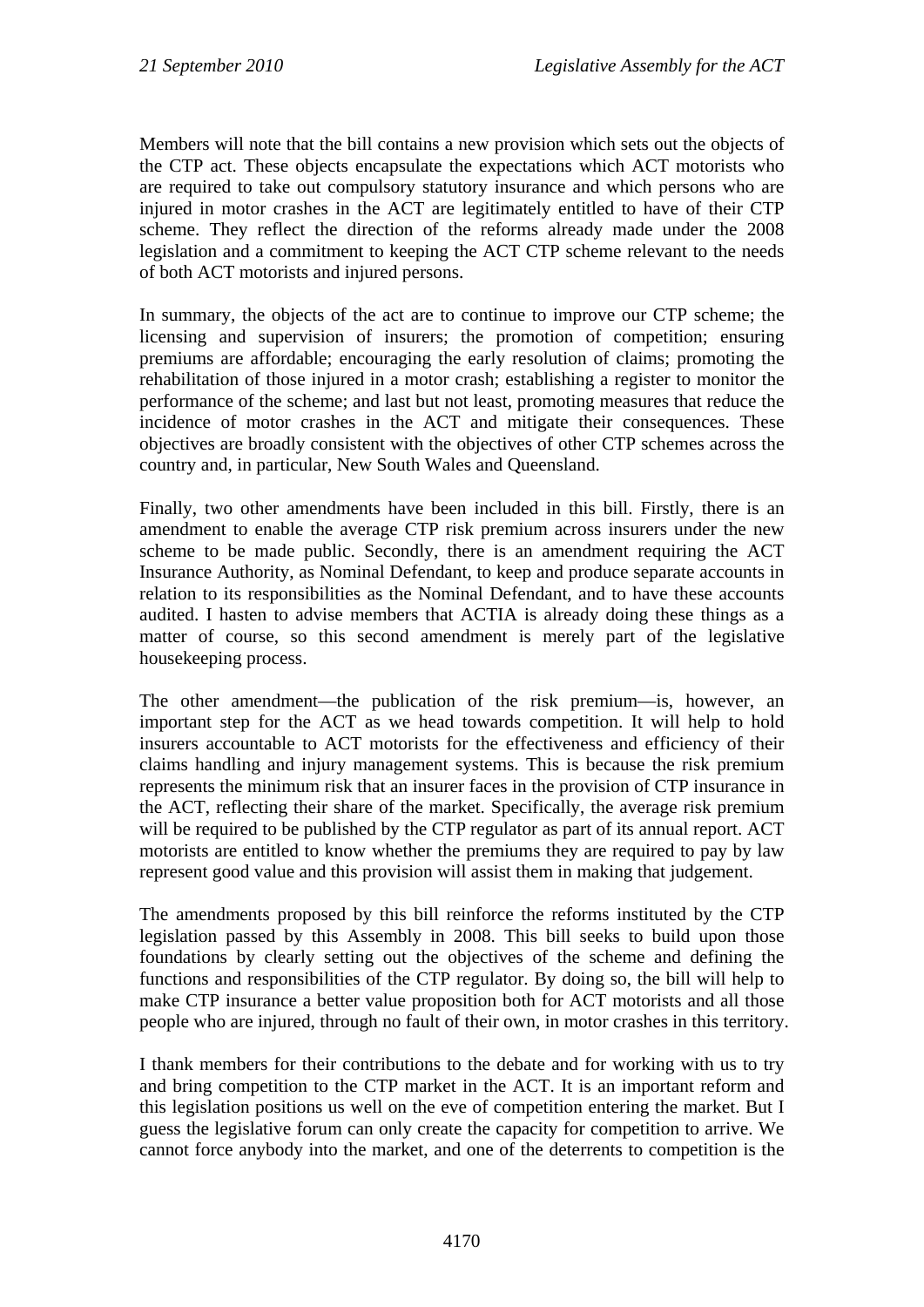Members will note that the bill contains a new provision which sets out the objects of the CTP act. These objects encapsulate the expectations which ACT motorists who are required to take out compulsory statutory insurance and which persons who are injured in motor crashes in the ACT are legitimately entitled to have of their CTP scheme. They reflect the direction of the reforms already made under the 2008 legislation and a commitment to keeping the ACT CTP scheme relevant to the needs of both ACT motorists and injured persons.

In summary, the objects of the act are to continue to improve our CTP scheme; the licensing and supervision of insurers; the promotion of competition; ensuring premiums are affordable; encouraging the early resolution of claims; promoting the rehabilitation of those injured in a motor crash; establishing a register to monitor the performance of the scheme; and last but not least, promoting measures that reduce the incidence of motor crashes in the ACT and mitigate their consequences. These objectives are broadly consistent with the objectives of other CTP schemes across the country and, in particular, New South Wales and Queensland.

Finally, two other amendments have been included in this bill. Firstly, there is an amendment to enable the average CTP risk premium across insurers under the new scheme to be made public. Secondly, there is an amendment requiring the ACT Insurance Authority, as Nominal Defendant, to keep and produce separate accounts in relation to its responsibilities as the Nominal Defendant, and to have these accounts audited. I hasten to advise members that ACTIA is already doing these things as a matter of course, so this second amendment is merely part of the legislative housekeeping process.

The other amendment—the publication of the risk premium—is, however, an important step for the ACT as we head towards competition. It will help to hold insurers accountable to ACT motorists for the effectiveness and efficiency of their claims handling and injury management systems. This is because the risk premium represents the minimum risk that an insurer faces in the provision of CTP insurance in the ACT, reflecting their share of the market. Specifically, the average risk premium will be required to be published by the CTP regulator as part of its annual report. ACT motorists are entitled to know whether the premiums they are required to pay by law represent good value and this provision will assist them in making that judgement.

The amendments proposed by this bill reinforce the reforms instituted by the CTP legislation passed by this Assembly in 2008. This bill seeks to build upon those foundations by clearly setting out the objectives of the scheme and defining the functions and responsibilities of the CTP regulator. By doing so, the bill will help to make CTP insurance a better value proposition both for ACT motorists and all those people who are injured, through no fault of their own, in motor crashes in this territory.

I thank members for their contributions to the debate and for working with us to try and bring competition to the CTP market in the ACT. It is an important reform and this legislation positions us well on the eve of competition entering the market. But I guess the legislative forum can only create the capacity for competition to arrive. We cannot force anybody into the market, and one of the deterrents to competition is the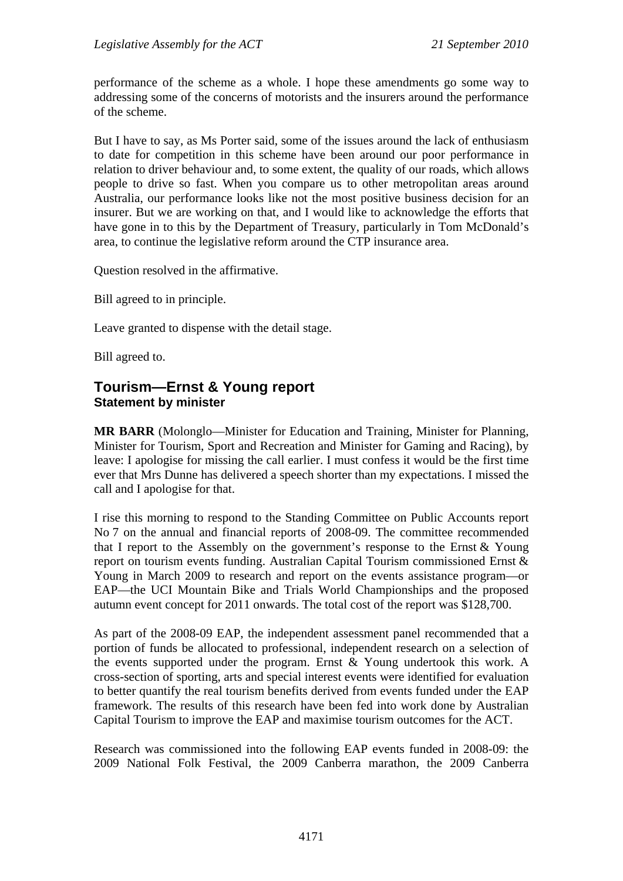performance of the scheme as a whole. I hope these amendments go some way to addressing some of the concerns of motorists and the insurers around the performance of the scheme.

But I have to say, as Ms Porter said, some of the issues around the lack of enthusiasm to date for competition in this scheme have been around our poor performance in relation to driver behaviour and, to some extent, the quality of our roads, which allows people to drive so fast. When you compare us to other metropolitan areas around Australia, our performance looks like not the most positive business decision for an insurer. But we are working on that, and I would like to acknowledge the efforts that have gone in to this by the Department of Treasury, particularly in Tom McDonald's area, to continue the legislative reform around the CTP insurance area.

Question resolved in the affirmative.

Bill agreed to in principle.

Leave granted to dispense with the detail stage.

Bill agreed to.

## Tourism—Ernst & Young report

### Statement by minister

**MR BARR** (Molonglo—Minister for Education and Training, Minister for Planning, Minister for Tourism, Sport and Recreation and Minister for Gaming and Racing), by leave: I apologise for missing the call earlier. I must confess it would be the first time ever that Mrs Dunne has delivered a speech shorter than my expectations. I missed the call and I apologise for that.

I rise this morning to respond to the Standing Committee on Public Accounts report No 7 on the annual and financial reports of 2008-09. The committee recommended that I report to the Assembly on the government's response to the Ernst & Young report on tourism events funding. Australian Capital Tourism commissioned Ernst & Young in March 2009 to research and report on the events assistance program—or EAP—the UCI Mountain Bike and Trials World Championships and the proposed autumn event concept for 2011 onwards. The total cost of the report was $128,700.

As part of the 2008-09 EAP, the independent assessment panel recommended that a portion of funds be allocated to professional, independent research on a selection of the events supported under the program. Ernst & Young undertook this work. A cross-section of sporting, arts and special interest events were identified for evaluation to better quantify the real tourism benefits derived from events funded under the EAP framework. The results of this research have been fed into work done by Australian Capital Tourism to improve the EAP and maximise tourism outcomes for the ACT.

Research was commissioned into the following EAP events funded in 2008-09: the 2009 National Folk Festival, the 2009 Canberra marathon, the 2009 Canberra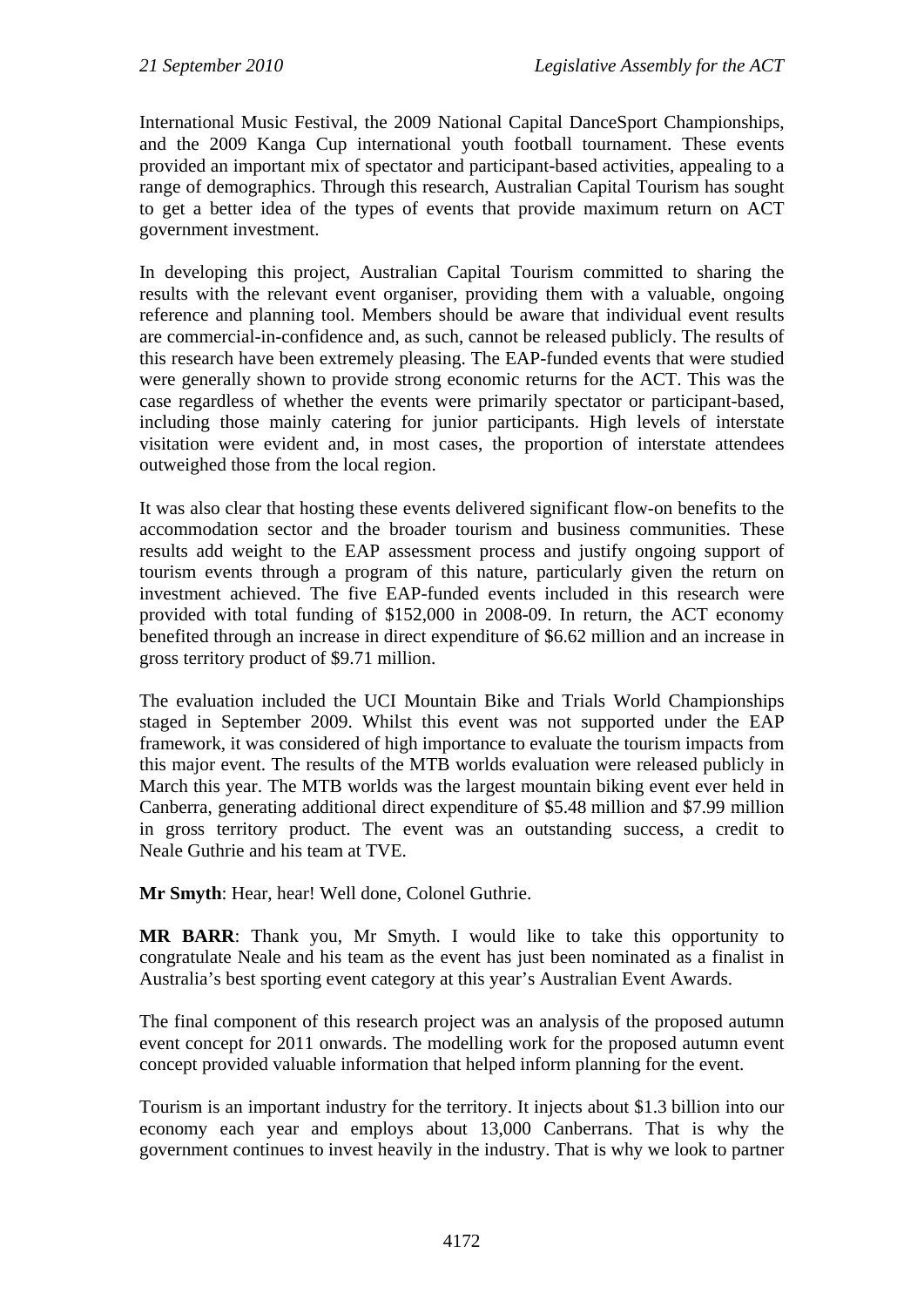International Music Festival, the 2009 National Capital DanceSport Championships, and the 2009 Kanga Cup international youth football tournament. These events provided an important mix of spectator and participant-based activities, appealing to a range of demographics. Through this research, Australian Capital Tourism has sought to get a better idea of the types of events that provide maximum return on ACT government investment.

In developing this project, Australian Capital Tourism committed to sharing the results with the relevant event organiser, providing them with a valuable, ongoing reference and planning tool. Members should be aware that individual event results are commercial-in-confidence and, as such, cannot be released publicly. The results of this research have been extremely pleasing. The EAP-funded events that were studied were generally shown to provide strong economic returns for the ACT. This was the case regardless of whether the events were primarily spectator or participant-based, including those mainly catering for junior participants. High levels of interstate visitation were evident and, in most cases, the proportion of interstate attendees outweighed those from the local region.

It was also clear that hosting these events delivered significant flow-on benefits to the accommodation sector and the broader tourism and business communities. These results add weight to the EAP assessment process and justify ongoing support of tourism events through a program of this nature, particularly given the return on investment achieved. The five EAP-funded events included in this research were provided with total funding of $152,000 in 2008-09. In return, the ACT economy benefited through an increase in direct expenditure of $6.62 million and an increase in gross territory product of $9.71 million.

The evaluation included the UCI Mountain Bike and Trials World Championships staged in September 2009. Whilst this event was not supported under the EAP framework, it was considered of high importance to evaluate the tourism impacts from this major event. The results of the MTB worlds evaluation were released publicly in March this year. The MTB worlds was the largest mountain biking event ever held in Canberra, generating additional direct expenditure of $5.48 million and $7.99 million in gross territory product. The event was an outstanding success, a credit to Neale Guthrie and his team at TVE.

**Mr Smyth**: Hear, hear! Well done, Colonel Guthrie.

**MR BARR**: Thank you, Mr Smyth. I would like to take this opportunity to congratulate Neale and his team as the event has just been nominated as a finalist in Australia's best sporting event category at this year's Australian Event Awards.

The final component of this research project was an analysis of the proposed autumn event concept for 2011 onwards. The modelling work for the proposed autumn event concept provided valuable information that helped inform planning for the event.

Tourism is an important industry for the territory. It injects about $1.3 billion into our economy each year and employs about 13,000 Canberrans. That is why the government continues to invest heavily in the industry. That is why we look to partner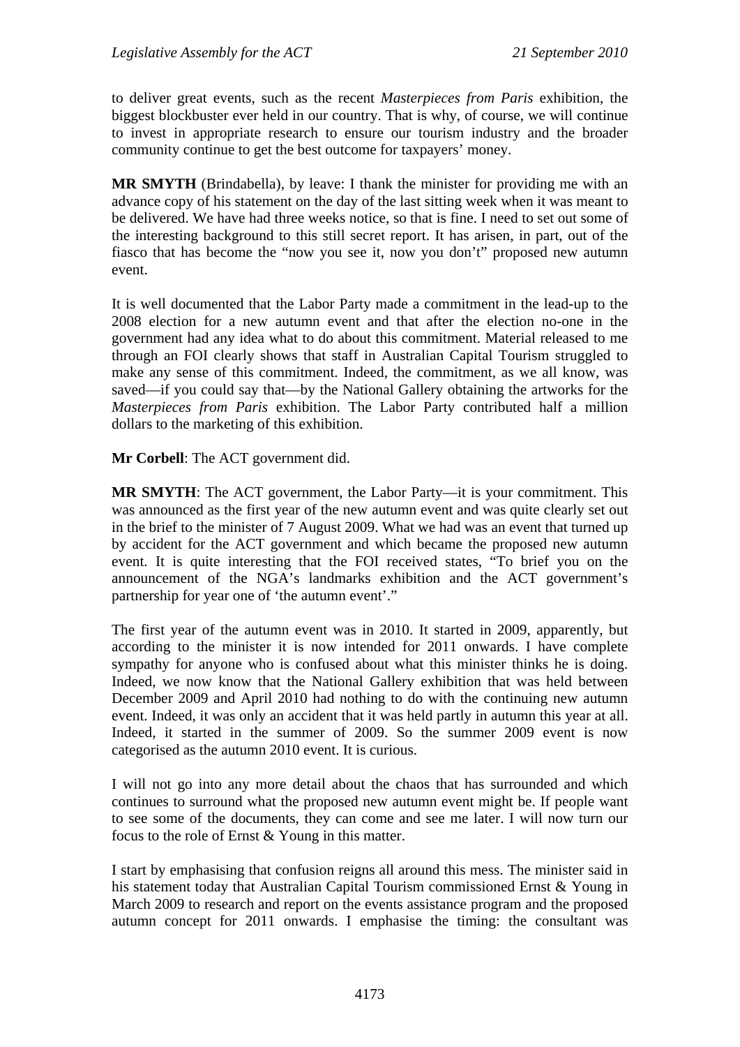to deliver great events, such as the recent *Masterpieces from Paris* exhibition, the biggest blockbuster ever held in our country. That is why, of course, we will continue to invest in appropriate research to ensure our tourism industry and the broader community continue to get the best outcome for taxpayers' money.

**MR SMYTH** (Brindabella), by leave: I thank the minister for providing me with an advance copy of his statement on the day of the last sitting week when it was meant to be delivered. We have had three weeks notice, so that is fine. I need to set out some of the interesting background to this still secret report. It has arisen, in part, out of the fiasco that has become the "now you see it, now you don't" proposed new autumn event.

It is well documented that the Labor Party made a commitment in the lead-up to the 2008 election for a new autumn event and that after the election no-one in the government had any idea what to do about this commitment. Material released to me through an FOI clearly shows that staff in Australian Capital Tourism struggled to make any sense of this commitment. Indeed, the commitment, as we all know, was saved—if you could say that—by the National Gallery obtaining the artworks for the *Masterpieces from Paris* exhibition. The Labor Party contributed half a million dollars to the marketing of this exhibition.

**Mr Corbell**: The ACT government did.

**MR SMYTH**: The ACT government, the Labor Party—it is your commitment. This was announced as the first year of the new autumn event and was quite clearly set out in the brief to the minister of 7 August 2009. What we had was an event that turned up by accident for the ACT government and which became the proposed new autumn event. It is quite interesting that the FOI received states, "To brief you on the announcement of the NGA's landmarks exhibition and the ACT government's partnership for year one of 'the autumn event'."

The first year of the autumn event was in 2010. It started in 2009, apparently, but according to the minister it is now intended for 2011 onwards. I have complete sympathy for anyone who is confused about what this minister thinks he is doing. Indeed, we now know that the National Gallery exhibition that was held between December 2009 and April 2010 had nothing to do with the continuing new autumn event. Indeed, it was only an accident that it was held partly in autumn this year at all. Indeed, it started in the summer of 2009. So the summer 2009 event is now categorised as the autumn 2010 event. It is curious.

I will not go into any more detail about the chaos that has surrounded and which continues to surround what the proposed new autumn event might be. If people want to see some of the documents, they can come and see me later. I will now turn our focus to the role of Ernst & Young in this matter.

I start by emphasising that confusion reigns all around this mess. The minister said in his statement today that Australian Capital Tourism commissioned Ernst & Young in March 2009 to research and report on the events assistance program and the proposed autumn concept for 2011 onwards. I emphasise the timing: the consultant was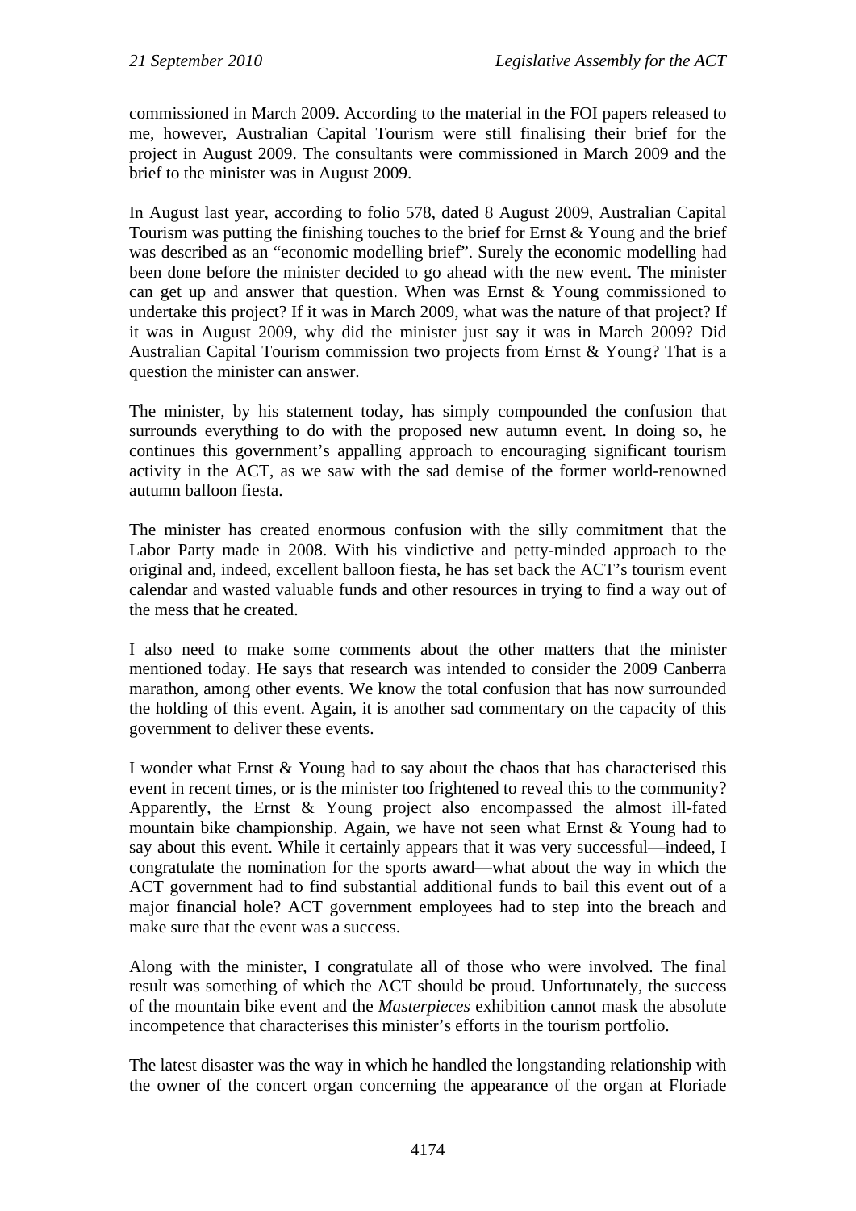commissioned in March 2009. According to the material in the FOI papers released to me, however, Australian Capital Tourism were still finalising their brief for the project in August 2009. The consultants were commissioned in March 2009 and the brief to the minister was in August 2009.

In August last year, according to folio 578, dated 8 August 2009, Australian Capital Tourism was putting the finishing touches to the brief for Ernst & Young and the brief was described as an "economic modelling brief". Surely the economic modelling had been done before the minister decided to go ahead with the new event. The minister can get up and answer that question. When was Ernst & Young commissioned to undertake this project? If it was in March 2009, what was the nature of that project? If it was in August 2009, why did the minister just say it was in March 2009? Did Australian Capital Tourism commission two projects from Ernst & Young? That is a question the minister can answer.

The minister, by his statement today, has simply compounded the confusion that surrounds everything to do with the proposed new autumn event. In doing so, he continues this government's appalling approach to encouraging significant tourism activity in the ACT, as we saw with the sad demise of the former world-renowned autumn balloon fiesta.

The minister has created enormous confusion with the silly commitment that the Labor Party made in 2008. With his vindictive and petty-minded approach to the original and, indeed, excellent balloon fiesta, he has set back the ACT's tourism event calendar and wasted valuable funds and other resources in trying to find a way out of the mess that he created.

I also need to make some comments about the other matters that the minister mentioned today. He says that research was intended to consider the 2009 Canberra marathon, among other events. We know the total confusion that has now surrounded the holding of this event. Again, it is another sad commentary on the capacity of this government to deliver these events.

I wonder what Ernst & Young had to say about the chaos that has characterised this event in recent times, or is the minister too frightened to reveal this to the community? Apparently, the Ernst & Young project also encompassed the almost ill-fated mountain bike championship. Again, we have not seen what Ernst & Young had to say about this event. While it certainly appears that it was very successful—indeed, I congratulate the nomination for the sports award—what about the way in which the ACT government had to find substantial additional funds to bail this event out of a major financial hole? ACT government employees had to step into the breach and make sure that the event was a success.

Along with the minister, I congratulate all of those who were involved. The final result was something of which the ACT should be proud. Unfortunately, the success of the mountain bike event and the *Masterpieces* exhibition cannot mask the absolute incompetence that characterises this minister's efforts in the tourism portfolio.

The latest disaster was the way in which he handled the longstanding relationship with the owner of the concert organ concerning the appearance of the organ at Floriade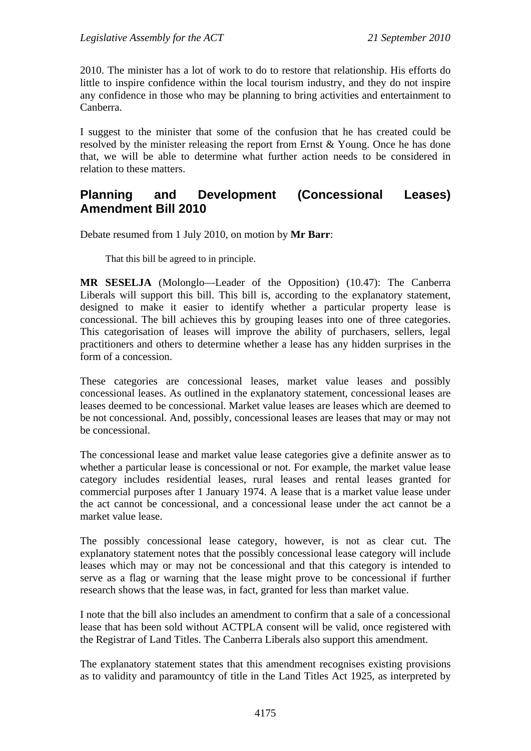2010. The minister has a lot of work to do to restore that relationship. His efforts do little to inspire confidence within the local tourism industry, and they do not inspire any confidence in those who may be planning to bring activities and entertainment to Canberra.

I suggest to the minister that some of the confusion that he has created could be resolved by the minister releasing the report from Ernst & Young. Once he has done that, we will be able to determine what further action needs to be considered in relation to these matters.

## Planning and Development (Concessional Leases) Amendment Bill 2010

Debate resumed from 1 July 2010, on motion by **Mr Barr**:

> That this bill be agreed to in principle.

**MR SESELJA** (Molonglo—Leader of the Opposition) (10.47): The Canberra Liberals will support this bill. This bill is, according to the explanatory statement, designed to make it easier to identify whether a particular property lease is concessional. The bill achieves this by grouping leases into one of three categories. This categorisation of leases will improve the ability of purchasers, sellers, legal practitioners and others to determine whether a lease has any hidden surprises in the form of a concession.

These categories are concessional leases, market value leases and possibly concessional leases. As outlined in the explanatory statement, concessional leases are leases deemed to be concessional. Market value leases are leases which are deemed to be not concessional. And, possibly, concessional leases are leases that may or may not be concessional.

The concessional lease and market value lease categories give a definite answer as to whether a particular lease is concessional or not. For example, the market value lease category includes residential leases, rural leases and rental leases granted for commercial purposes after 1 January 1974. A lease that is a market value lease under the act cannot be concessional, and a concessional lease under the act cannot be a market value lease.

The possibly concessional lease category, however, is not as clear cut. The explanatory statement notes that the possibly concessional lease category will include leases which may or may not be concessional and that this category is intended to serve as a flag or warning that the lease might prove to be concessional if further research shows that the lease was, in fact, granted for less than market value.

I note that the bill also includes an amendment to confirm that a sale of a concessional lease that has been sold without ACTPLA consent will be valid, once registered with the Registrar of Land Titles. The Canberra Liberals also support this amendment.

The explanatory statement states that this amendment recognises existing provisions as to validity and paramountcy of title in the Land Titles Act 1925, as interpreted by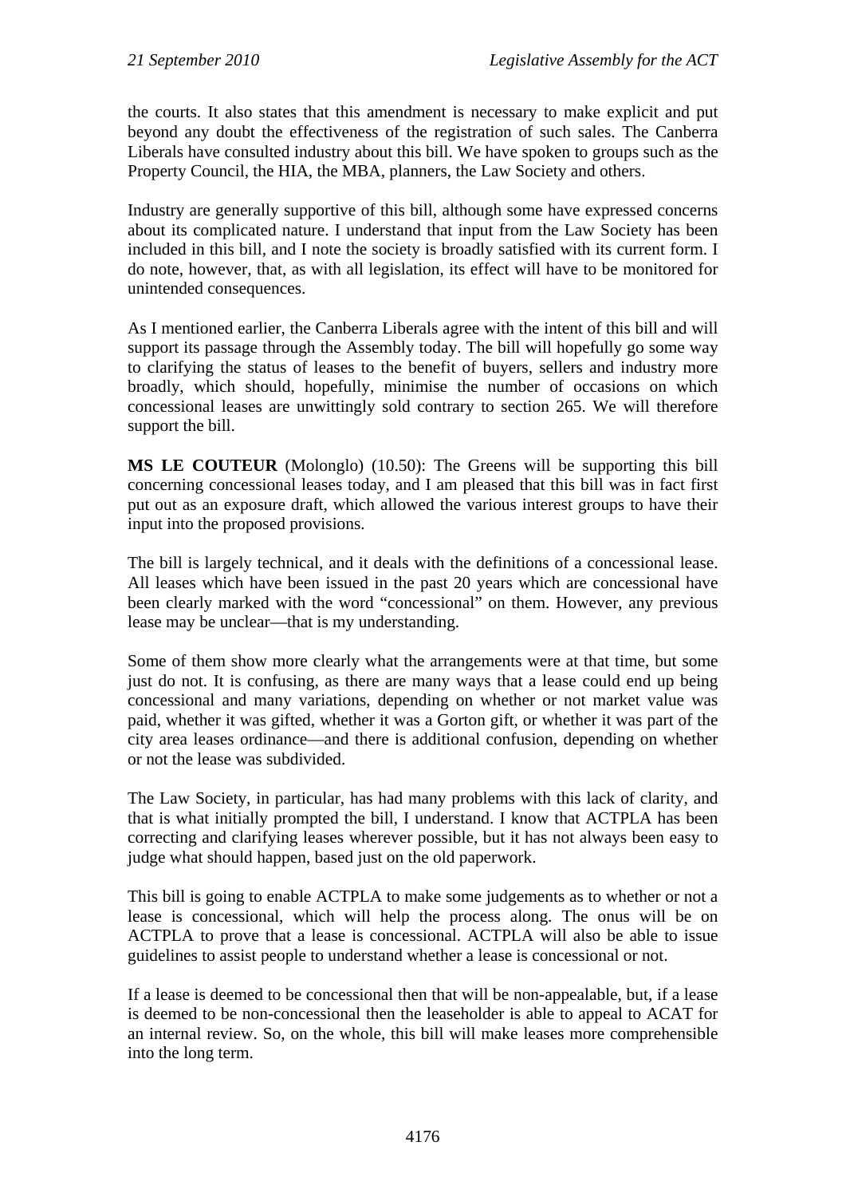the courts. It also states that this amendment is necessary to make explicit and put beyond any doubt the effectiveness of the registration of such sales. The Canberra Liberals have consulted industry about this bill. We have spoken to groups such as the Property Council, the HIA, the MBA, planners, the Law Society and others.

Industry are generally supportive of this bill, although some have expressed concerns about its complicated nature. I understand that input from the Law Society has been included in this bill, and I note the society is broadly satisfied with its current form. I do note, however, that, as with all legislation, its effect will have to be monitored for unintended consequences.

As I mentioned earlier, the Canberra Liberals agree with the intent of this bill and will support its passage through the Assembly today. The bill will hopefully go some way to clarifying the status of leases to the benefit of buyers, sellers and industry more broadly, which should, hopefully, minimise the number of occasions on which concessional leases are unwittingly sold contrary to section 265. We will therefore support the bill.

**MS LE COUTEUR** (Molonglo) (10.50): The Greens will be supporting this bill concerning concessional leases today, and I am pleased that this bill was in fact first put out as an exposure draft, which allowed the various interest groups to have their input into the proposed provisions.

The bill is largely technical, and it deals with the definitions of a concessional lease. All leases which have been issued in the past 20 years which are concessional have been clearly marked with the word "concessional" on them. However, any previous lease may be unclear—that is my understanding.

Some of them show more clearly what the arrangements were at that time, but some just do not. It is confusing, as there are many ways that a lease could end up being concessional and many variations, depending on whether or not market value was paid, whether it was gifted, whether it was a Gorton gift, or whether it was part of the city area leases ordinance—and there is additional confusion, depending on whether or not the lease was subdivided.

The Law Society, in particular, has had many problems with this lack of clarity, and that is what initially prompted the bill, I understand. I know that ACTPLA has been correcting and clarifying leases wherever possible, but it has not always been easy to judge what should happen, based just on the old paperwork.

This bill is going to enable ACTPLA to make some judgements as to whether or not a lease is concessional, which will help the process along. The onus will be on ACTPLA to prove that a lease is concessional. ACTPLA will also be able to issue guidelines to assist people to understand whether a lease is concessional or not.

If a lease is deemed to be concessional then that will be non-appealable, but, if a lease is deemed to be non-concessional then the leaseholder is able to appeal to ACAT for an internal review. So, on the whole, this bill will make leases more comprehensible into the long term.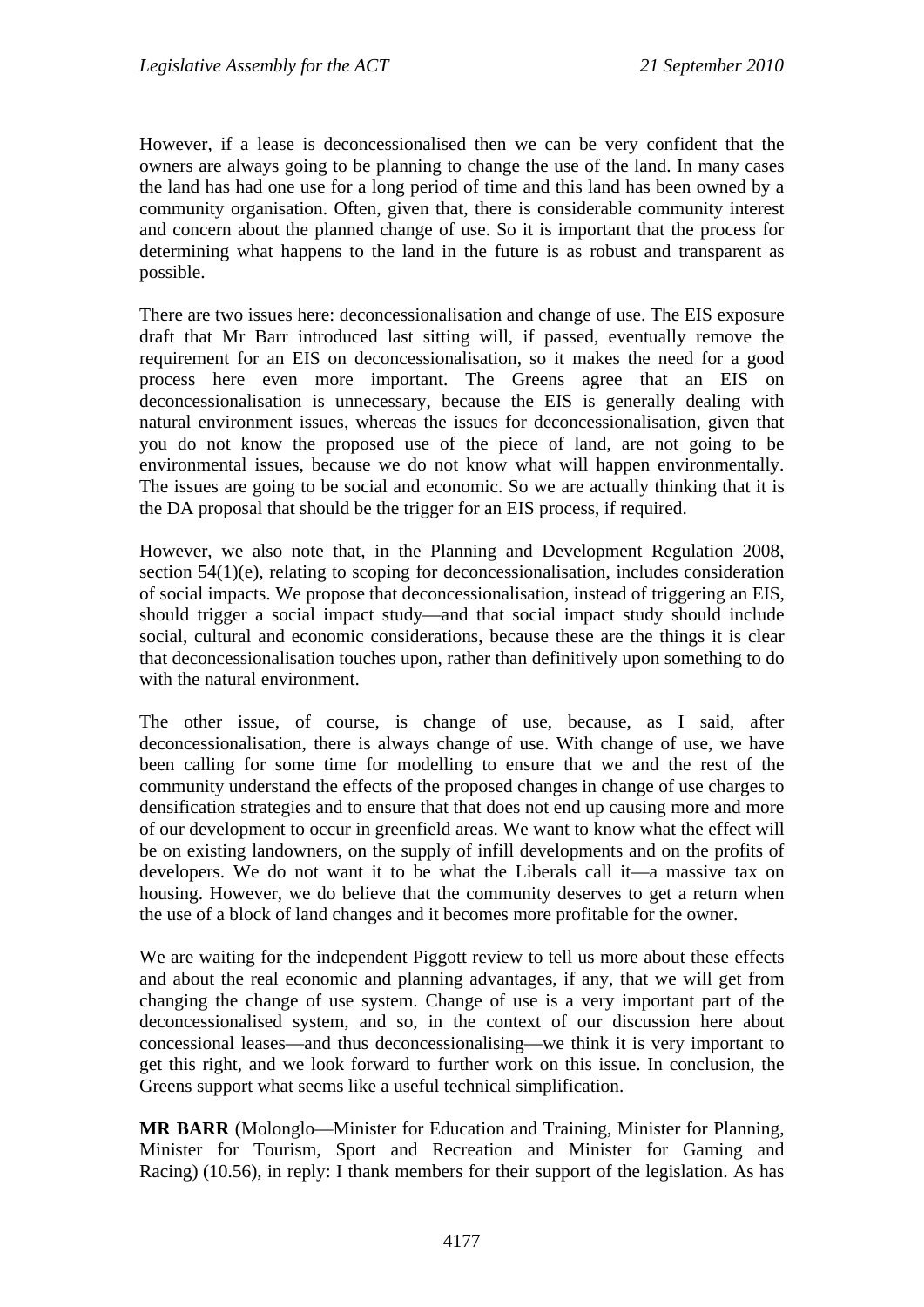However, if a lease is deconcessionalised then we can be very confident that the owners are always going to be planning to change the use of the land. In many cases the land has had one use for a long period of time and this land has been owned by a community organisation. Often, given that, there is considerable community interest and concern about the planned change of use. So it is important that the process for determining what happens to the land in the future is as robust and transparent as possible.

There are two issues here: deconcessionalisation and change of use. The EIS exposure draft that Mr Barr introduced last sitting will, if passed, eventually remove the requirement for an EIS on deconcessionalisation, so it makes the need for a good process here even more important. The Greens agree that an EIS on deconcessionalisation is unnecessary, because the EIS is generally dealing with natural environment issues, whereas the issues for deconcessionalisation, given that you do not know the proposed use of the piece of land, are not going to be environmental issues, because we do not know what will happen environmentally. The issues are going to be social and economic. So we are actually thinking that it is the DA proposal that should be the trigger for an EIS process, if required.

However, we also note that, in the Planning and Development Regulation 2008, section 54(1)(e), relating to scoping for deconcessionalisation, includes consideration of social impacts. We propose that deconcessionalisation, instead of triggering an EIS, should trigger a social impact study—and that social impact study should include social, cultural and economic considerations, because these are the things it is clear that deconcessionalisation touches upon, rather than definitively upon something to do with the natural environment.

The other issue, of course, is change of use, because, as I said, after deconcessionalisation, there is always change of use. With change of use, we have been calling for some time for modelling to ensure that we and the rest of the community understand the effects of the proposed changes in change of use charges to densification strategies and to ensure that that does not end up causing more and more of our development to occur in greenfield areas. We want to know what the effect will be on existing landowners, on the supply of infill developments and on the profits of developers. We do not want it to be what the Liberals call it—a massive tax on housing. However, we do believe that the community deserves to get a return when the use of a block of land changes and it becomes more profitable for the owner.

We are waiting for the independent Piggott review to tell us more about these effects and about the real economic and planning advantages, if any, that we will get from changing the change of use system. Change of use is a very important part of the deconcessionalised system, and so, in the context of our discussion here about concessional leases—and thus deconcessionalising—we think it is very important to get this right, and we look forward to further work on this issue. In conclusion, the Greens support what seems like a useful technical simplification.

**MR BARR** (Molonglo—Minister for Education and Training, Minister for Planning, Minister for Tourism, Sport and Recreation and Minister for Gaming and Racing) (10.56), in reply: I thank members for their support of the legislation. As has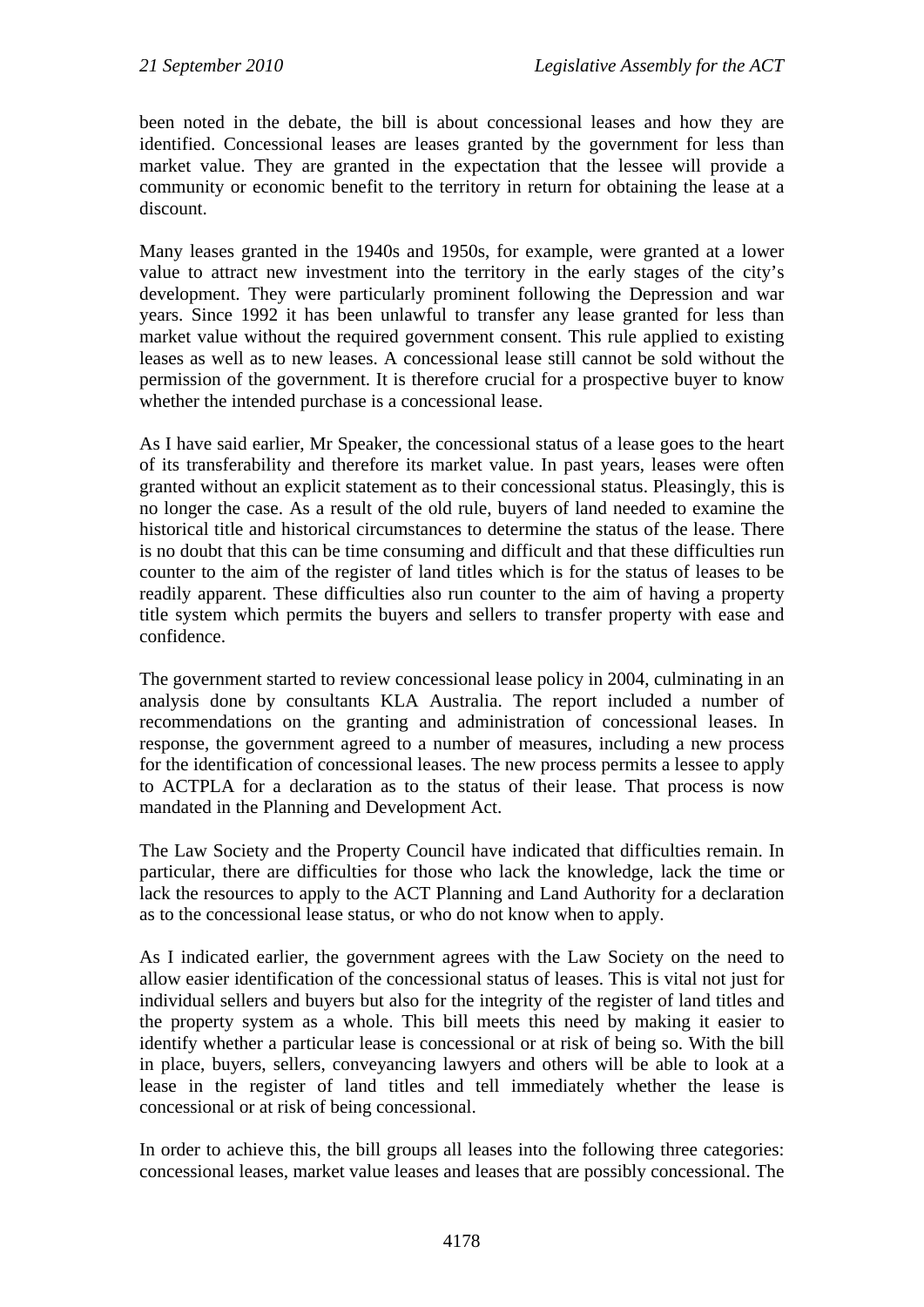been noted in the debate, the bill is about concessional leases and how they are identified. Concessional leases are leases granted by the government for less than market value. They are granted in the expectation that the lessee will provide a community or economic benefit to the territory in return for obtaining the lease at a discount.

Many leases granted in the 1940s and 1950s, for example, were granted at a lower value to attract new investment into the territory in the early stages of the city's development. They were particularly prominent following the Depression and war years. Since 1992 it has been unlawful to transfer any lease granted for less than market value without the required government consent. This rule applied to existing leases as well as to new leases. A concessional lease still cannot be sold without the permission of the government. It is therefore crucial for a prospective buyer to know whether the intended purchase is a concessional lease.

As I have said earlier, Mr Speaker, the concessional status of a lease goes to the heart of its transferability and therefore its market value. In past years, leases were often granted without an explicit statement as to their concessional status. Pleasingly, this is no longer the case. As a result of the old rule, buyers of land needed to examine the historical title and historical circumstances to determine the status of the lease. There is no doubt that this can be time consuming and difficult and that these difficulties run counter to the aim of the register of land titles which is for the status of leases to be readily apparent. These difficulties also run counter to the aim of having a property title system which permits the buyers and sellers to transfer property with ease and confidence.

The government started to review concessional lease policy in 2004, culminating in an analysis done by consultants KLA Australia. The report included a number of recommendations on the granting and administration of concessional leases. In response, the government agreed to a number of measures, including a new process for the identification of concessional leases. The new process permits a lessee to apply to ACTPLA for a declaration as to the status of their lease. That process is now mandated in the Planning and Development Act.

The Law Society and the Property Council have indicated that difficulties remain. In particular, there are difficulties for those who lack the knowledge, lack the time or lack the resources to apply to the ACT Planning and Land Authority for a declaration as to the concessional lease status, or who do not know when to apply.

As I indicated earlier, the government agrees with the Law Society on the need to allow easier identification of the concessional status of leases. This is vital not just for individual sellers and buyers but also for the integrity of the register of land titles and the property system as a whole. This bill meets this need by making it easier to identify whether a particular lease is concessional or at risk of being so. With the bill in place, buyers, sellers, conveyancing lawyers and others will be able to look at a lease in the register of land titles and tell immediately whether the lease is concessional or at risk of being concessional.

In order to achieve this, the bill groups all leases into the following three categories: concessional leases, market value leases and leases that are possibly concessional. The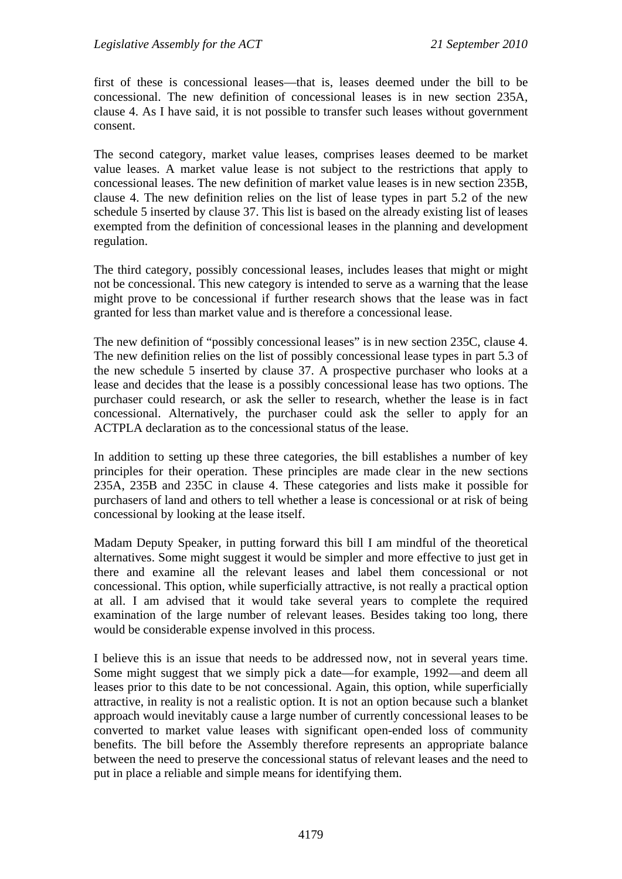first of these is concessional leases—that is, leases deemed under the bill to be concessional. The new definition of concessional leases is in new section 235A, clause 4. As I have said, it is not possible to transfer such leases without government consent.

The second category, market value leases, comprises leases deemed to be market value leases. A market value lease is not subject to the restrictions that apply to concessional leases. The new definition of market value leases is in new section 235B, clause 4. The new definition relies on the list of lease types in part 5.2 of the new schedule 5 inserted by clause 37. This list is based on the already existing list of leases exempted from the definition of concessional leases in the planning and development regulation.

The third category, possibly concessional leases, includes leases that might or might not be concessional. This new category is intended to serve as a warning that the lease might prove to be concessional if further research shows that the lease was in fact granted for less than market value and is therefore a concessional lease.

The new definition of "possibly concessional leases" is in new section 235C, clause 4. The new definition relies on the list of possibly concessional lease types in part 5.3 of the new schedule 5 inserted by clause 37. A prospective purchaser who looks at a lease and decides that the lease is a possibly concessional lease has two options. The purchaser could research, or ask the seller to research, whether the lease is in fact concessional. Alternatively, the purchaser could ask the seller to apply for an ACTPLA declaration as to the concessional status of the lease.

In addition to setting up these three categories, the bill establishes a number of key principles for their operation. These principles are made clear in the new sections 235A, 235B and 235C in clause 4. These categories and lists make it possible for purchasers of land and others to tell whether a lease is concessional or at risk of being concessional by looking at the lease itself.

Madam Deputy Speaker, in putting forward this bill I am mindful of the theoretical alternatives. Some might suggest it would be simpler and more effective to just get in there and examine all the relevant leases and label them concessional or not concessional. This option, while superficially attractive, is not really a practical option at all. I am advised that it would take several years to complete the required examination of the large number of relevant leases. Besides taking too long, there would be considerable expense involved in this process.

I believe this is an issue that needs to be addressed now, not in several years time. Some might suggest that we simply pick a date—for example, 1992—and deem all leases prior to this date to be not concessional. Again, this option, while superficially attractive, in reality is not a realistic option. It is not an option because such a blanket approach would inevitably cause a large number of currently concessional leases to be converted to market value leases with significant open-ended loss of community benefits. The bill before the Assembly therefore represents an appropriate balance between the need to preserve the concessional status of relevant leases and the need to put in place a reliable and simple means for identifying them.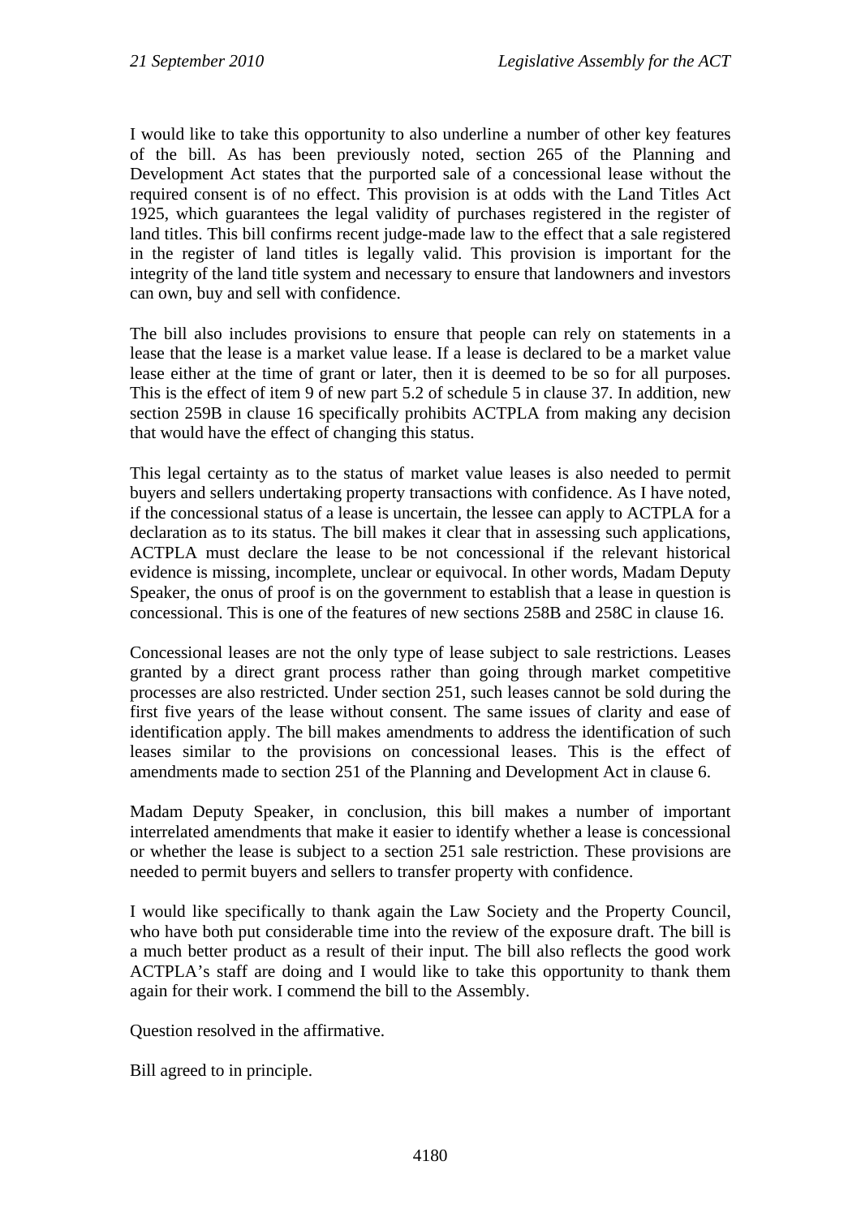I would like to take this opportunity to also underline a number of other key features of the bill. As has been previously noted, section 265 of the Planning and Development Act states that the purported sale of a concessional lease without the required consent is of no effect. This provision is at odds with the Land Titles Act 1925, which guarantees the legal validity of purchases registered in the register of land titles. This bill confirms recent judge-made law to the effect that a sale registered in the register of land titles is legally valid. This provision is important for the integrity of the land title system and necessary to ensure that landowners and investors can own, buy and sell with confidence.

The bill also includes provisions to ensure that people can rely on statements in a lease that the lease is a market value lease. If a lease is declared to be a market value lease either at the time of grant or later, then it is deemed to be so for all purposes. This is the effect of item 9 of new part 5.2 of schedule 5 in clause 37. In addition, new section 259B in clause 16 specifically prohibits ACTPLA from making any decision that would have the effect of changing this status.

This legal certainty as to the status of market value leases is also needed to permit buyers and sellers undertaking property transactions with confidence. As I have noted, if the concessional status of a lease is uncertain, the lessee can apply to ACTPLA for a declaration as to its status. The bill makes it clear that in assessing such applications, ACTPLA must declare the lease to be not concessional if the relevant historical evidence is missing, incomplete, unclear or equivocal. In other words, Madam Deputy Speaker, the onus of proof is on the government to establish that a lease in question is concessional. This is one of the features of new sections 258B and 258C in clause 16.

Concessional leases are not the only type of lease subject to sale restrictions. Leases granted by a direct grant process rather than going through market competitive processes are also restricted. Under section 251, such leases cannot be sold during the first five years of the lease without consent. The same issues of clarity and ease of identification apply. The bill makes amendments to address the identification of such leases similar to the provisions on concessional leases. This is the effect of amendments made to section 251 of the Planning and Development Act in clause 6.

Madam Deputy Speaker, in conclusion, this bill makes a number of important interrelated amendments that make it easier to identify whether a lease is concessional or whether the lease is subject to a section 251 sale restriction. These provisions are needed to permit buyers and sellers to transfer property with confidence.

I would like specifically to thank again the Law Society and the Property Council, who have both put considerable time into the review of the exposure draft. The bill is a much better product as a result of their input. The bill also reflects the good work ACTPLA's staff are doing and I would like to take this opportunity to thank them again for their work. I commend the bill to the Assembly.

Question resolved in the affirmative.

Bill agreed to in principle.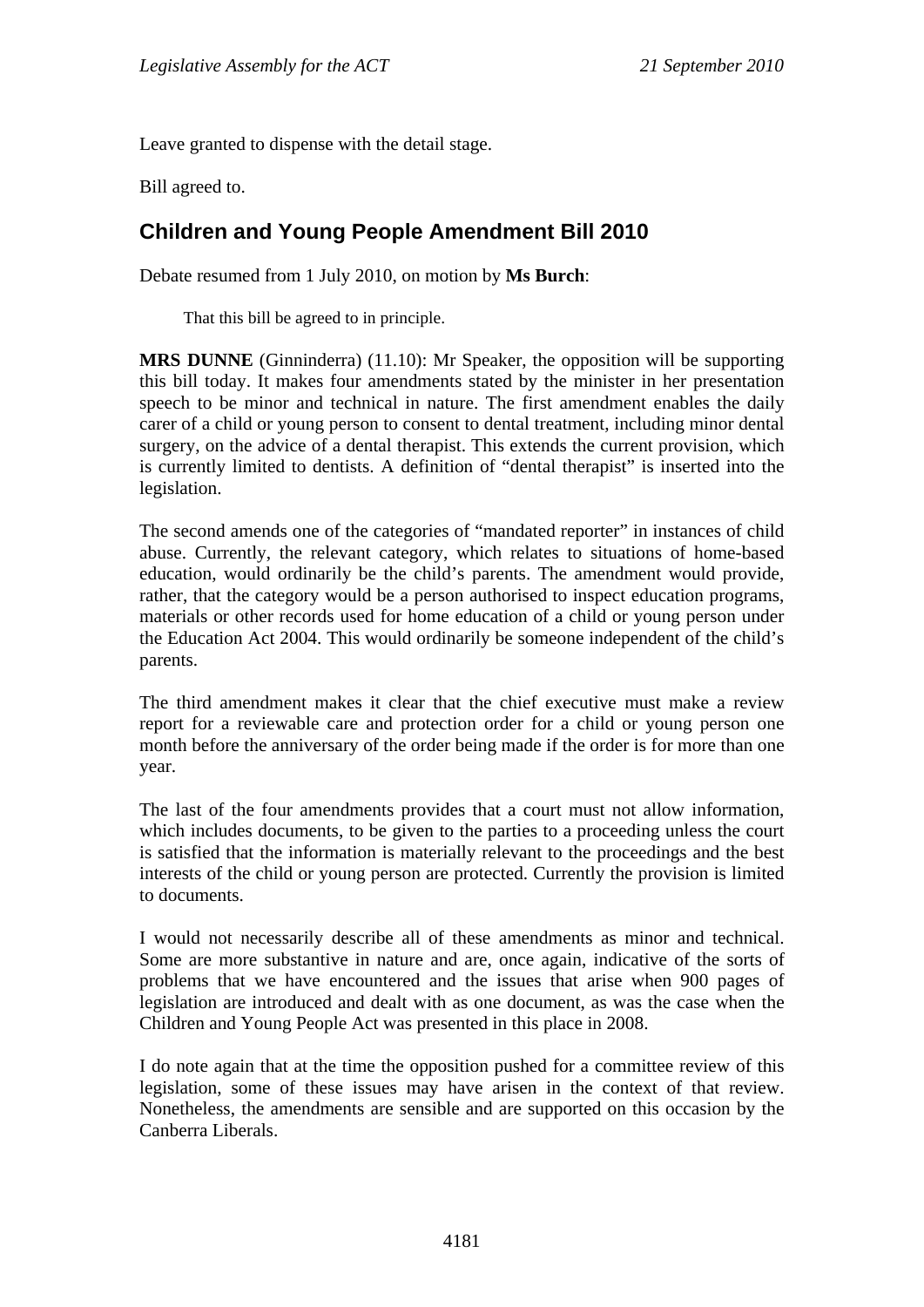Leave granted to dispense with the detail stage.

Bill agreed to.

## Children and Young People Amendment Bill 2010

Debate resumed from 1 July 2010, on motion by **Ms Burch**:

> That this bill be agreed to in principle.

**MRS DUNNE** (Ginninderra) (11.10): Mr Speaker, the opposition will be supporting this bill today. It makes four amendments stated by the minister in her presentation speech to be minor and technical in nature. The first amendment enables the daily carer of a child or young person to consent to dental treatment, including minor dental surgery, on the advice of a dental therapist. This extends the current provision, which is currently limited to dentists. A definition of "dental therapist" is inserted into the legislation.

The second amends one of the categories of "mandated reporter" in instances of child abuse. Currently, the relevant category, which relates to situations of home-based education, would ordinarily be the child's parents. The amendment would provide, rather, that the category would be a person authorised to inspect education programs, materials or other records used for home education of a child or young person under the Education Act 2004. This would ordinarily be someone independent of the child's parents.

The third amendment makes it clear that the chief executive must make a review report for a reviewable care and protection order for a child or young person one month before the anniversary of the order being made if the order is for more than one year.

The last of the four amendments provides that a court must not allow information, which includes documents, to be given to the parties to a proceeding unless the court is satisfied that the information is materially relevant to the proceedings and the best interests of the child or young person are protected. Currently the provision is limited to documents.

I would not necessarily describe all of these amendments as minor and technical. Some are more substantive in nature and are, once again, indicative of the sorts of problems that we have encountered and the issues that arise when 900 pages of legislation are introduced and dealt with as one document, as was the case when the Children and Young People Act was presented in this place in 2008.

I do note again that at the time the opposition pushed for a committee review of this legislation, some of these issues may have arisen in the context of that review. Nonetheless, the amendments are sensible and are supported on this occasion by the Canberra Liberals.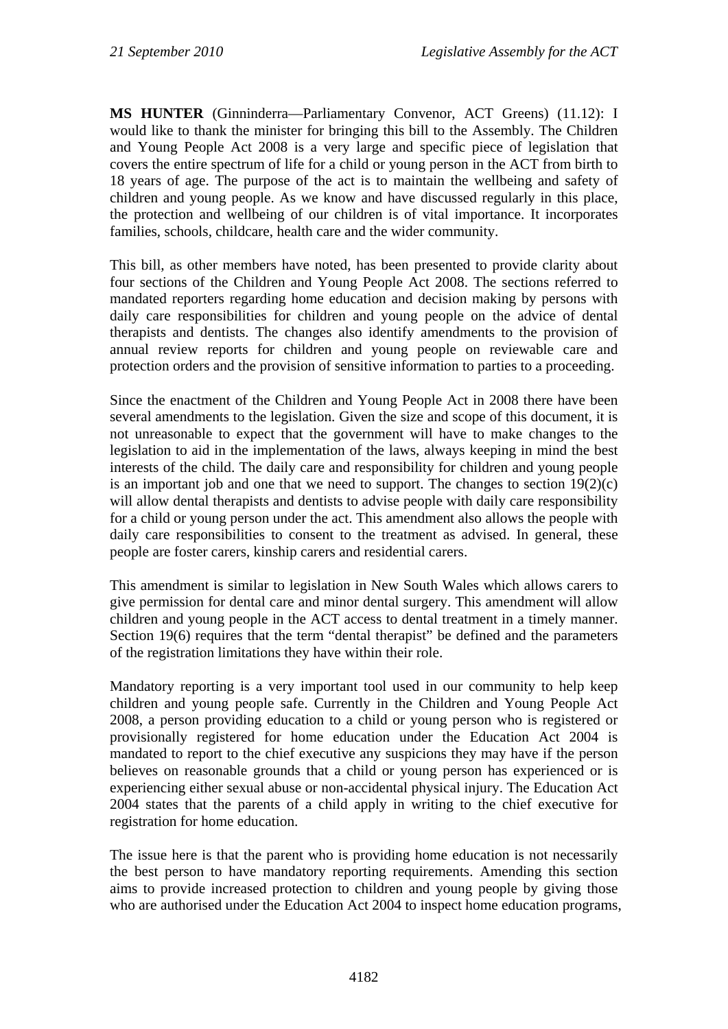**MS HUNTER** (Ginninderra—Parliamentary Convenor, ACT Greens) (11.12): I would like to thank the minister for bringing this bill to the Assembly. The Children and Young People Act 2008 is a very large and specific piece of legislation that covers the entire spectrum of life for a child or young person in the ACT from birth to 18 years of age. The purpose of the act is to maintain the wellbeing and safety of children and young people. As we know and have discussed regularly in this place, the protection and wellbeing of our children is of vital importance. It incorporates families, schools, childcare, health care and the wider community.

This bill, as other members have noted, has been presented to provide clarity about four sections of the Children and Young People Act 2008. The sections referred to mandated reporters regarding home education and decision making by persons with daily care responsibilities for children and young people on the advice of dental therapists and dentists. The changes also identify amendments to the provision of annual review reports for children and young people on reviewable care and protection orders and the provision of sensitive information to parties to a proceeding.

Since the enactment of the Children and Young People Act in 2008 there have been several amendments to the legislation. Given the size and scope of this document, it is not unreasonable to expect that the government will have to make changes to the legislation to aid in the implementation of the laws, always keeping in mind the best interests of the child. The daily care and responsibility for children and young people is an important job and one that we need to support. The changes to section 19(2)(c) will allow dental therapists and dentists to advise people with daily care responsibility for a child or young person under the act. This amendment also allows the people with daily care responsibilities to consent to the treatment as advised. In general, these people are foster carers, kinship carers and residential carers.

This amendment is similar to legislation in New South Wales which allows carers to give permission for dental care and minor dental surgery. This amendment will allow children and young people in the ACT access to dental treatment in a timely manner. Section 19(6) requires that the term "dental therapist" be defined and the parameters of the registration limitations they have within their role.

Mandatory reporting is a very important tool used in our community to help keep children and young people safe. Currently in the Children and Young People Act 2008, a person providing education to a child or young person who is registered or provisionally registered for home education under the Education Act 2004 is mandated to report to the chief executive any suspicions they may have if the person believes on reasonable grounds that a child or young person has experienced or is experiencing either sexual abuse or non-accidental physical injury. The Education Act 2004 states that the parents of a child apply in writing to the chief executive for registration for home education.

The issue here is that the parent who is providing home education is not necessarily the best person to have mandatory reporting requirements. Amending this section aims to provide increased protection to children and young people by giving those who are authorised under the Education Act 2004 to inspect home education programs,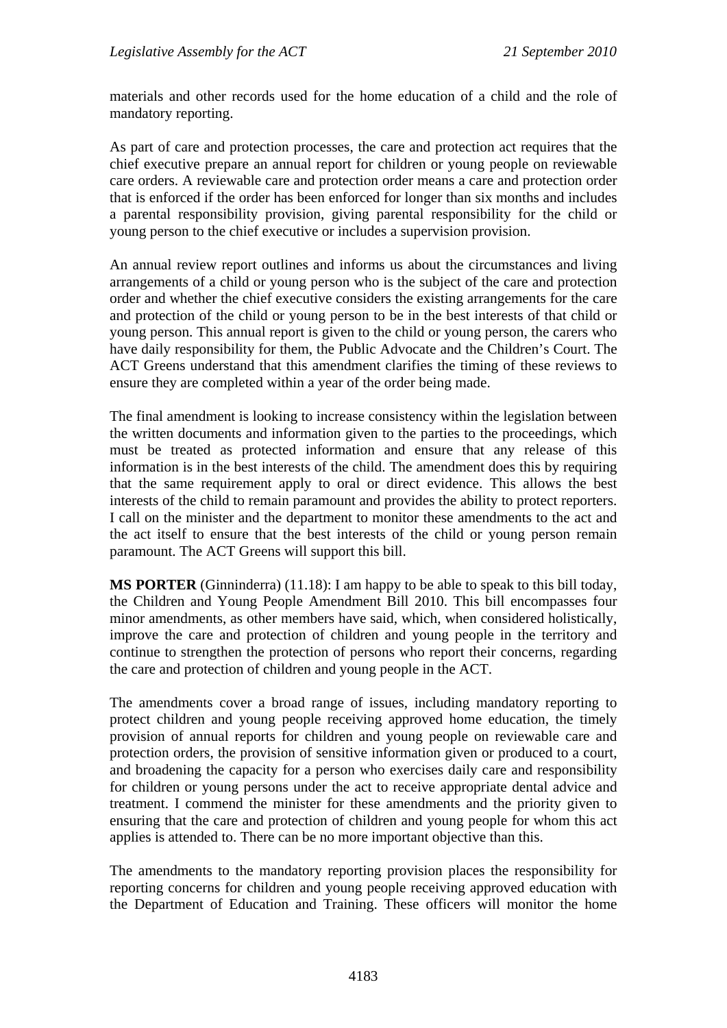materials and other records used for the home education of a child and the role of mandatory reporting.

As part of care and protection processes, the care and protection act requires that the chief executive prepare an annual report for children or young people on reviewable care orders. A reviewable care and protection order means a care and protection order that is enforced if the order has been enforced for longer than six months and includes a parental responsibility provision, giving parental responsibility for the child or young person to the chief executive or includes a supervision provision.

An annual review report outlines and informs us about the circumstances and living arrangements of a child or young person who is the subject of the care and protection order and whether the chief executive considers the existing arrangements for the care and protection of the child or young person to be in the best interests of that child or young person. This annual report is given to the child or young person, the carers who have daily responsibility for them, the Public Advocate and the Children's Court. The ACT Greens understand that this amendment clarifies the timing of these reviews to ensure they are completed within a year of the order being made.

The final amendment is looking to increase consistency within the legislation between the written documents and information given to the parties to the proceedings, which must be treated as protected information and ensure that any release of this information is in the best interests of the child. The amendment does this by requiring that the same requirement apply to oral or direct evidence. This allows the best interests of the child to remain paramount and provides the ability to protect reporters. I call on the minister and the department to monitor these amendments to the act and the act itself to ensure that the best interests of the child or young person remain paramount. The ACT Greens will support this bill.

**MS PORTER** (Ginninderra) (11.18): I am happy to be able to speak to this bill today, the Children and Young People Amendment Bill 2010. This bill encompasses four minor amendments, as other members have said, which, when considered holistically, improve the care and protection of children and young people in the territory and continue to strengthen the protection of persons who report their concerns, regarding the care and protection of children and young people in the ACT.

The amendments cover a broad range of issues, including mandatory reporting to protect children and young people receiving approved home education, the timely provision of annual reports for children and young people on reviewable care and protection orders, the provision of sensitive information given or produced to a court, and broadening the capacity for a person who exercises daily care and responsibility for children or young persons under the act to receive appropriate dental advice and treatment. I commend the minister for these amendments and the priority given to ensuring that the care and protection of children and young people for whom this act applies is attended to. There can be no more important objective than this.

The amendments to the mandatory reporting provision places the responsibility for reporting concerns for children and young people receiving approved education with the Department of Education and Training. These officers will monitor the home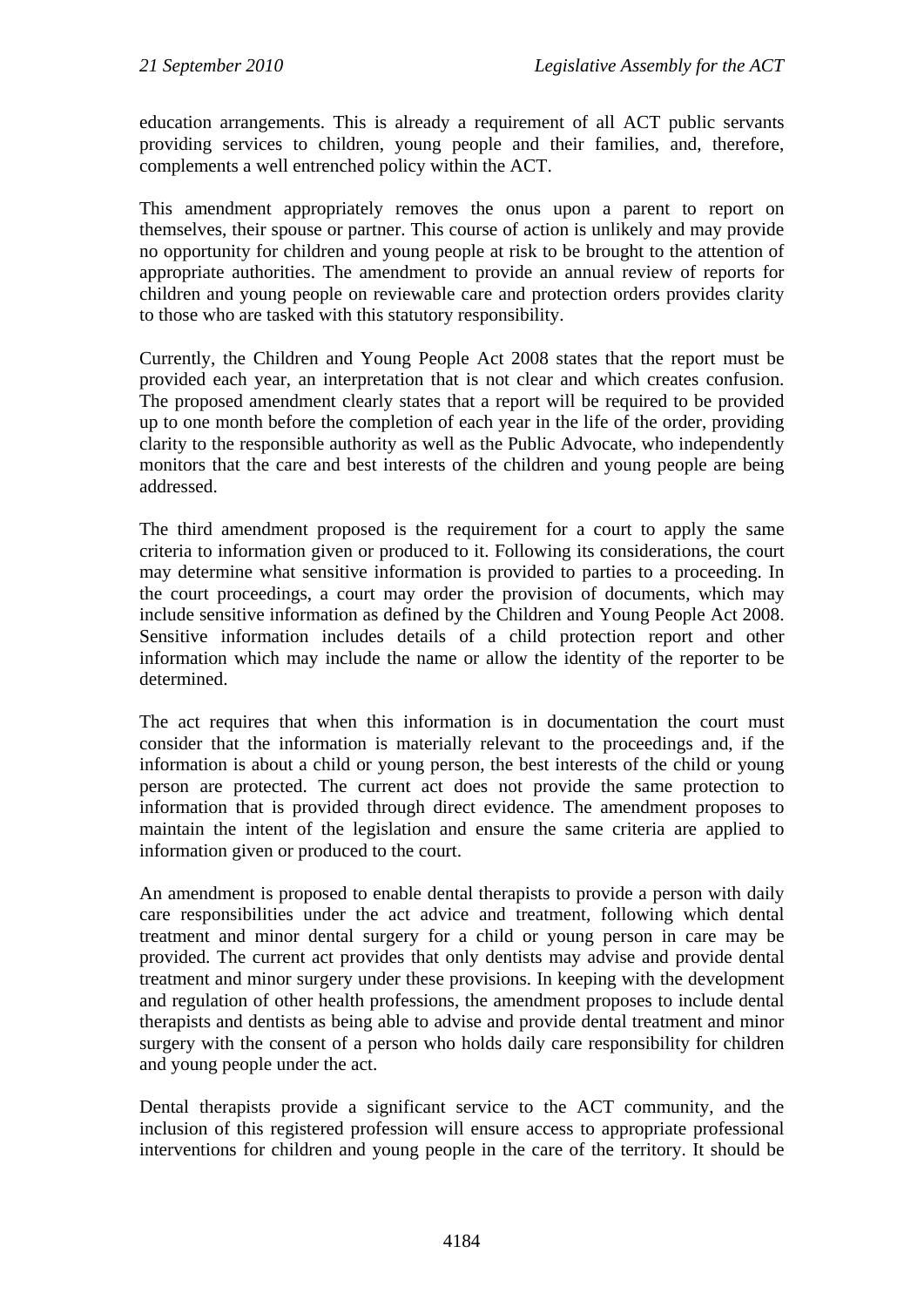education arrangements. This is already a requirement of all ACT public servants providing services to children, young people and their families, and, therefore, complements a well entrenched policy within the ACT.

This amendment appropriately removes the onus upon a parent to report on themselves, their spouse or partner. This course of action is unlikely and may provide no opportunity for children and young people at risk to be brought to the attention of appropriate authorities. The amendment to provide an annual review of reports for children and young people on reviewable care and protection orders provides clarity to those who are tasked with this statutory responsibility.

Currently, the Children and Young People Act 2008 states that the report must be provided each year, an interpretation that is not clear and which creates confusion. The proposed amendment clearly states that a report will be required to be provided up to one month before the completion of each year in the life of the order, providing clarity to the responsible authority as well as the Public Advocate, who independently monitors that the care and best interests of the children and young people are being addressed.

The third amendment proposed is the requirement for a court to apply the same criteria to information given or produced to it. Following its considerations, the court may determine what sensitive information is provided to parties to a proceeding. In the court proceedings, a court may order the provision of documents, which may include sensitive information as defined by the Children and Young People Act 2008. Sensitive information includes details of a child protection report and other information which may include the name or allow the identity of the reporter to be determined.

The act requires that when this information is in documentation the court must consider that the information is materially relevant to the proceedings and, if the information is about a child or young person, the best interests of the child or young person are protected. The current act does not provide the same protection to information that is provided through direct evidence. The amendment proposes to maintain the intent of the legislation and ensure the same criteria are applied to information given or produced to the court.

An amendment is proposed to enable dental therapists to provide a person with daily care responsibilities under the act advice and treatment, following which dental treatment and minor dental surgery for a child or young person in care may be provided. The current act provides that only dentists may advise and provide dental treatment and minor surgery under these provisions. In keeping with the development and regulation of other health professions, the amendment proposes to include dental therapists and dentists as being able to advise and provide dental treatment and minor surgery with the consent of a person who holds daily care responsibility for children and young people under the act.

Dental therapists provide a significant service to the ACT community, and the inclusion of this registered profession will ensure access to appropriate professional interventions for children and young people in the care of the territory. It should be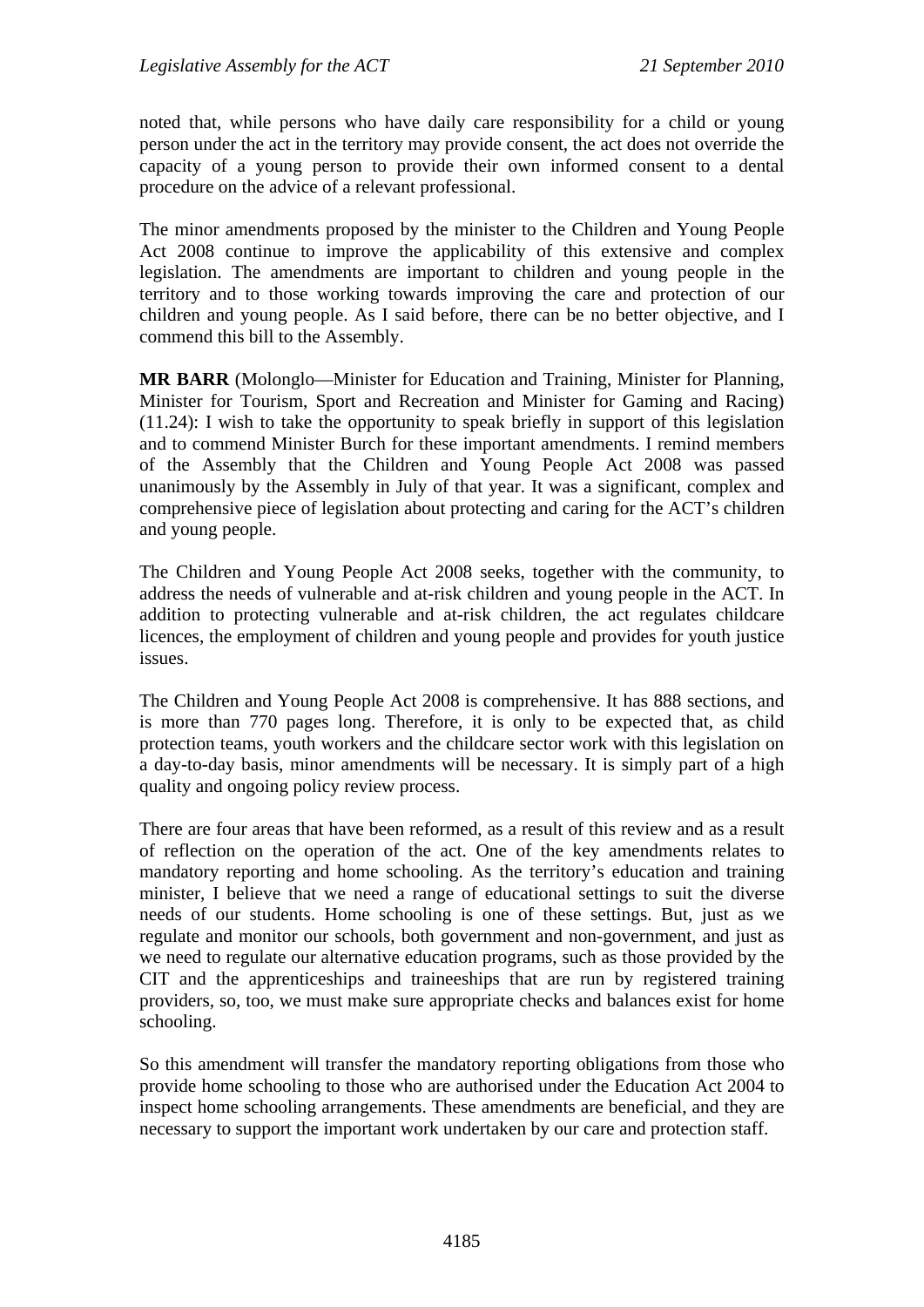noted that, while persons who have daily care responsibility for a child or young person under the act in the territory may provide consent, the act does not override the capacity of a young person to provide their own informed consent to a dental procedure on the advice of a relevant professional.

The minor amendments proposed by the minister to the Children and Young People Act 2008 continue to improve the applicability of this extensive and complex legislation. The amendments are important to children and young people in the territory and to those working towards improving the care and protection of our children and young people. As I said before, there can be no better objective, and I commend this bill to the Assembly.

**MR BARR** (Molonglo—Minister for Education and Training, Minister for Planning, Minister for Tourism, Sport and Recreation and Minister for Gaming and Racing) (11.24): I wish to take the opportunity to speak briefly in support of this legislation and to commend Minister Burch for these important amendments. I remind members of the Assembly that the Children and Young People Act 2008 was passed unanimously by the Assembly in July of that year. It was a significant, complex and comprehensive piece of legislation about protecting and caring for the ACT's children and young people.

The Children and Young People Act 2008 seeks, together with the community, to address the needs of vulnerable and at-risk children and young people in the ACT. In addition to protecting vulnerable and at-risk children, the act regulates childcare licences, the employment of children and young people and provides for youth justice issues.

The Children and Young People Act 2008 is comprehensive. It has 888 sections, and is more than 770 pages long. Therefore, it is only to be expected that, as child protection teams, youth workers and the childcare sector work with this legislation on a day-to-day basis, minor amendments will be necessary. It is simply part of a high quality and ongoing policy review process.

There are four areas that have been reformed, as a result of this review and as a result of reflection on the operation of the act. One of the key amendments relates to mandatory reporting and home schooling. As the territory's education and training minister, I believe that we need a range of educational settings to suit the diverse needs of our students. Home schooling is one of these settings. But, just as we regulate and monitor our schools, both government and non-government, and just as we need to regulate our alternative education programs, such as those provided by the CIT and the apprenticeships and traineeships that are run by registered training providers, so, too, we must make sure appropriate checks and balances exist for home schooling.

So this amendment will transfer the mandatory reporting obligations from those who provide home schooling to those who are authorised under the Education Act 2004 to inspect home schooling arrangements. These amendments are beneficial, and they are necessary to support the important work undertaken by our care and protection staff.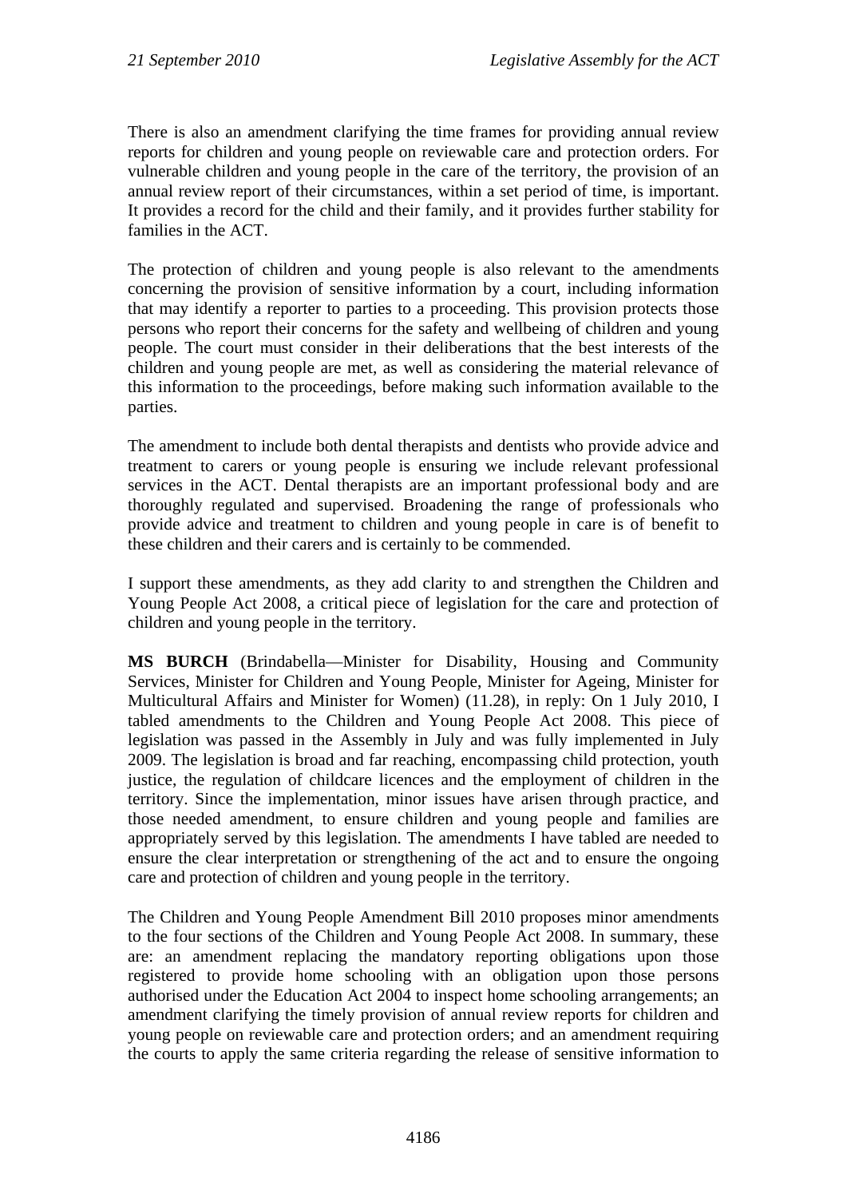There is also an amendment clarifying the time frames for providing annual review reports for children and young people on reviewable care and protection orders. For vulnerable children and young people in the care of the territory, the provision of an annual review report of their circumstances, within a set period of time, is important. It provides a record for the child and their family, and it provides further stability for families in the ACT.

The protection of children and young people is also relevant to the amendments concerning the provision of sensitive information by a court, including information that may identify a reporter to parties to a proceeding. This provision protects those persons who report their concerns for the safety and wellbeing of children and young people. The court must consider in their deliberations that the best interests of the children and young people are met, as well as considering the material relevance of this information to the proceedings, before making such information available to the parties.

The amendment to include both dental therapists and dentists who provide advice and treatment to carers or young people is ensuring we include relevant professional services in the ACT. Dental therapists are an important professional body and are thoroughly regulated and supervised. Broadening the range of professionals who provide advice and treatment to children and young people in care is of benefit to these children and their carers and is certainly to be commended.

I support these amendments, as they add clarity to and strengthen the Children and Young People Act 2008, a critical piece of legislation for the care and protection of children and young people in the territory.

**MS BURCH** (Brindabella—Minister for Disability, Housing and Community Services, Minister for Children and Young People, Minister for Ageing, Minister for Multicultural Affairs and Minister for Women) (11.28), in reply: On 1 July 2010, I tabled amendments to the Children and Young People Act 2008. This piece of legislation was passed in the Assembly in July and was fully implemented in July 2009. The legislation is broad and far reaching, encompassing child protection, youth justice, the regulation of childcare licences and the employment of children in the territory. Since the implementation, minor issues have arisen through practice, and those needed amendment, to ensure children and young people and families are appropriately served by this legislation. The amendments I have tabled are needed to ensure the clear interpretation or strengthening of the act and to ensure the ongoing care and protection of children and young people in the territory.

The Children and Young People Amendment Bill 2010 proposes minor amendments to the four sections of the Children and Young People Act 2008. In summary, these are: an amendment replacing the mandatory reporting obligations upon those registered to provide home schooling with an obligation upon those persons authorised under the Education Act 2004 to inspect home schooling arrangements; an amendment clarifying the timely provision of annual review reports for children and young people on reviewable care and protection orders; and an amendment requiring the courts to apply the same criteria regarding the release of sensitive information to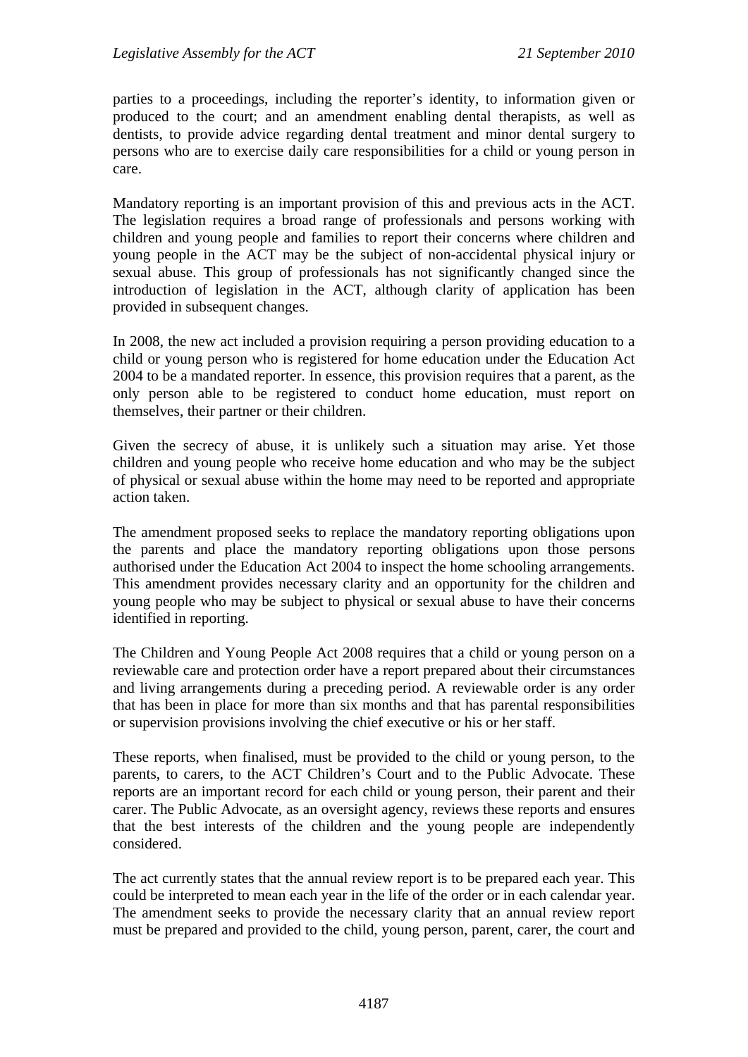parties to a proceedings, including the reporter's identity, to information given or produced to the court; and an amendment enabling dental therapists, as well as dentists, to provide advice regarding dental treatment and minor dental surgery to persons who are to exercise daily care responsibilities for a child or young person in care.

Mandatory reporting is an important provision of this and previous acts in the ACT. The legislation requires a broad range of professionals and persons working with children and young people and families to report their concerns where children and young people in the ACT may be the subject of non-accidental physical injury or sexual abuse. This group of professionals has not significantly changed since the introduction of legislation in the ACT, although clarity of application has been provided in subsequent changes.

In 2008, the new act included a provision requiring a person providing education to a child or young person who is registered for home education under the Education Act 2004 to be a mandated reporter. In essence, this provision requires that a parent, as the only person able to be registered to conduct home education, must report on themselves, their partner or their children.

Given the secrecy of abuse, it is unlikely such a situation may arise. Yet those children and young people who receive home education and who may be the subject of physical or sexual abuse within the home may need to be reported and appropriate action taken.

The amendment proposed seeks to replace the mandatory reporting obligations upon the parents and place the mandatory reporting obligations upon those persons authorised under the Education Act 2004 to inspect the home schooling arrangements. This amendment provides necessary clarity and an opportunity for the children and young people who may be subject to physical or sexual abuse to have their concerns identified in reporting.

The Children and Young People Act 2008 requires that a child or young person on a reviewable care and protection order have a report prepared about their circumstances and living arrangements during a preceding period. A reviewable order is any order that has been in place for more than six months and that has parental responsibilities or supervision provisions involving the chief executive or his or her staff.

These reports, when finalised, must be provided to the child or young person, to the parents, to carers, to the ACT Children's Court and to the Public Advocate. These reports are an important record for each child or young person, their parent and their carer. The Public Advocate, as an oversight agency, reviews these reports and ensures that the best interests of the children and the young people are independently considered.

The act currently states that the annual review report is to be prepared each year. This could be interpreted to mean each year in the life of the order or in each calendar year. The amendment seeks to provide the necessary clarity that an annual review report must be prepared and provided to the child, young person, parent, carer, the court and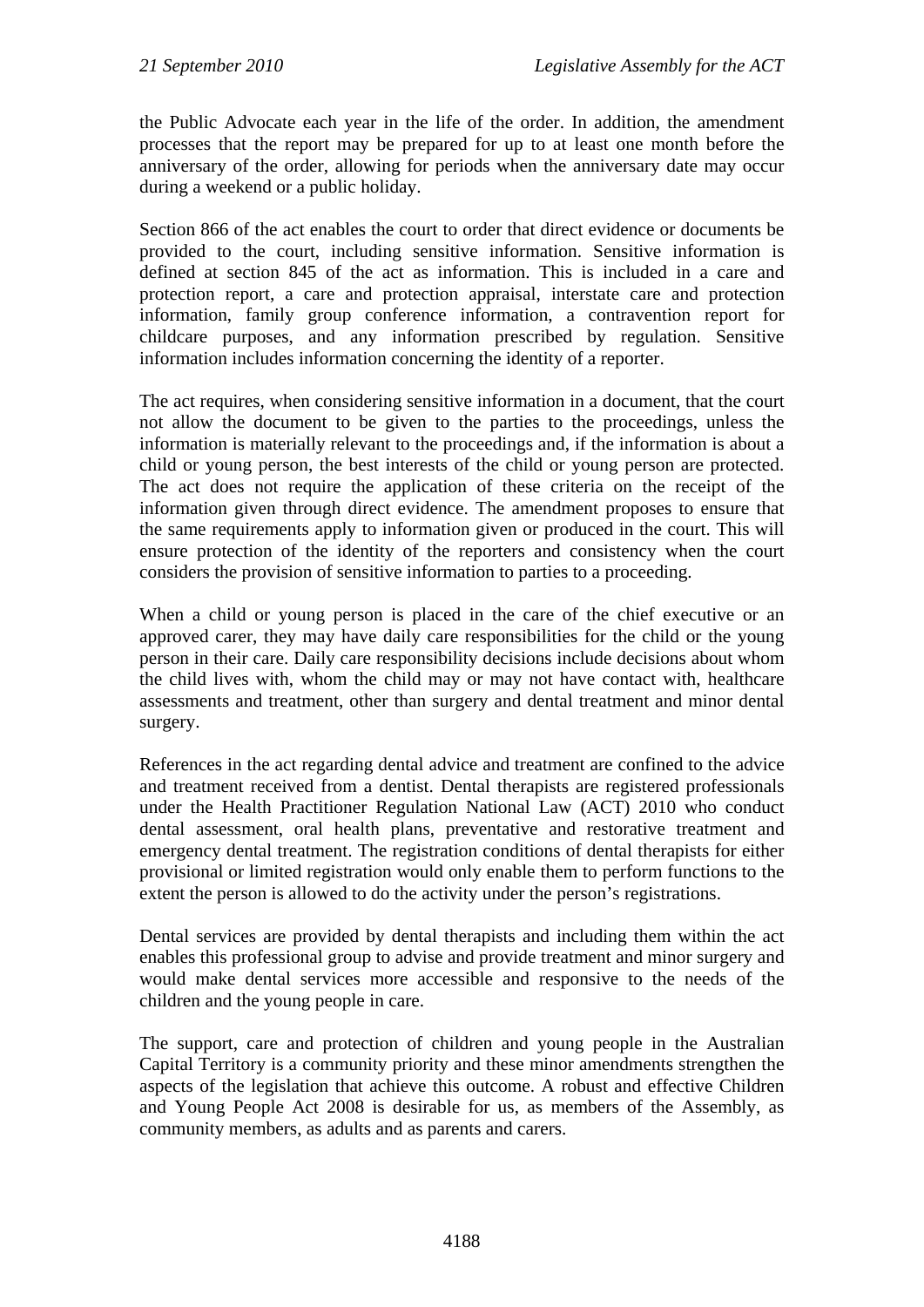the Public Advocate each year in the life of the order. In addition, the amendment processes that the report may be prepared for up to at least one month before the anniversary of the order, allowing for periods when the anniversary date may occur during a weekend or a public holiday.

Section 866 of the act enables the court to order that direct evidence or documents be provided to the court, including sensitive information. Sensitive information is defined at section 845 of the act as information. This is included in a care and protection report, a care and protection appraisal, interstate care and protection information, family group conference information, a contravention report for childcare purposes, and any information prescribed by regulation. Sensitive information includes information concerning the identity of a reporter.

The act requires, when considering sensitive information in a document, that the court not allow the document to be given to the parties to the proceedings, unless the information is materially relevant to the proceedings and, if the information is about a child or young person, the best interests of the child or young person are protected. The act does not require the application of these criteria on the receipt of the information given through direct evidence. The amendment proposes to ensure that the same requirements apply to information given or produced in the court. This will ensure protection of the identity of the reporters and consistency when the court considers the provision of sensitive information to parties to a proceeding.

When a child or young person is placed in the care of the chief executive or an approved carer, they may have daily care responsibilities for the child or the young person in their care. Daily care responsibility decisions include decisions about whom the child lives with, whom the child may or may not have contact with, healthcare assessments and treatment, other than surgery and dental treatment and minor dental surgery.

References in the act regarding dental advice and treatment are confined to the advice and treatment received from a dentist. Dental therapists are registered professionals under the Health Practitioner Regulation National Law (ACT) 2010 who conduct dental assessment, oral health plans, preventative and restorative treatment and emergency dental treatment. The registration conditions of dental therapists for either provisional or limited registration would only enable them to perform functions to the extent the person is allowed to do the activity under the person's registrations.

Dental services are provided by dental therapists and including them within the act enables this professional group to advise and provide treatment and minor surgery and would make dental services more accessible and responsive to the needs of the children and the young people in care.

The support, care and protection of children and young people in the Australian Capital Territory is a community priority and these minor amendments strengthen the aspects of the legislation that achieve this outcome. A robust and effective Children and Young People Act 2008 is desirable for us, as members of the Assembly, as community members, as adults and as parents and carers.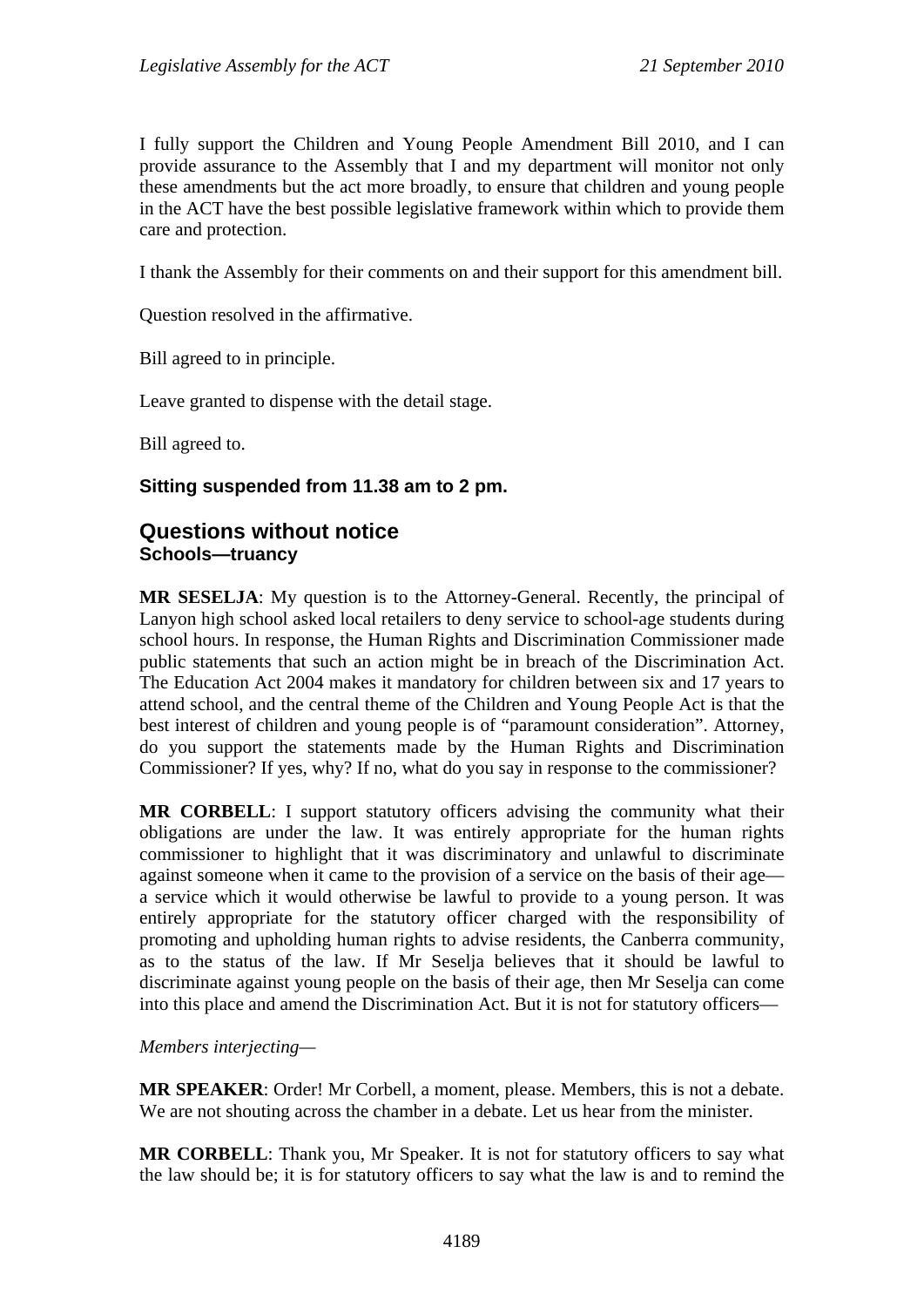I fully support the Children and Young People Amendment Bill 2010, and I can provide assurance to the Assembly that I and my department will monitor not only these amendments but the act more broadly, to ensure that children and young people in the ACT have the best possible legislative framework within which to provide them care and protection.

I thank the Assembly for their comments on and their support for this amendment bill.

Question resolved in the affirmative.

Bill agreed to in principle.

Leave granted to dispense with the detail stage.

Bill agreed to.

**Sitting suspended from 11.38 am to 2 pm.**

## Questions without notice

### Schools—truancy

**MR SESELJA**: My question is to the Attorney-General. Recently, the principal of Lanyon high school asked local retailers to deny service to school-age students during school hours. In response, the Human Rights and Discrimination Commissioner made public statements that such an action might be in breach of the Discrimination Act. The Education Act 2004 makes it mandatory for children between six and 17 years to attend school, and the central theme of the Children and Young People Act is that the best interest of children and young people is of "paramount consideration". Attorney, do you support the statements made by the Human Rights and Discrimination Commissioner? If yes, why? If no, what do you say in response to the commissioner?

**MR CORBELL**: I support statutory officers advising the community what their obligations are under the law. It was entirely appropriate for the human rights commissioner to highlight that it was discriminatory and unlawful to discriminate against someone when it came to the provision of a service on the basis of their age—a service which it would otherwise be lawful to provide to a young person. It was entirely appropriate for the statutory officer charged with the responsibility of promoting and upholding human rights to advise residents, the Canberra community, as to the status of the law. If Mr Seselja believes that it should be lawful to discriminate against young people on the basis of their age, then Mr Seselja can come into this place and amend the Discrimination Act. But it is not for statutory officers—

*Members interjecting*—

**MR SPEAKER**: Order! Mr Corbell, a moment, please. Members, this is not a debate. We are not shouting across the chamber in a debate. Let us hear from the minister.

**MR CORBELL**: Thank you, Mr Speaker. It is not for statutory officers to say what the law should be; it is for statutory officers to say what the law is and to remind the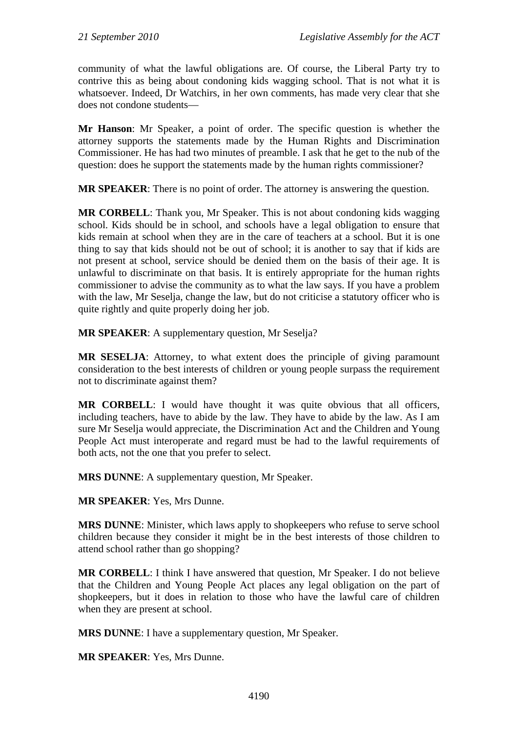community of what the lawful obligations are. Of course, the Liberal Party try to contrive this as being about condoning kids wagging school. That is not what it is whatsoever. Indeed, Dr Watchirs, in her own comments, has made very clear that she does not condone students—

**Mr Hanson**: Mr Speaker, a point of order. The specific question is whether the attorney supports the statements made by the Human Rights and Discrimination Commissioner. He has had two minutes of preamble. I ask that he get to the nub of the question: does he support the statements made by the human rights commissioner?

**MR SPEAKER**: There is no point of order. The attorney is answering the question.

**MR CORBELL**: Thank you, Mr Speaker. This is not about condoning kids wagging school. Kids should be in school, and schools have a legal obligation to ensure that kids remain at school when they are in the care of teachers at a school. But it is one thing to say that kids should not be out of school; it is another to say that if kids are not present at school, service should be denied them on the basis of their age. It is unlawful to discriminate on that basis. It is entirely appropriate for the human rights commissioner to advise the community as to what the law says. If you have a problem with the law, Mr Seselja, change the law, but do not criticise a statutory officer who is quite rightly and quite properly doing her job.

**MR SPEAKER**: A supplementary question, Mr Seselja?

**MR SESELJA**: Attorney, to what extent does the principle of giving paramount consideration to the best interests of children or young people surpass the requirement not to discriminate against them?

**MR CORBELL**: I would have thought it was quite obvious that all officers, including teachers, have to abide by the law. They have to abide by the law. As I am sure Mr Seselja would appreciate, the Discrimination Act and the Children and Young People Act must interoperate and regard must be had to the lawful requirements of both acts, not the one that you prefer to select.

**MRS DUNNE**: A supplementary question, Mr Speaker.

**MR SPEAKER**: Yes, Mrs Dunne.

**MRS DUNNE**: Minister, which laws apply to shopkeepers who refuse to serve school children because they consider it might be in the best interests of those children to attend school rather than go shopping?

**MR CORBELL**: I think I have answered that question, Mr Speaker. I do not believe that the Children and Young People Act places any legal obligation on the part of shopkeepers, but it does in relation to those who have the lawful care of children when they are present at school.

**MRS DUNNE**: I have a supplementary question, Mr Speaker.

**MR SPEAKER**: Yes, Mrs Dunne.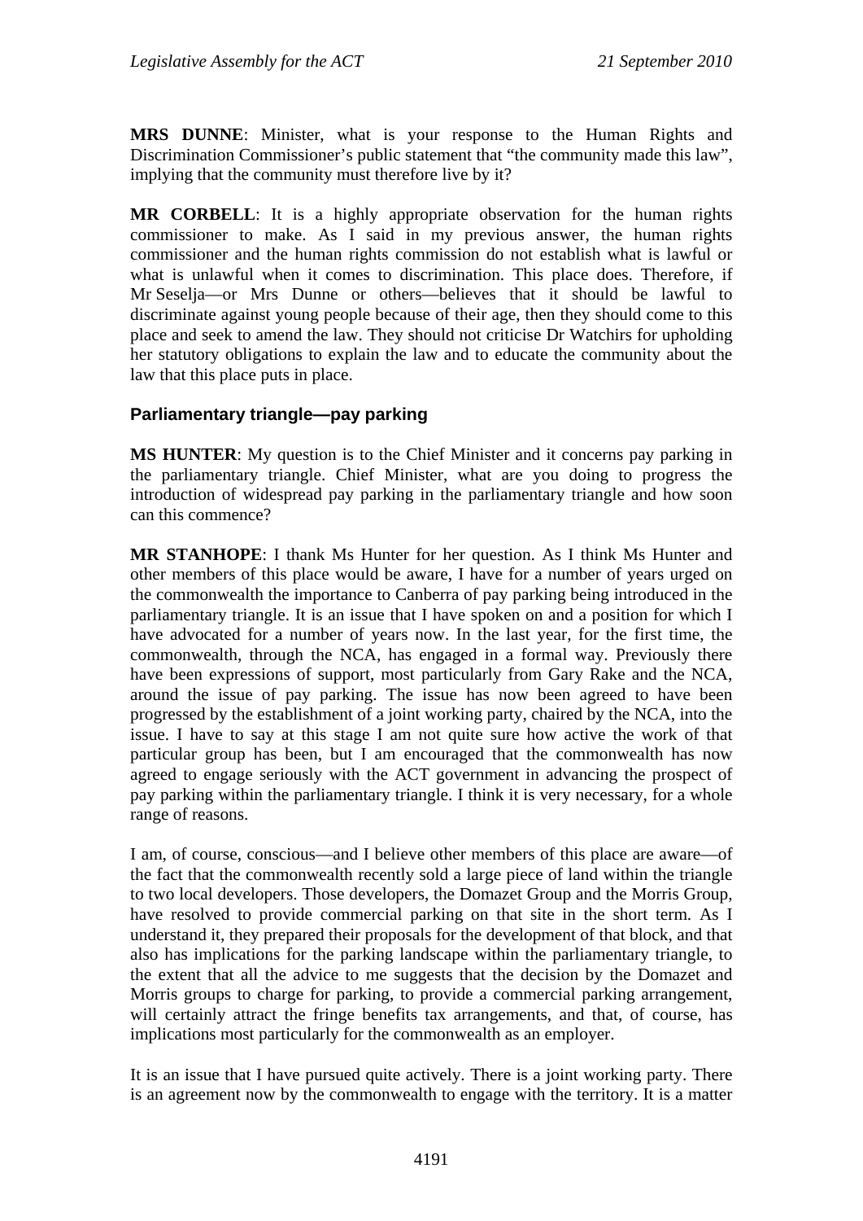**MRS DUNNE**: Minister, what is your response to the Human Rights and Discrimination Commissioner's public statement that "the community made this law", implying that the community must therefore live by it?

**MR CORBELL**: It is a highly appropriate observation for the human rights commissioner to make. As I said in my previous answer, the human rights commissioner and the human rights commission do not establish what is lawful or what is unlawful when it comes to discrimination. This place does. Therefore, if Mr Seselja—or Mrs Dunne or others—believes that it should be lawful to discriminate against young people because of their age, then they should come to this place and seek to amend the law. They should not criticise Dr Watchirs for upholding her statutory obligations to explain the law and to educate the community about the law that this place puts in place.

### Parliamentary triangle—pay parking

**MS HUNTER**: My question is to the Chief Minister and it concerns pay parking in the parliamentary triangle. Chief Minister, what are you doing to progress the introduction of widespread pay parking in the parliamentary triangle and how soon can this commence?

**MR STANHOPE**: I thank Ms Hunter for her question. As I think Ms Hunter and other members of this place would be aware, I have for a number of years urged on the commonwealth the importance to Canberra of pay parking being introduced in the parliamentary triangle. It is an issue that I have spoken on and a position for which I have advocated for a number of years now. In the last year, for the first time, the commonwealth, through the NCA, has engaged in a formal way. Previously there have been expressions of support, most particularly from Gary Rake and the NCA, around the issue of pay parking. The issue has now been agreed to have been progressed by the establishment of a joint working party, chaired by the NCA, into the issue. I have to say at this stage I am not quite sure how active the work of that particular group has been, but I am encouraged that the commonwealth has now agreed to engage seriously with the ACT government in advancing the prospect of pay parking within the parliamentary triangle. I think it is very necessary, for a whole range of reasons.

I am, of course, conscious—and I believe other members of this place are aware—of the fact that the commonwealth recently sold a large piece of land within the triangle to two local developers. Those developers, the Domazet Group and the Morris Group, have resolved to provide commercial parking on that site in the short term. As I understand it, they prepared their proposals for the development of that block, and that also has implications for the parking landscape within the parliamentary triangle, to the extent that all the advice to me suggests that the decision by the Domazet and Morris groups to charge for parking, to provide a commercial parking arrangement, will certainly attract the fringe benefits tax arrangements, and that, of course, has implications most particularly for the commonwealth as an employer.

It is an issue that I have pursued quite actively. There is a joint working party. There is an agreement now by the commonwealth to engage with the territory. It is a matter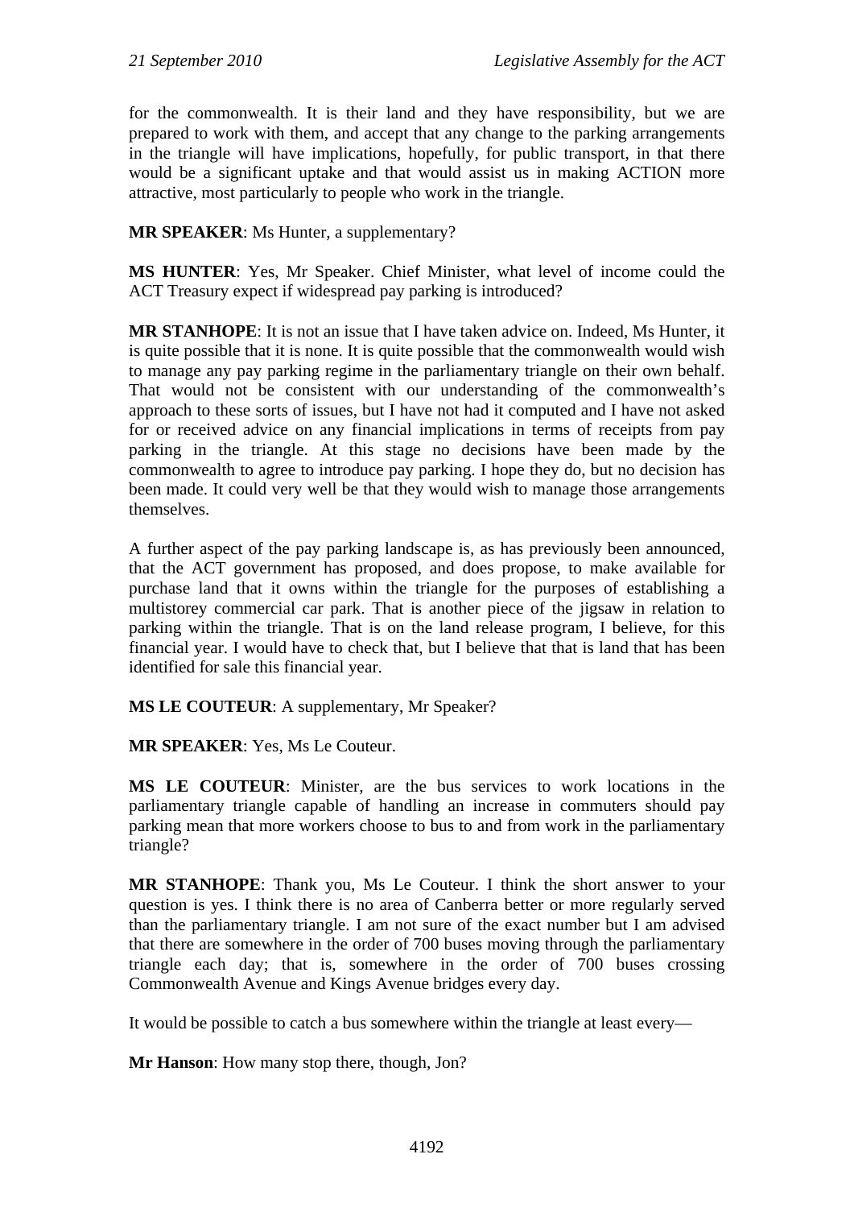for the commonwealth. It is their land and they have responsibility, but we are prepared to work with them, and accept that any change to the parking arrangements in the triangle will have implications, hopefully, for public transport, in that there would be a significant uptake and that would assist us in making ACTION more attractive, most particularly to people who work in the triangle.

**MR SPEAKER**: Ms Hunter, a supplementary?

**MS HUNTER**: Yes, Mr Speaker. Chief Minister, what level of income could the ACT Treasury expect if widespread pay parking is introduced?

**MR STANHOPE**: It is not an issue that I have taken advice on. Indeed, Ms Hunter, it is quite possible that it is none. It is quite possible that the commonwealth would wish to manage any pay parking regime in the parliamentary triangle on their own behalf. That would not be consistent with our understanding of the commonwealth's approach to these sorts of issues, but I have not had it computed and I have not asked for or received advice on any financial implications in terms of receipts from pay parking in the triangle. At this stage no decisions have been made by the commonwealth to agree to introduce pay parking. I hope they do, but no decision has been made. It could very well be that they would wish to manage those arrangements themselves.

A further aspect of the pay parking landscape is, as has previously been announced, that the ACT government has proposed, and does propose, to make available for purchase land that it owns within the triangle for the purposes of establishing a multistorey commercial car park. That is another piece of the jigsaw in relation to parking within the triangle. That is on the land release program, I believe, for this financial year. I would have to check that, but I believe that that is land that has been identified for sale this financial year.

**MS LE COUTEUR**: A supplementary, Mr Speaker?

**MR SPEAKER**: Yes, Ms Le Couteur.

**MS LE COUTEUR**: Minister, are the bus services to work locations in the parliamentary triangle capable of handling an increase in commuters should pay parking mean that more workers choose to bus to and from work in the parliamentary triangle?

**MR STANHOPE**: Thank you, Ms Le Couteur. I think the short answer to your question is yes. I think there is no area of Canberra better or more regularly served than the parliamentary triangle. I am not sure of the exact number but I am advised that there are somewhere in the order of 700 buses moving through the parliamentary triangle each day; that is, somewhere in the order of 700 buses crossing Commonwealth Avenue and Kings Avenue bridges every day.

It would be possible to catch a bus somewhere within the triangle at least every—

**Mr Hanson**: How many stop there, though, Jon?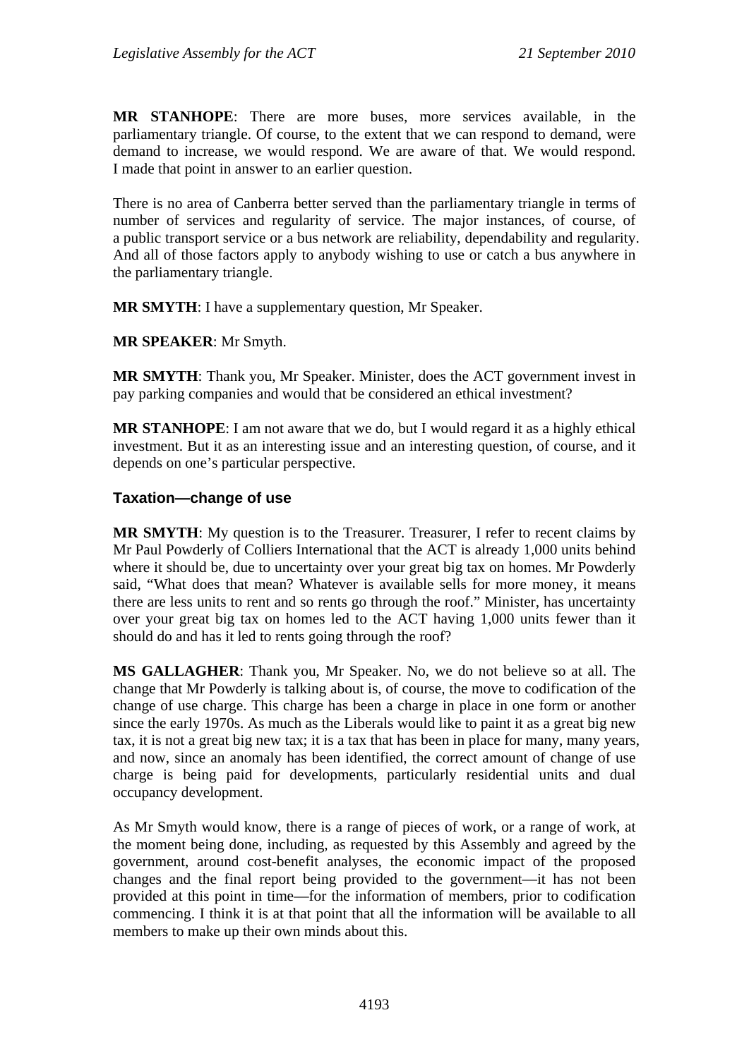**MR STANHOPE**: There are more buses, more services available, in the parliamentary triangle. Of course, to the extent that we can respond to demand, were demand to increase, we would respond. We are aware of that. We would respond. I made that point in answer to an earlier question.

There is no area of Canberra better served than the parliamentary triangle in terms of number of services and regularity of service. The major instances, of course, of a public transport service or a bus network are reliability, dependability and regularity. And all of those factors apply to anybody wishing to use or catch a bus anywhere in the parliamentary triangle.

**MR SMYTH**: I have a supplementary question, Mr Speaker.

**MR SPEAKER**: Mr Smyth.

**MR SMYTH**: Thank you, Mr Speaker. Minister, does the ACT government invest in pay parking companies and would that be considered an ethical investment?

**MR STANHOPE**: I am not aware that we do, but I would regard it as a highly ethical investment. But it as an interesting issue and an interesting question, of course, and it depends on one's particular perspective.

### Taxation—change of use

**MR SMYTH**: My question is to the Treasurer. Treasurer, I refer to recent claims by Mr Paul Powderly of Colliers International that the ACT is already 1,000 units behind where it should be, due to uncertainty over your great big tax on homes. Mr Powderly said, "What does that mean? Whatever is available sells for more money, it means there are less units to rent and so rents go through the roof." Minister, has uncertainty over your great big tax on homes led to the ACT having 1,000 units fewer than it should do and has it led to rents going through the roof?

**MS GALLAGHER**: Thank you, Mr Speaker. No, we do not believe so at all. The change that Mr Powderly is talking about is, of course, the move to codification of the change of use charge. This charge has been a charge in place in one form or another since the early 1970s. As much as the Liberals would like to paint it as a great big new tax, it is not a great big new tax; it is a tax that has been in place for many, many years, and now, since an anomaly has been identified, the correct amount of change of use charge is being paid for developments, particularly residential units and dual occupancy development.

As Mr Smyth would know, there is a range of pieces of work, or a range of work, at the moment being done, including, as requested by this Assembly and agreed by the government, around cost-benefit analyses, the economic impact of the proposed changes and the final report being provided to the government—it has not been provided at this point in time—for the information of members, prior to codification commencing. I think it is at that point that all the information will be available to all members to make up their own minds about this.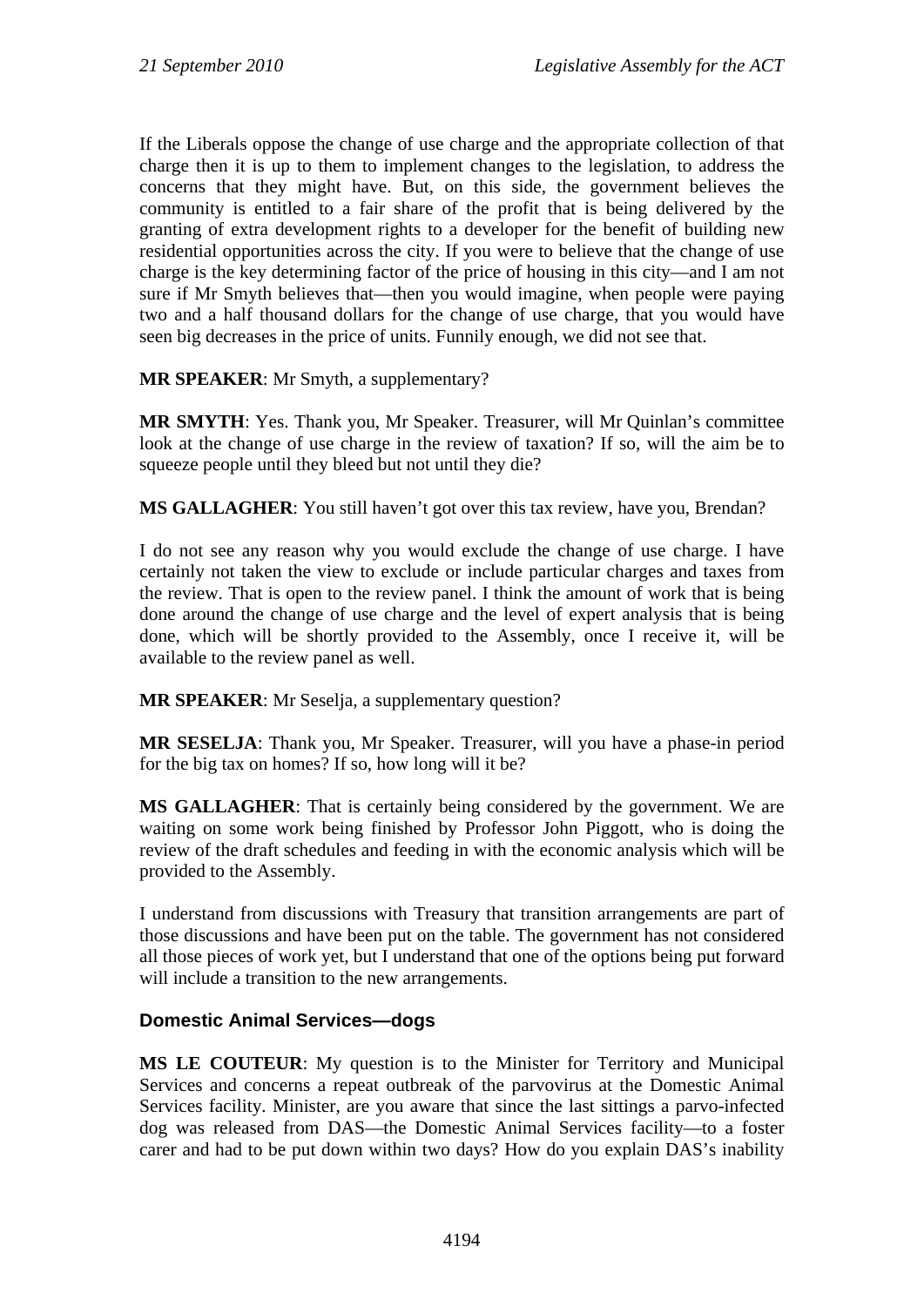If the Liberals oppose the change of use charge and the appropriate collection of that charge then it is up to them to implement changes to the legislation, to address the concerns that they might have. But, on this side, the government believes the community is entitled to a fair share of the profit that is being delivered by the granting of extra development rights to a developer for the benefit of building new residential opportunities across the city. If you were to believe that the change of use charge is the key determining factor of the price of housing in this city—and I am not sure if Mr Smyth believes that—then you would imagine, when people were paying two and a half thousand dollars for the change of use charge, that you would have seen big decreases in the price of units. Funnily enough, we did not see that.

**MR SPEAKER**: Mr Smyth, a supplementary?

**MR SMYTH**: Yes. Thank you, Mr Speaker. Treasurer, will Mr Quinlan's committee look at the change of use charge in the review of taxation? If so, will the aim be to squeeze people until they bleed but not until they die?

**MS GALLAGHER**: You still haven't got over this tax review, have you, Brendan?

I do not see any reason why you would exclude the change of use charge. I have certainly not taken the view to exclude or include particular charges and taxes from the review. That is open to the review panel. I think the amount of work that is being done around the change of use charge and the level of expert analysis that is being done, which will be shortly provided to the Assembly, once I receive it, will be available to the review panel as well.

**MR SPEAKER**: Mr Seselja, a supplementary question?

**MR SESELJA**: Thank you, Mr Speaker. Treasurer, will you have a phase-in period for the big tax on homes? If so, how long will it be?

**MS GALLAGHER**: That is certainly being considered by the government. We are waiting on some work being finished by Professor John Piggott, who is doing the review of the draft schedules and feeding in with the economic analysis which will be provided to the Assembly.

I understand from discussions with Treasury that transition arrangements are part of those discussions and have been put on the table. The government has not considered all those pieces of work yet, but I understand that one of the options being put forward will include a transition to the new arrangements.

### Domestic Animal Services—dogs

**MS LE COUTEUR**: My question is to the Minister for Territory and Municipal Services and concerns a repeat outbreak of the parvovirus at the Domestic Animal Services facility. Minister, are you aware that since the last sittings a parvo-infected dog was released from DAS—the Domestic Animal Services facility—to a foster carer and had to be put down within two days? How do you explain DAS's inability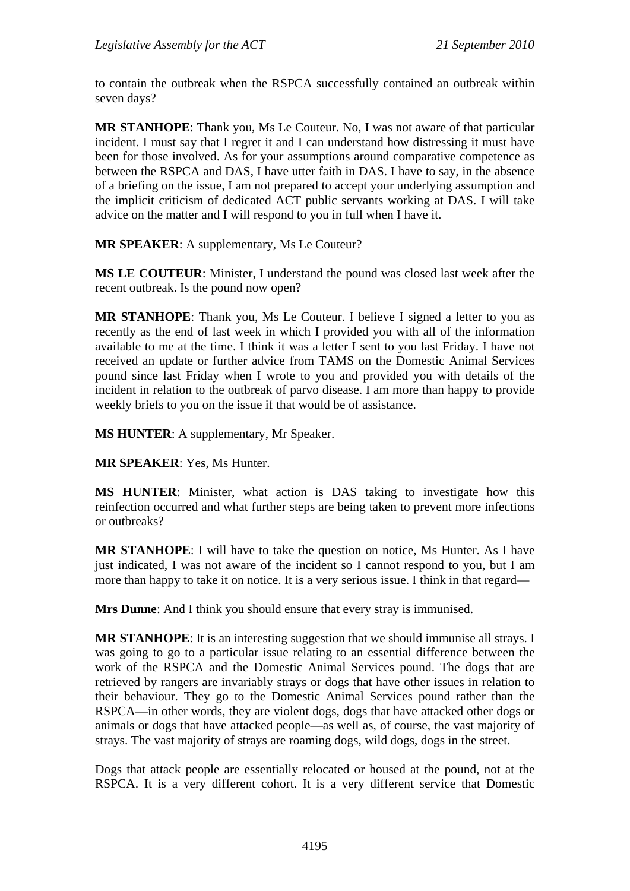to contain the outbreak when the RSPCA successfully contained an outbreak within seven days?

**MR STANHOPE**: Thank you, Ms Le Couteur. No, I was not aware of that particular incident. I must say that I regret it and I can understand how distressing it must have been for those involved. As for your assumptions around comparative competence as between the RSPCA and DAS, I have utter faith in DAS. I have to say, in the absence of a briefing on the issue, I am not prepared to accept your underlying assumption and the implicit criticism of dedicated ACT public servants working at DAS. I will take advice on the matter and I will respond to you in full when I have it.

**MR SPEAKER**: A supplementary, Ms Le Couteur?

**MS LE COUTEUR**: Minister, I understand the pound was closed last week after the recent outbreak. Is the pound now open?

**MR STANHOPE**: Thank you, Ms Le Couteur. I believe I signed a letter to you as recently as the end of last week in which I provided you with all of the information available to me at the time. I think it was a letter I sent to you last Friday. I have not received an update or further advice from TAMS on the Domestic Animal Services pound since last Friday when I wrote to you and provided you with details of the incident in relation to the outbreak of parvo disease. I am more than happy to provide weekly briefs to you on the issue if that would be of assistance.

**MS HUNTER**: A supplementary, Mr Speaker.

**MR SPEAKER**: Yes, Ms Hunter.

**MS HUNTER**: Minister, what action is DAS taking to investigate how this reinfection occurred and what further steps are being taken to prevent more infections or outbreaks?

**MR STANHOPE**: I will have to take the question on notice, Ms Hunter. As I have just indicated, I was not aware of the incident so I cannot respond to you, but I am more than happy to take it on notice. It is a very serious issue. I think in that regard—

**Mrs Dunne**: And I think you should ensure that every stray is immunised.

**MR STANHOPE**: It is an interesting suggestion that we should immunise all strays. I was going to go to a particular issue relating to an essential difference between the work of the RSPCA and the Domestic Animal Services pound. The dogs that are retrieved by rangers are invariably strays or dogs that have other issues in relation to their behaviour. They go to the Domestic Animal Services pound rather than the RSPCA—in other words, they are violent dogs, dogs that have attacked other dogs or animals or dogs that have attacked people—as well as, of course, the vast majority of strays. The vast majority of strays are roaming dogs, wild dogs, dogs in the street.

Dogs that attack people are essentially relocated or housed at the pound, not at the RSPCA. It is a very different cohort. It is a very different service that Domestic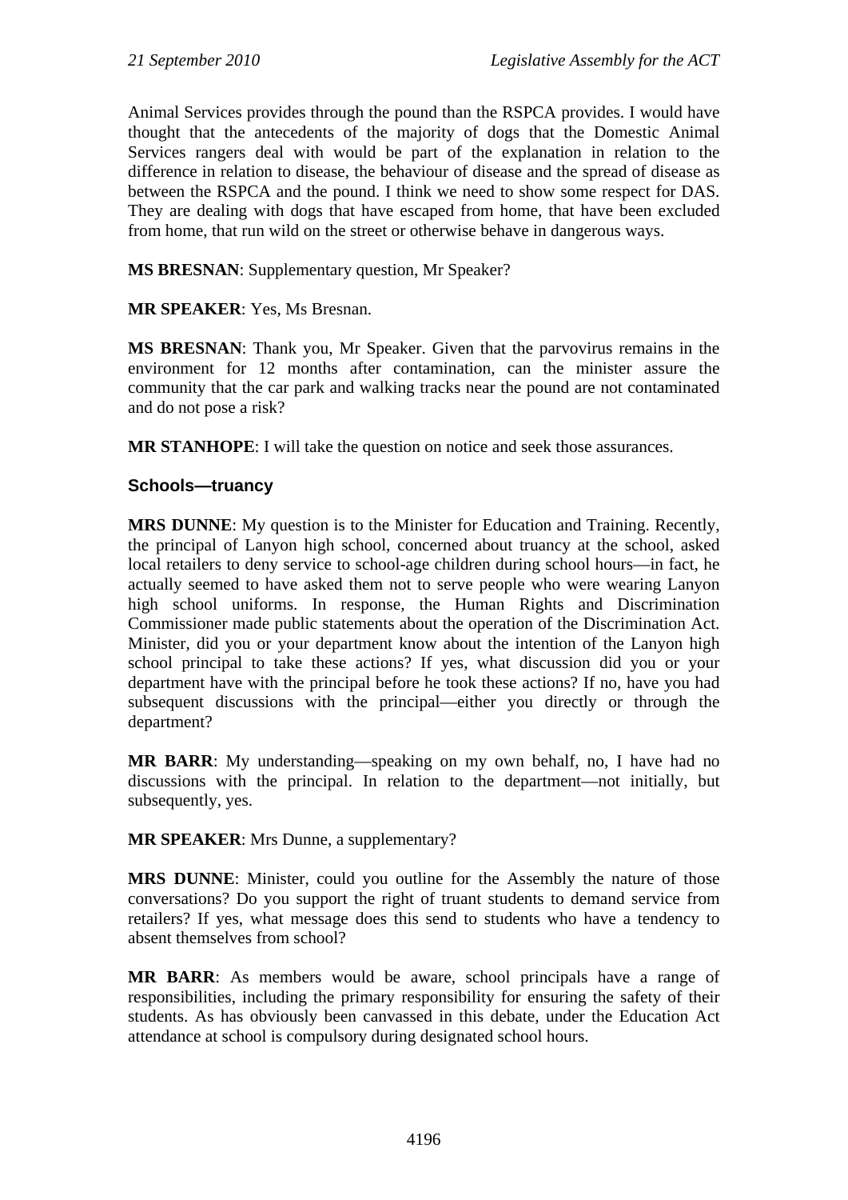Animal Services provides through the pound than the RSPCA provides. I would have thought that the antecedents of the majority of dogs that the Domestic Animal Services rangers deal with would be part of the explanation in relation to the difference in relation to disease, the behaviour of disease and the spread of disease as between the RSPCA and the pound. I think we need to show some respect for DAS. They are dealing with dogs that have escaped from home, that have been excluded from home, that run wild on the street or otherwise behave in dangerous ways.

**MS BRESNAN**: Supplementary question, Mr Speaker?

**MR SPEAKER**: Yes, Ms Bresnan.

**MS BRESNAN**: Thank you, Mr Speaker. Given that the parvovirus remains in the environment for 12 months after contamination, can the minister assure the community that the car park and walking tracks near the pound are not contaminated and do not pose a risk?

**MR STANHOPE**: I will take the question on notice and seek those assurances.

### Schools—truancy

**MRS DUNNE**: My question is to the Minister for Education and Training. Recently, the principal of Lanyon high school, concerned about truancy at the school, asked local retailers to deny service to school-age children during school hours—in fact, he actually seemed to have asked them not to serve people who were wearing Lanyon high school uniforms. In response, the Human Rights and Discrimination Commissioner made public statements about the operation of the Discrimination Act. Minister, did you or your department know about the intention of the Lanyon high school principal to take these actions? If yes, what discussion did you or your department have with the principal before he took these actions? If no, have you had subsequent discussions with the principal—either you directly or through the department?

**MR BARR**: My understanding—speaking on my own behalf, no, I have had no discussions with the principal. In relation to the department—not initially, but subsequently, yes.

**MR SPEAKER**: Mrs Dunne, a supplementary?

**MRS DUNNE**: Minister, could you outline for the Assembly the nature of those conversations? Do you support the right of truant students to demand service from retailers? If yes, what message does this send to students who have a tendency to absent themselves from school?

**MR BARR**: As members would be aware, school principals have a range of responsibilities, including the primary responsibility for ensuring the safety of their students. As has obviously been canvassed in this debate, under the Education Act attendance at school is compulsory during designated school hours.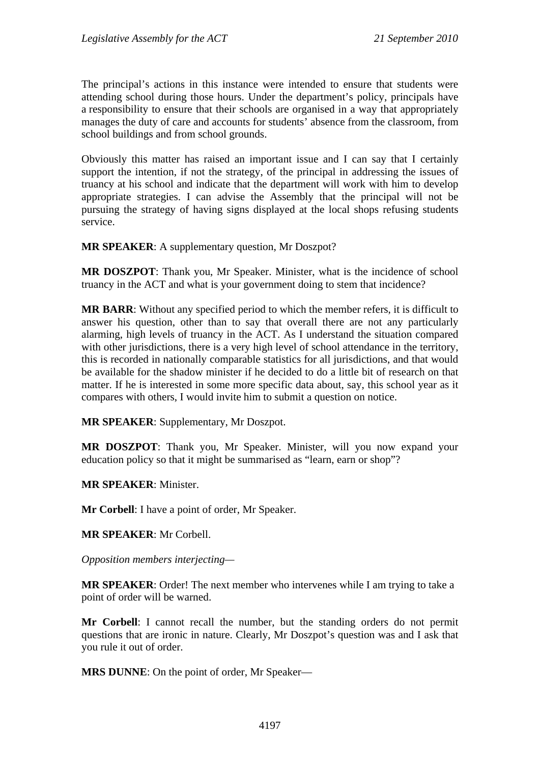The principal's actions in this instance were intended to ensure that students were attending school during those hours. Under the department's policy, principals have a responsibility to ensure that their schools are organised in a way that appropriately manages the duty of care and accounts for students' absence from the classroom, from school buildings and from school grounds.

Obviously this matter has raised an important issue and I can say that I certainly support the intention, if not the strategy, of the principal in addressing the issues of truancy at his school and indicate that the department will work with him to develop appropriate strategies. I can advise the Assembly that the principal will not be pursuing the strategy of having signs displayed at the local shops refusing students service.

**MR SPEAKER**: A supplementary question, Mr Doszpot?

**MR DOSZPOT**: Thank you, Mr Speaker. Minister, what is the incidence of school truancy in the ACT and what is your government doing to stem that incidence?

**MR BARR**: Without any specified period to which the member refers, it is difficult to answer his question, other than to say that overall there are not any particularly alarming, high levels of truancy in the ACT. As I understand the situation compared with other jurisdictions, there is a very high level of school attendance in the territory, this is recorded in nationally comparable statistics for all jurisdictions, and that would be available for the shadow minister if he decided to do a little bit of research on that matter. If he is interested in some more specific data about, say, this school year as it compares with others, I would invite him to submit a question on notice.

**MR SPEAKER**: Supplementary, Mr Doszpot.

**MR DOSZPOT**: Thank you, Mr Speaker. Minister, will you now expand your education policy so that it might be summarised as "learn, earn or shop"?

**MR SPEAKER**: Minister.

**Mr Corbell**: I have a point of order, Mr Speaker.

**MR SPEAKER**: Mr Corbell.

*Opposition members interjecting*—

**MR SPEAKER**: Order! The next member who intervenes while I am trying to take a point of order will be warned.

**Mr Corbell**: I cannot recall the number, but the standing orders do not permit questions that are ironic in nature. Clearly, Mr Doszpot's question was and I ask that you rule it out of order.

**MRS DUNNE**: On the point of order, Mr Speaker—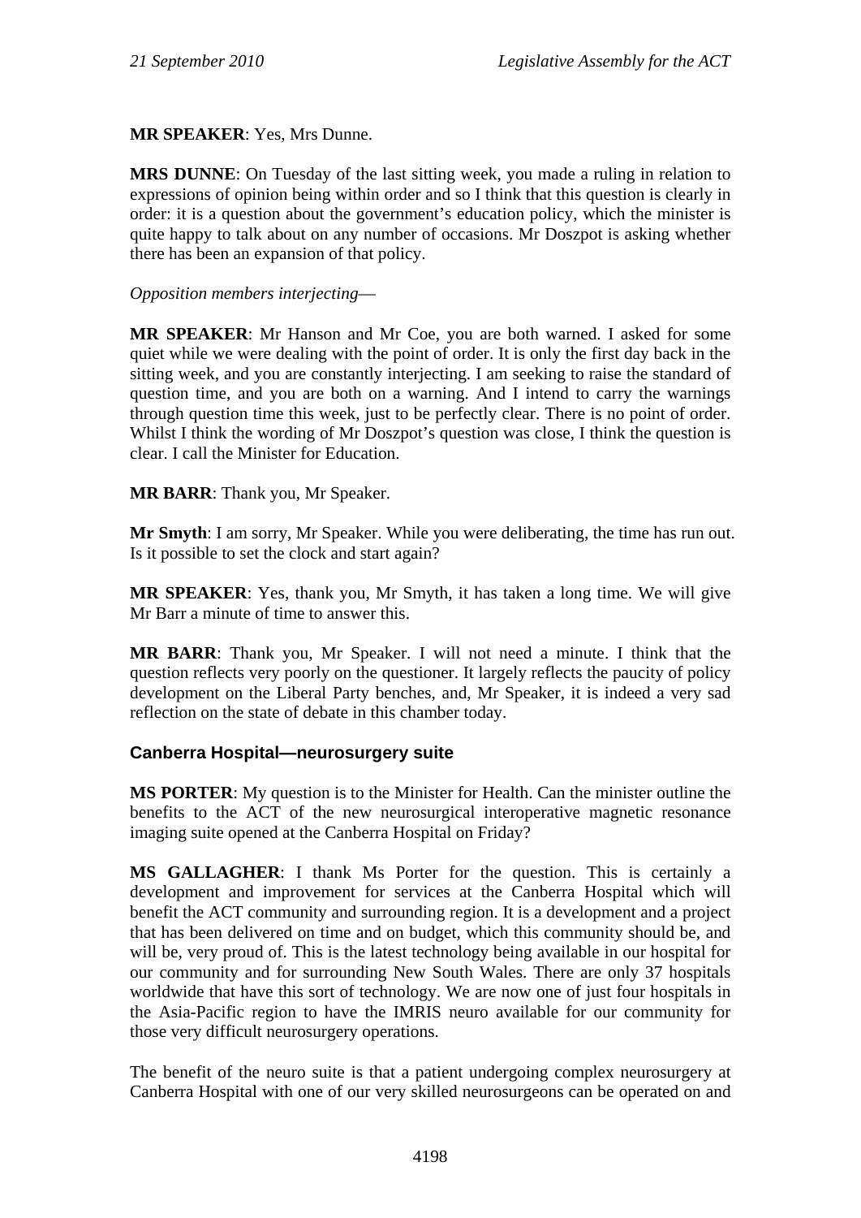**MR SPEAKER**: Yes, Mrs Dunne.

**MRS DUNNE**: On Tuesday of the last sitting week, you made a ruling in relation to expressions of opinion being within order and so I think that this question is clearly in order: it is a question about the government's education policy, which the minister is quite happy to talk about on any number of occasions. Mr Doszpot is asking whether there has been an expansion of that policy.

*Opposition members interjecting*—

**MR SPEAKER**: Mr Hanson and Mr Coe, you are both warned. I asked for some quiet while we were dealing with the point of order. It is only the first day back in the sitting week, and you are constantly interjecting. I am seeking to raise the standard of question time, and you are both on a warning. And I intend to carry the warnings through question time this week, just to be perfectly clear. There is no point of order. Whilst I think the wording of Mr Doszpot's question was close, I think the question is clear. I call the Minister for Education.

**MR BARR**: Thank you, Mr Speaker.

**Mr Smyth**: I am sorry, Mr Speaker. While you were deliberating, the time has run out. Is it possible to set the clock and start again?

**MR SPEAKER**: Yes, thank you, Mr Smyth, it has taken a long time. We will give Mr Barr a minute of time to answer this.

**MR BARR**: Thank you, Mr Speaker. I will not need a minute. I think that the question reflects very poorly on the questioner. It largely reflects the paucity of policy development on the Liberal Party benches, and, Mr Speaker, it is indeed a very sad reflection on the state of debate in this chamber today.

### Canberra Hospital—neurosurgery suite

**MS PORTER**: My question is to the Minister for Health. Can the minister outline the benefits to the ACT of the new neurosurgical interoperative magnetic resonance imaging suite opened at the Canberra Hospital on Friday?

**MS GALLAGHER**: I thank Ms Porter for the question. This is certainly a development and improvement for services at the Canberra Hospital which will benefit the ACT community and surrounding region. It is a development and a project that has been delivered on time and on budget, which this community should be, and will be, very proud of. This is the latest technology being available in our hospital for our community and for surrounding New South Wales. There are only 37 hospitals worldwide that have this sort of technology. We are now one of just four hospitals in the Asia-Pacific region to have the IMRIS neuro available for our community for those very difficult neurosurgery operations.

The benefit of the neuro suite is that a patient undergoing complex neurosurgery at Canberra Hospital with one of our very skilled neurosurgeons can be operated on and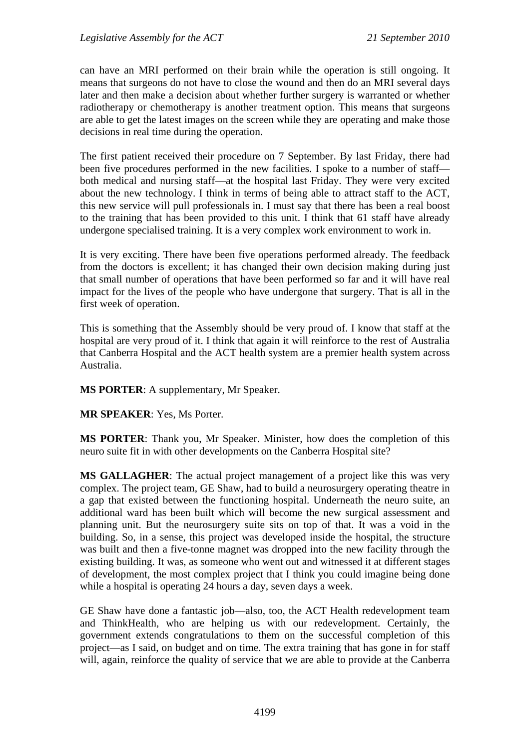can have an MRI performed on their brain while the operation is still ongoing. It means that surgeons do not have to close the wound and then do an MRI several days later and then make a decision about whether further surgery is warranted or whether radiotherapy or chemotherapy is another treatment option. This means that surgeons are able to get the latest images on the screen while they are operating and make those decisions in real time during the operation.

The first patient received their procedure on 7 September. By last Friday, there had been five procedures performed in the new facilities. I spoke to a number of staff—both medical and nursing staff—at the hospital last Friday. They were very excited about the new technology. I think in terms of being able to attract staff to the ACT, this new service will pull professionals in. I must say that there has been a real boost to the training that has been provided to this unit. I think that 61 staff have already undergone specialised training. It is a very complex work environment to work in.

It is very exciting. There have been five operations performed already. The feedback from the doctors is excellent; it has changed their own decision making during just that small number of operations that have been performed so far and it will have real impact for the lives of the people who have undergone that surgery. That is all in the first week of operation.

This is something that the Assembly should be very proud of. I know that staff at the hospital are very proud of it. I think that again it will reinforce to the rest of Australia that Canberra Hospital and the ACT health system are a premier health system across Australia.

**MS PORTER**: A supplementary, Mr Speaker.

**MR SPEAKER**: Yes, Ms Porter.

**MS PORTER**: Thank you, Mr Speaker. Minister, how does the completion of this neuro suite fit in with other developments on the Canberra Hospital site?

**MS GALLAGHER**: The actual project management of a project like this was very complex. The project team, GE Shaw, had to build a neurosurgery operating theatre in a gap that existed between the functioning hospital. Underneath the neuro suite, an additional ward has been built which will become the new surgical assessment and planning unit. But the neurosurgery suite sits on top of that. It was a void in the building. So, in a sense, this project was developed inside the hospital, the structure was built and then a five-tonne magnet was dropped into the new facility through the existing building. It was, as someone who went out and witnessed it at different stages of development, the most complex project that I think you could imagine being done while a hospital is operating 24 hours a day, seven days a week.

GE Shaw have done a fantastic job—also, too, the ACT Health redevelopment team and ThinkHealth, who are helping us with our redevelopment. Certainly, the government extends congratulations to them on the successful completion of this project—as I said, on budget and on time. The extra training that has gone in for staff will, again, reinforce the quality of service that we are able to provide at the Canberra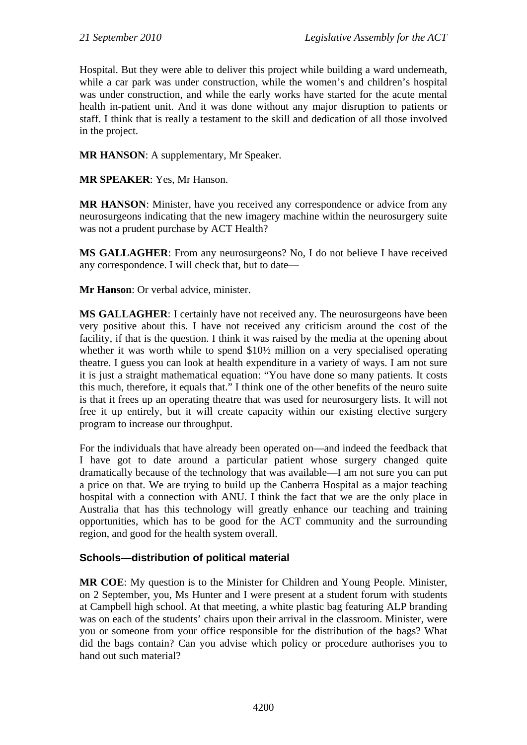Hospital. But they were able to deliver this project while building a ward underneath, while a car park was under construction, while the women's and children's hospital was under construction, and while the early works have started for the acute mental health in-patient unit. And it was done without any major disruption to patients or staff. I think that is really a testament to the skill and dedication of all those involved in the project.

**MR HANSON**: A supplementary, Mr Speaker.

**MR SPEAKER**: Yes, Mr Hanson.

**MR HANSON**: Minister, have you received any correspondence or advice from any neurosurgeons indicating that the new imagery machine within the neurosurgery suite was not a prudent purchase by ACT Health?

**MS GALLAGHER**: From any neurosurgeons? No, I do not believe I have received any correspondence. I will check that, but to date—

**Mr Hanson**: Or verbal advice, minister.

**MS GALLAGHER**: I certainly have not received any. The neurosurgeons have been very positive about this. I have not received any criticism around the cost of the facility, if that is the question. I think it was raised by the media at the opening about whether it was worth while to spend $10½ million on a very specialised operating theatre. I guess you can look at health expenditure in a variety of ways. I am not sure it is just a straight mathematical equation: "You have done so many patients. It costs this much, therefore, it equals that." I think one of the other benefits of the neuro suite is that it frees up an operating theatre that was used for neurosurgery lists. It will not free it up entirely, but it will create capacity within our existing elective surgery program to increase our throughput.

For the individuals that have already been operated on—and indeed the feedback that I have got to date around a particular patient whose surgery changed quite dramatically because of the technology that was available—I am not sure you can put a price on that. We are trying to build up the Canberra Hospital as a major teaching hospital with a connection with ANU. I think the fact that we are the only place in Australia that has this technology will greatly enhance our teaching and training opportunities, which has to be good for the ACT community and the surrounding region, and good for the health system overall.

### Schools—distribution of political material

**MR COE**: My question is to the Minister for Children and Young People. Minister, on 2 September, you, Ms Hunter and I were present at a student forum with students at Campbell high school. At that meeting, a white plastic bag featuring ALP branding was on each of the students' chairs upon their arrival in the classroom. Minister, were you or someone from your office responsible for the distribution of the bags? What did the bags contain? Can you advise which policy or procedure authorises you to hand out such material?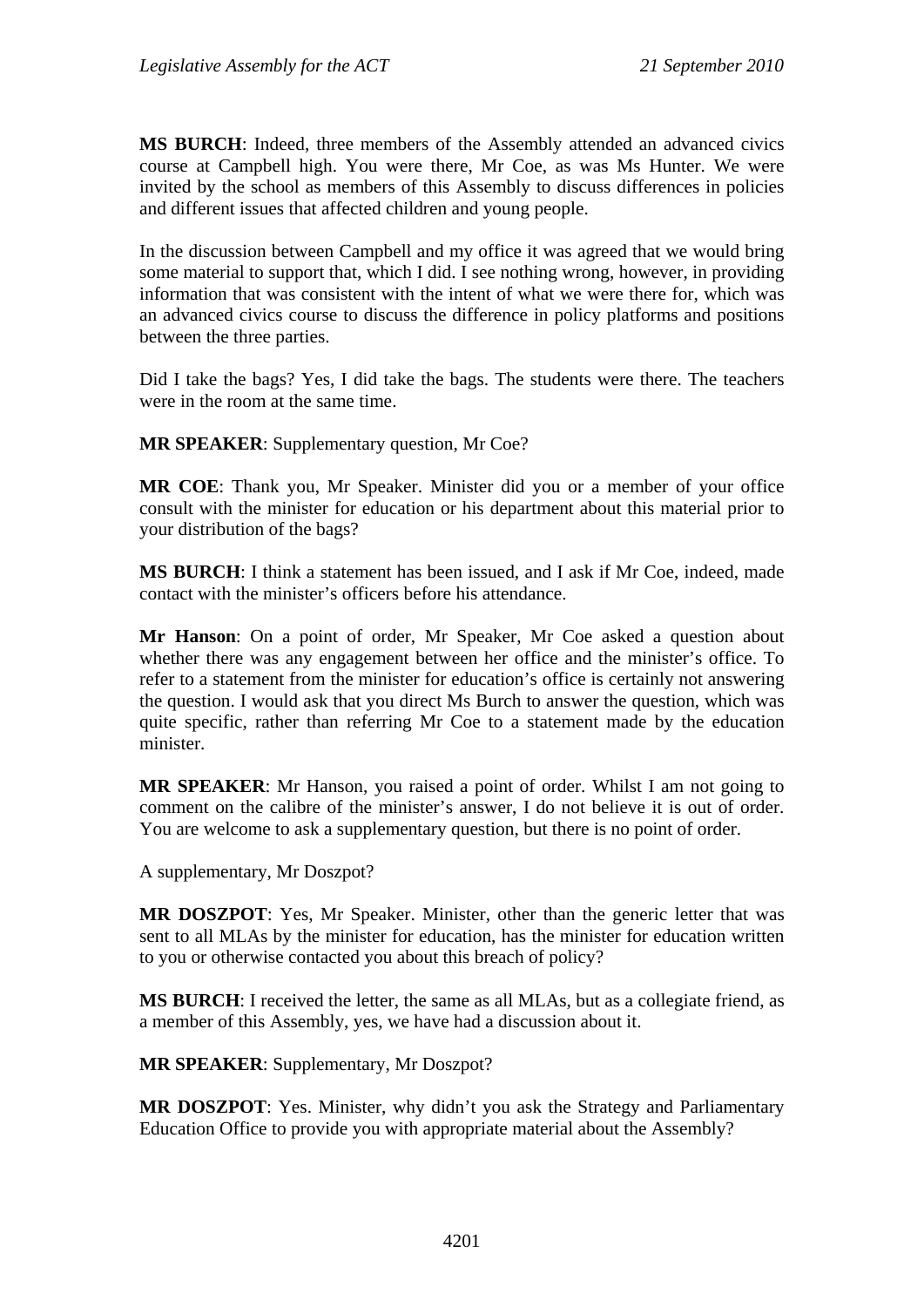**MS BURCH**: Indeed, three members of the Assembly attended an advanced civics course at Campbell high. You were there, Mr Coe, as was Ms Hunter. We were invited by the school as members of this Assembly to discuss differences in policies and different issues that affected children and young people.

In the discussion between Campbell and my office it was agreed that we would bring some material to support that, which I did. I see nothing wrong, however, in providing information that was consistent with the intent of what we were there for, which was an advanced civics course to discuss the difference in policy platforms and positions between the three parties.

Did I take the bags? Yes, I did take the bags. The students were there. The teachers were in the room at the same time.

**MR SPEAKER**: Supplementary question, Mr Coe?

**MR COE**: Thank you, Mr Speaker. Minister did you or a member of your office consult with the minister for education or his department about this material prior to your distribution of the bags?

**MS BURCH**: I think a statement has been issued, and I ask if Mr Coe, indeed, made contact with the minister's officers before his attendance.

**Mr Hanson**: On a point of order, Mr Speaker, Mr Coe asked a question about whether there was any engagement between her office and the minister's office. To refer to a statement from the minister for education's office is certainly not answering the question. I would ask that you direct Ms Burch to answer the question, which was quite specific, rather than referring Mr Coe to a statement made by the education minister.

**MR SPEAKER**: Mr Hanson, you raised a point of order. Whilst I am not going to comment on the calibre of the minister's answer, I do not believe it is out of order. You are welcome to ask a supplementary question, but there is no point of order.

A supplementary, Mr Doszpot?

**MR DOSZPOT**: Yes, Mr Speaker. Minister, other than the generic letter that was sent to all MLAs by the minister for education, has the minister for education written to you or otherwise contacted you about this breach of policy?

**MS BURCH**: I received the letter, the same as all MLAs, but as a collegiate friend, as a member of this Assembly, yes, we have had a discussion about it.

**MR SPEAKER**: Supplementary, Mr Doszpot?

**MR DOSZPOT**: Yes. Minister, why didn't you ask the Strategy and Parliamentary Education Office to provide you with appropriate material about the Assembly?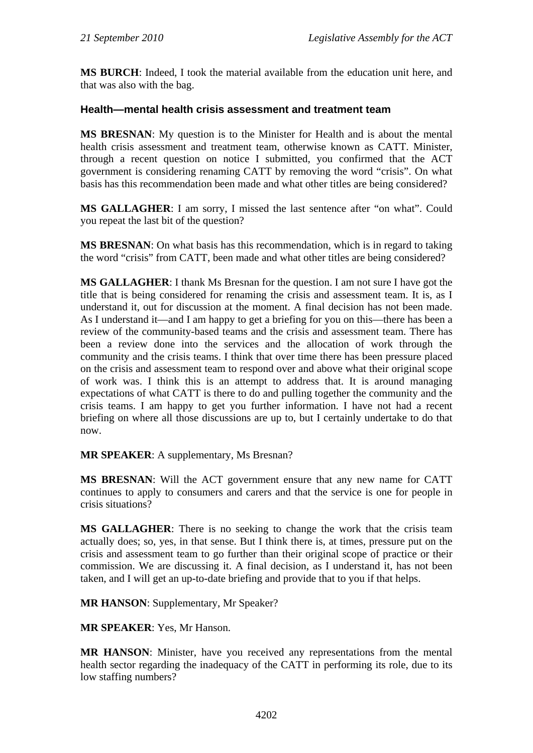**MS BURCH**: Indeed, I took the material available from the education unit here, and that was also with the bag.

### Health—mental health crisis assessment and treatment team

**MS BRESNAN**: My question is to the Minister for Health and is about the mental health crisis assessment and treatment team, otherwise known as CATT. Minister, through a recent question on notice I submitted, you confirmed that the ACT government is considering renaming CATT by removing the word "crisis". On what basis has this recommendation been made and what other titles are being considered?

**MS GALLAGHER**: I am sorry, I missed the last sentence after "on what". Could you repeat the last bit of the question?

**MS BRESNAN**: On what basis has this recommendation, which is in regard to taking the word "crisis" from CATT, been made and what other titles are being considered?

**MS GALLAGHER**: I thank Ms Bresnan for the question. I am not sure I have got the title that is being considered for renaming the crisis and assessment team. It is, as I understand it, out for discussion at the moment. A final decision has not been made. As I understand it—and I am happy to get a briefing for you on this—there has been a review of the community-based teams and the crisis and assessment team. There has been a review done into the services and the allocation of work through the community and the crisis teams. I think that over time there has been pressure placed on the crisis and assessment team to respond over and above what their original scope of work was. I think this is an attempt to address that. It is around managing expectations of what CATT is there to do and pulling together the community and the crisis teams. I am happy to get you further information. I have not had a recent briefing on where all those discussions are up to, but I certainly undertake to do that now.

**MR SPEAKER**: A supplementary, Ms Bresnan?

**MS BRESNAN**: Will the ACT government ensure that any new name for CATT continues to apply to consumers and carers and that the service is one for people in crisis situations?

**MS GALLAGHER**: There is no seeking to change the work that the crisis team actually does; so, yes, in that sense. But I think there is, at times, pressure put on the crisis and assessment team to go further than their original scope of practice or their commission. We are discussing it. A final decision, as I understand it, has not been taken, and I will get an up-to-date briefing and provide that to you if that helps.

**MR HANSON**: Supplementary, Mr Speaker?

**MR SPEAKER**: Yes, Mr Hanson.

**MR HANSON**: Minister, have you received any representations from the mental health sector regarding the inadequacy of the CATT in performing its role, due to its low staffing numbers?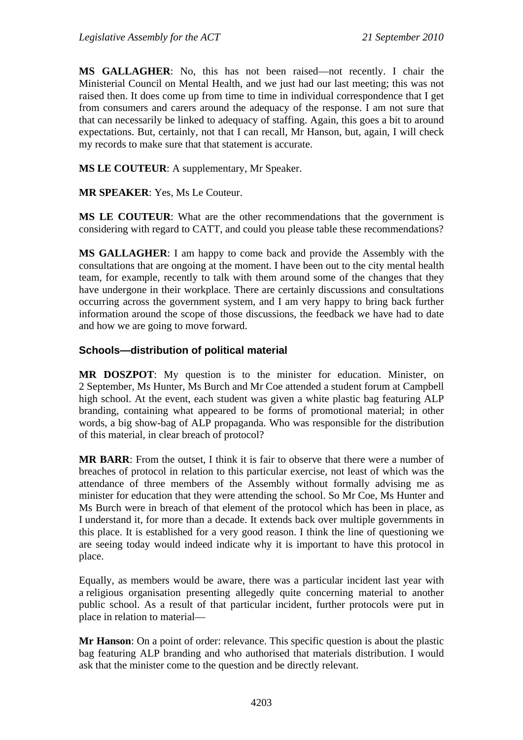**MS GALLAGHER**: No, this has not been raised—not recently. I chair the Ministerial Council on Mental Health, and we just had our last meeting; this was not raised then. It does come up from time to time in individual correspondence that I get from consumers and carers around the adequacy of the response. I am not sure that that can necessarily be linked to adequacy of staffing. Again, this goes a bit to around expectations. But, certainly, not that I can recall, Mr Hanson, but, again, I will check my records to make sure that that statement is accurate.

**MS LE COUTEUR**: A supplementary, Mr Speaker.

**MR SPEAKER**: Yes, Ms Le Couteur.

**MS LE COUTEUR**: What are the other recommendations that the government is considering with regard to CATT, and could you please table these recommendations?

**MS GALLAGHER**: I am happy to come back and provide the Assembly with the consultations that are ongoing at the moment. I have been out to the city mental health team, for example, recently to talk with them around some of the changes that they have undergone in their workplace. There are certainly discussions and consultations occurring across the government system, and I am very happy to bring back further information around the scope of those discussions, the feedback we have had to date and how we are going to move forward.

### Schools—distribution of political material

**MR DOSZPOT**: My question is to the minister for education. Minister, on 2 September, Ms Hunter, Ms Burch and Mr Coe attended a student forum at Campbell high school. At the event, each student was given a white plastic bag featuring ALP branding, containing what appeared to be forms of promotional material; in other words, a big show-bag of ALP propaganda. Who was responsible for the distribution of this material, in clear breach of protocol?

**MR BARR**: From the outset, I think it is fair to observe that there were a number of breaches of protocol in relation to this particular exercise, not least of which was the attendance of three members of the Assembly without formally advising me as minister for education that they were attending the school. So Mr Coe, Ms Hunter and Ms Burch were in breach of that element of the protocol which has been in place, as I understand it, for more than a decade. It extends back over multiple governments in this place. It is established for a very good reason. I think the line of questioning we are seeing today would indeed indicate why it is important to have this protocol in place.

Equally, as members would be aware, there was a particular incident last year with a religious organisation presenting allegedly quite concerning material to another public school. As a result of that particular incident, further protocols were put in place in relation to material—

**Mr Hanson**: On a point of order: relevance. This specific question is about the plastic bag featuring ALP branding and who authorised that materials distribution. I would ask that the minister come to the question and be directly relevant.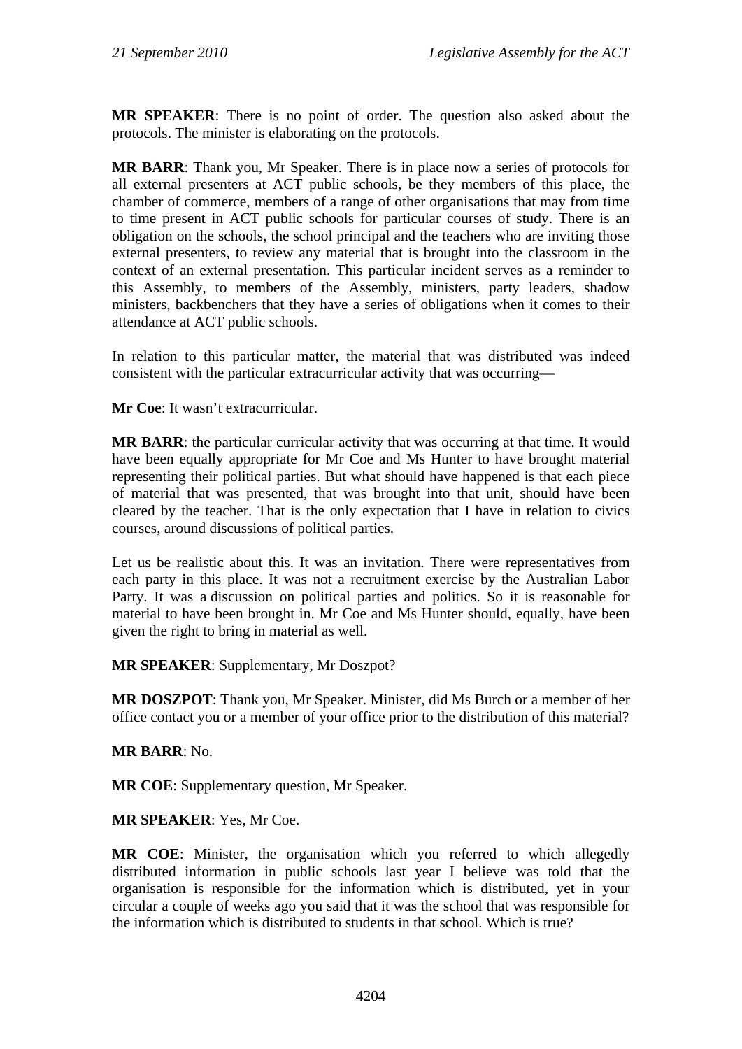**MR SPEAKER**: There is no point of order. The question also asked about the protocols. The minister is elaborating on the protocols.

**MR BARR**: Thank you, Mr Speaker. There is in place now a series of protocols for all external presenters at ACT public schools, be they members of this place, the chamber of commerce, members of a range of other organisations that may from time to time present in ACT public schools for particular courses of study. There is an obligation on the schools, the school principal and the teachers who are inviting those external presenters, to review any material that is brought into the classroom in the context of an external presentation. This particular incident serves as a reminder to this Assembly, to members of the Assembly, ministers, party leaders, shadow ministers, backbenchers that they have a series of obligations when it comes to their attendance at ACT public schools.

In relation to this particular matter, the material that was distributed was indeed consistent with the particular extracurricular activity that was occurring—

**Mr Coe**: It wasn't extracurricular.

**MR BARR**: the particular curricular activity that was occurring at that time. It would have been equally appropriate for Mr Coe and Ms Hunter to have brought material representing their political parties. But what should have happened is that each piece of material that was presented, that was brought into that unit, should have been cleared by the teacher. That is the only expectation that I have in relation to civics courses, around discussions of political parties.

Let us be realistic about this. It was an invitation. There were representatives from each party in this place. It was not a recruitment exercise by the Australian Labor Party. It was a discussion on political parties and politics. So it is reasonable for material to have been brought in. Mr Coe and Ms Hunter should, equally, have been given the right to bring in material as well.

**MR SPEAKER**: Supplementary, Mr Doszpot?

**MR DOSZPOT**: Thank you, Mr Speaker. Minister, did Ms Burch or a member of her office contact you or a member of your office prior to the distribution of this material?

**MR BARR**: No.

**MR COE**: Supplementary question, Mr Speaker.

**MR SPEAKER**: Yes, Mr Coe.

**MR COE**: Minister, the organisation which you referred to which allegedly distributed information in public schools last year I believe was told that the organisation is responsible for the information which is distributed, yet in your circular a couple of weeks ago you said that it was the school that was responsible for the information which is distributed to students in that school. Which is true?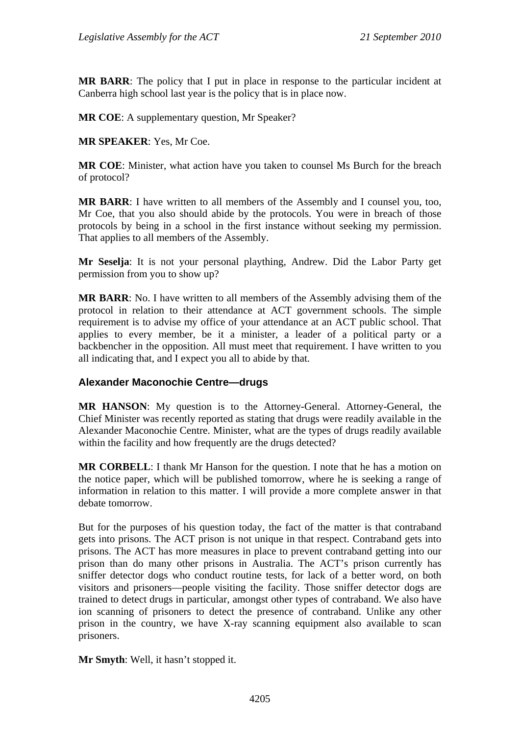**MR BARR**: The policy that I put in place in response to the particular incident at Canberra high school last year is the policy that is in place now.

**MR COE**: A supplementary question, Mr Speaker?

**MR SPEAKER**: Yes, Mr Coe.

**MR COE**: Minister, what action have you taken to counsel Ms Burch for the breach of protocol?

**MR BARR**: I have written to all members of the Assembly and I counsel you, too, Mr Coe, that you also should abide by the protocols. You were in breach of those protocols by being in a school in the first instance without seeking my permission. That applies to all members of the Assembly.

**Mr Seselja**: It is not your personal plaything, Andrew. Did the Labor Party get permission from you to show up?

**MR BARR**: No. I have written to all members of the Assembly advising them of the protocol in relation to their attendance at ACT government schools. The simple requirement is to advise my office of your attendance at an ACT public school. That applies to every member, be it a minister, a leader of a political party or a backbencher in the opposition. All must meet that requirement. I have written to you all indicating that, and I expect you all to abide by that.

### Alexander Maconochie Centre—drugs

**MR HANSON**: My question is to the Attorney-General. Attorney-General, the Chief Minister was recently reported as stating that drugs were readily available in the Alexander Maconochie Centre. Minister, what are the types of drugs readily available within the facility and how frequently are the drugs detected?

**MR CORBELL**: I thank Mr Hanson for the question. I note that he has a motion on the notice paper, which will be published tomorrow, where he is seeking a range of information in relation to this matter. I will provide a more complete answer in that debate tomorrow.

But for the purposes of his question today, the fact of the matter is that contraband gets into prisons. The ACT prison is not unique in that respect. Contraband gets into prisons. The ACT has more measures in place to prevent contraband getting into our prison than do many other prisons in Australia. The ACT's prison currently has sniffer detector dogs who conduct routine tests, for lack of a better word, on both visitors and prisoners—people visiting the facility. Those sniffer detector dogs are trained to detect drugs in particular, amongst other types of contraband. We also have ion scanning of prisoners to detect the presence of contraband. Unlike any other prison in the country, we have X-ray scanning equipment also available to scan prisoners.

**Mr Smyth**: Well, it hasn't stopped it.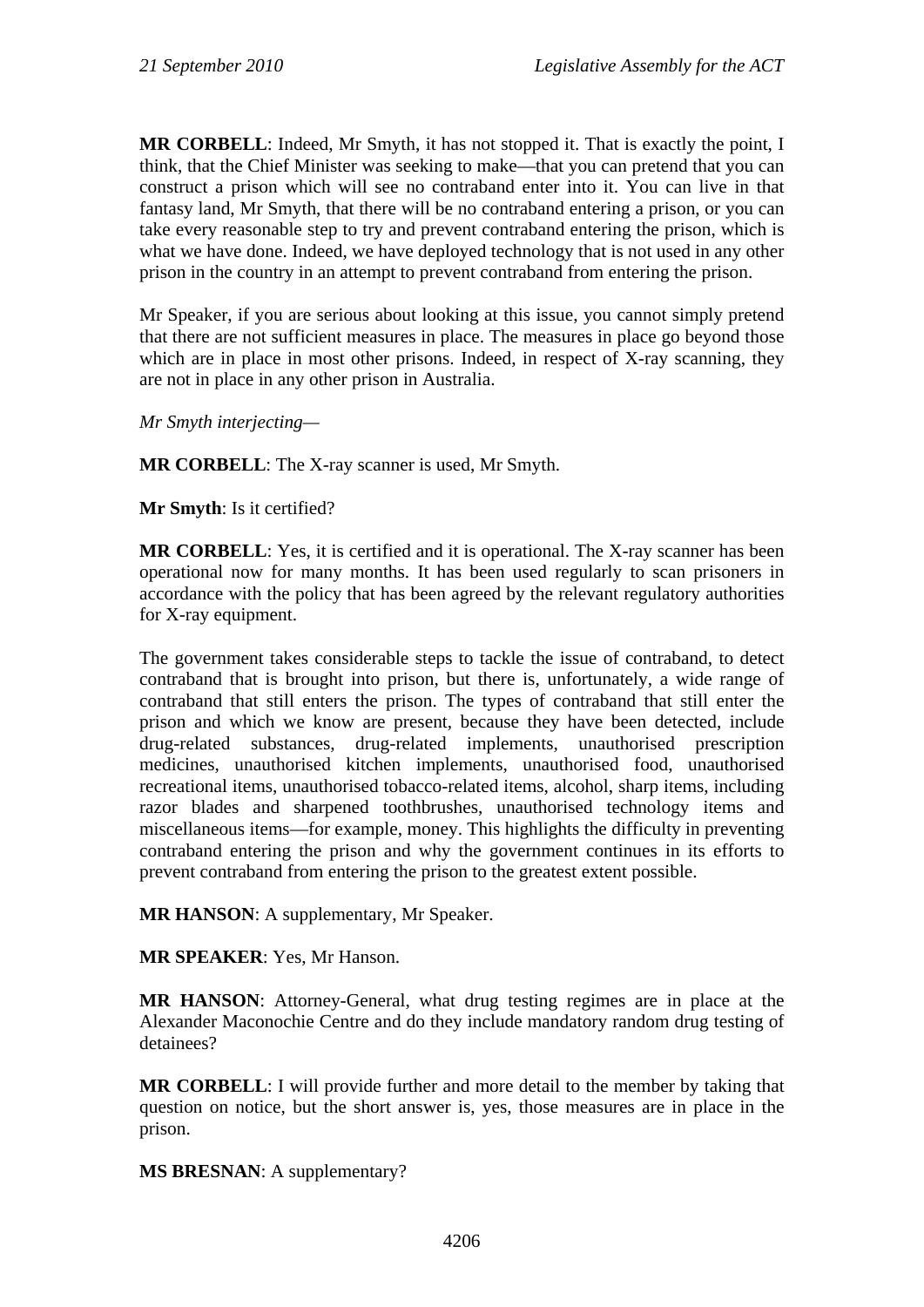**MR CORBELL**: Indeed, Mr Smyth, it has not stopped it. That is exactly the point, I think, that the Chief Minister was seeking to make—that you can pretend that you can construct a prison which will see no contraband enter into it. You can live in that fantasy land, Mr Smyth, that there will be no contraband entering a prison, or you can take every reasonable step to try and prevent contraband entering the prison, which is what we have done. Indeed, we have deployed technology that is not used in any other prison in the country in an attempt to prevent contraband from entering the prison.

Mr Speaker, if you are serious about looking at this issue, you cannot simply pretend that there are not sufficient measures in place. The measures in place go beyond those which are in place in most other prisons. Indeed, in respect of X-ray scanning, they are not in place in any other prison in Australia.

*Mr Smyth interjecting—*

**MR CORBELL**: The X-ray scanner is used, Mr Smyth.

**Mr Smyth**: Is it certified?

**MR CORBELL**: Yes, it is certified and it is operational. The X-ray scanner has been operational now for many months. It has been used regularly to scan prisoners in accordance with the policy that has been agreed by the relevant regulatory authorities for X-ray equipment.

The government takes considerable steps to tackle the issue of contraband, to detect contraband that is brought into prison, but there is, unfortunately, a wide range of contraband that still enters the prison. The types of contraband that still enter the prison and which we know are present, because they have been detected, include drug-related substances, drug-related implements, unauthorised prescription medicines, unauthorised kitchen implements, unauthorised food, unauthorised recreational items, unauthorised tobacco-related items, alcohol, sharp items, including razor blades and sharpened toothbrushes, unauthorised technology items and miscellaneous items—for example, money. This highlights the difficulty in preventing contraband entering the prison and why the government continues in its efforts to prevent contraband from entering the prison to the greatest extent possible.

**MR HANSON**: A supplementary, Mr Speaker.

**MR SPEAKER**: Yes, Mr Hanson.

**MR HANSON**: Attorney-General, what drug testing regimes are in place at the Alexander Maconochie Centre and do they include mandatory random drug testing of detainees?

**MR CORBELL**: I will provide further and more detail to the member by taking that question on notice, but the short answer is, yes, those measures are in place in the prison.

**MS BRESNAN**: A supplementary?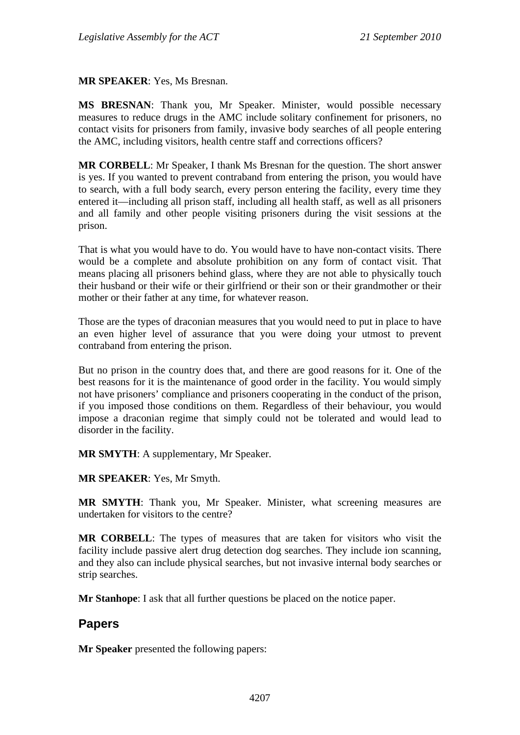**MR SPEAKER**: Yes, Ms Bresnan.

**MS BRESNAN**: Thank you, Mr Speaker. Minister, would possible necessary measures to reduce drugs in the AMC include solitary confinement for prisoners, no contact visits for prisoners from family, invasive body searches of all people entering the AMC, including visitors, health centre staff and corrections officers?

**MR CORBELL**: Mr Speaker, I thank Ms Bresnan for the question. The short answer is yes. If you wanted to prevent contraband from entering the prison, you would have to search, with a full body search, every person entering the facility, every time they entered it—including all prison staff, including all health staff, as well as all prisoners and all family and other people visiting prisoners during the visit sessions at the prison.

That is what you would have to do. You would have to have non-contact visits. There would be a complete and absolute prohibition on any form of contact visit. That means placing all prisoners behind glass, where they are not able to physically touch their husband or their wife or their girlfriend or their son or their grandmother or their mother or their father at any time, for whatever reason.

Those are the types of draconian measures that you would need to put in place to have an even higher level of assurance that you were doing your utmost to prevent contraband from entering the prison.

But no prison in the country does that, and there are good reasons for it. One of the best reasons for it is the maintenance of good order in the facility. You would simply not have prisoners' compliance and prisoners cooperating in the conduct of the prison, if you imposed those conditions on them. Regardless of their behaviour, you would impose a draconian regime that simply could not be tolerated and would lead to disorder in the facility.

**MR SMYTH**: A supplementary, Mr Speaker.

**MR SPEAKER**: Yes, Mr Smyth.

**MR SMYTH**: Thank you, Mr Speaker. Minister, what screening measures are undertaken for visitors to the centre?

**MR CORBELL**: The types of measures that are taken for visitors who visit the facility include passive alert drug detection dog searches. They include ion scanning, and they also can include physical searches, but not invasive internal body searches or strip searches.

**Mr Stanhope**: I ask that all further questions be placed on the notice paper.

## Papers

**Mr Speaker** presented the following papers: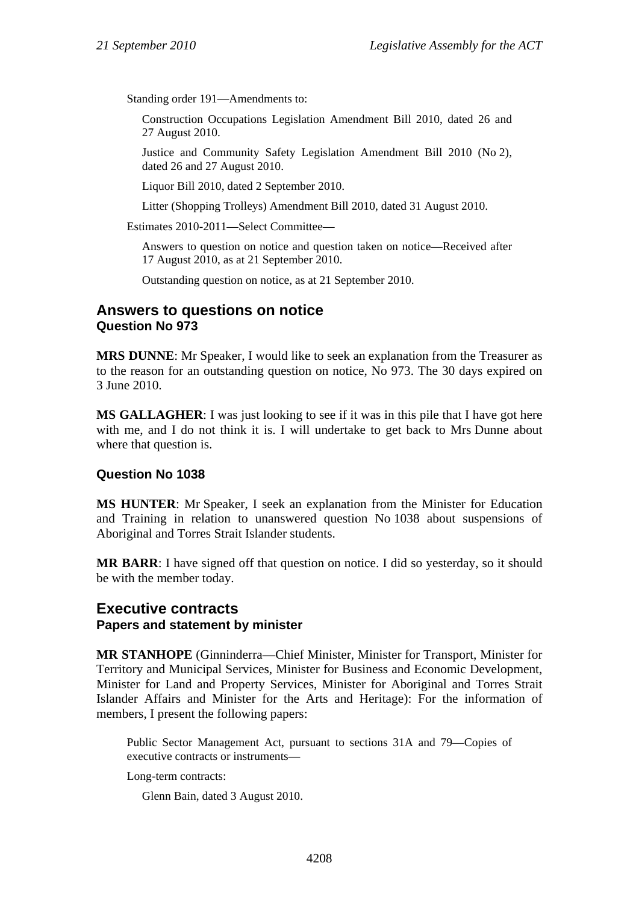Standing order 191—Amendments to:

Construction Occupations Legislation Amendment Bill 2010, dated 26 and 27 August 2010.

Justice and Community Safety Legislation Amendment Bill 2010 (No 2), dated 26 and 27 August 2010.

Liquor Bill 2010, dated 2 September 2010.

Litter (Shopping Trolleys) Amendment Bill 2010, dated 31 August 2010.

Estimates 2010-2011—Select Committee—

Answers to question on notice and question taken on notice—Received after 17 August 2010, as at 21 September 2010.

Outstanding question on notice, as at 21 September 2010.

## Answers to questions on notice

### Question No 973

**MRS DUNNE**: Mr Speaker, I would like to seek an explanation from the Treasurer as to the reason for an outstanding question on notice, No 973. The 30 days expired on 3 June 2010.

**MS GALLAGHER**: I was just looking to see if it was in this pile that I have got here with me, and I do not think it is. I will undertake to get back to Mrs Dunne about where that question is.

### Question No 1038

**MS HUNTER**: Mr Speaker, I seek an explanation from the Minister for Education and Training in relation to unanswered question No 1038 about suspensions of Aboriginal and Torres Strait Islander students.

**MR BARR**: I have signed off that question on notice. I did so yesterday, so it should be with the member today.

## Executive contracts

### Papers and statement by minister

**MR STANHOPE** (Ginninderra—Chief Minister, Minister for Transport, Minister for Territory and Municipal Services, Minister for Business and Economic Development, Minister for Land and Property Services, Minister for Aboriginal and Torres Strait Islander Affairs and Minister for the Arts and Heritage): For the information of members, I present the following papers:

Public Sector Management Act, pursuant to sections 31A and 79—Copies of executive contracts or instruments—

Long-term contracts:

Glenn Bain, dated 3 August 2010.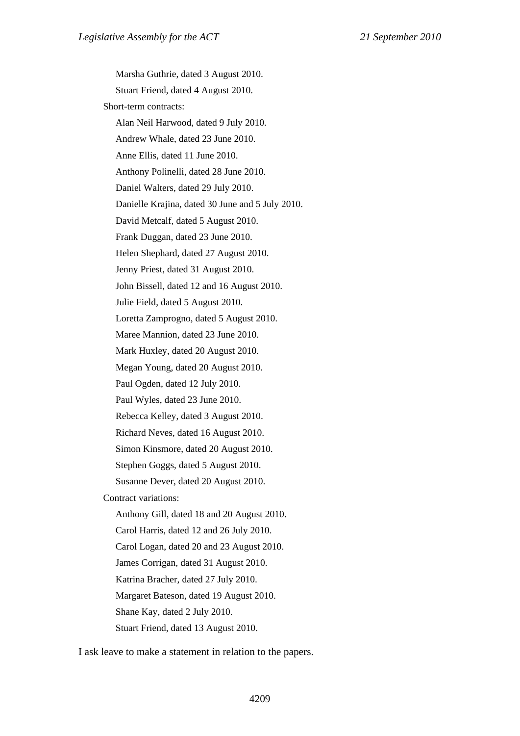Marsha Guthrie, dated 3 August 2010.

Stuart Friend, dated 4 August 2010.

Short-term contracts:

Alan Neil Harwood, dated 9 July 2010.

Andrew Whale, dated 23 June 2010.

Anne Ellis, dated 11 June 2010.

Anthony Polinelli, dated 28 June 2010.

Daniel Walters, dated 29 July 2010.

Danielle Krajina, dated 30 June and 5 July 2010.

David Metcalf, dated 5 August 2010.

Frank Duggan, dated 23 June 2010.

Helen Shephard, dated 27 August 2010.

Jenny Priest, dated 31 August 2010.

John Bissell, dated 12 and 16 August 2010.

Julie Field, dated 5 August 2010.

Loretta Zamprogno, dated 5 August 2010.

Maree Mannion, dated 23 June 2010.

Mark Huxley, dated 20 August 2010.

Megan Young, dated 20 August 2010.

Paul Ogden, dated 12 July 2010.

Paul Wyles, dated 23 June 2010.

Rebecca Kelley, dated 3 August 2010.

Richard Neves, dated 16 August 2010.

Simon Kinsmore, dated 20 August 2010.

Stephen Goggs, dated 5 August 2010.

Susanne Dever, dated 20 August 2010.

Contract variations:

Anthony Gill, dated 18 and 20 August 2010.

Carol Harris, dated 12 and 26 July 2010.

Carol Logan, dated 20 and 23 August 2010.

James Corrigan, dated 31 August 2010.

Katrina Bracher, dated 27 July 2010.

Margaret Bateson, dated 19 August 2010.

Shane Kay, dated 2 July 2010.

Stuart Friend, dated 13 August 2010.

I ask leave to make a statement in relation to the papers.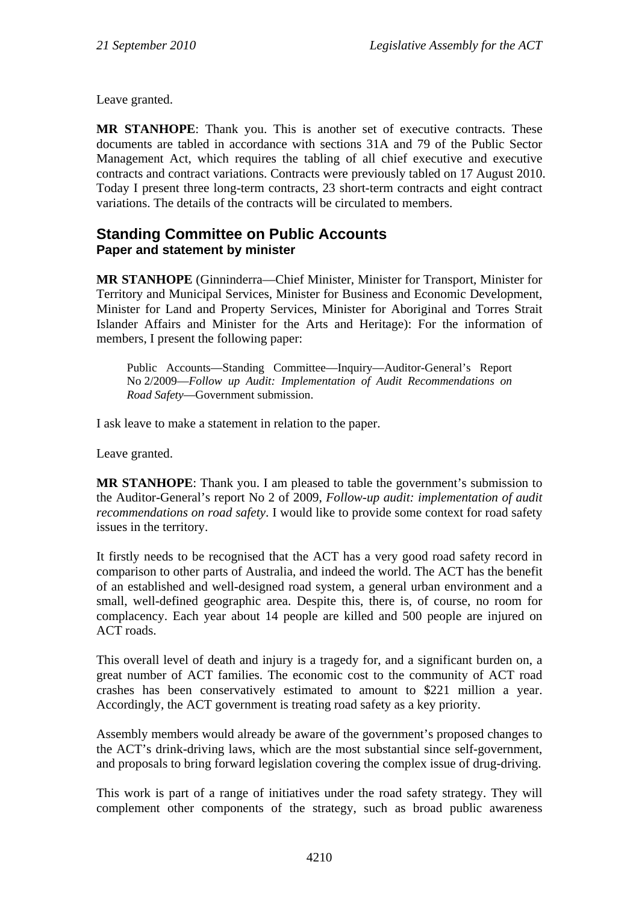Leave granted.

**MR STANHOPE**: Thank you. This is another set of executive contracts. These documents are tabled in accordance with sections 31A and 79 of the Public Sector Management Act, which requires the tabling of all chief executive and executive contracts and contract variations. Contracts were previously tabled on 17 August 2010. Today I present three long-term contracts, 23 short-term contracts and eight contract variations. The details of the contracts will be circulated to members.

## Standing Committee on Public Accounts

### Paper and statement by minister

**MR STANHOPE** (Ginninderra—Chief Minister, Minister for Transport, Minister for Territory and Municipal Services, Minister for Business and Economic Development, Minister for Land and Property Services, Minister for Aboriginal and Torres Strait Islander Affairs and Minister for the Arts and Heritage): For the information of members, I present the following paper:

> Public Accounts—Standing Committee—Inquiry—Auditor-General's Report No 2/2009—*Follow up Audit: Implementation of Audit Recommendations on Road Safety*—Government submission.

I ask leave to make a statement in relation to the paper.

Leave granted.

**MR STANHOPE**: Thank you. I am pleased to table the government's submission to the Auditor-General's report No 2 of 2009, *Follow-up audit: implementation of audit recommendations on road safety*. I would like to provide some context for road safety issues in the territory.

It firstly needs to be recognised that the ACT has a very good road safety record in comparison to other parts of Australia, and indeed the world. The ACT has the benefit of an established and well-designed road system, a general urban environment and a small, well-defined geographic area. Despite this, there is, of course, no room for complacency. Each year about 14 people are killed and 500 people are injured on ACT roads.

This overall level of death and injury is a tragedy for, and a significant burden on, a great number of ACT families. The economic cost to the community of ACT road crashes has been conservatively estimated to amount to $221 million a year. Accordingly, the ACT government is treating road safety as a key priority.

Assembly members would already be aware of the government's proposed changes to the ACT's drink-driving laws, which are the most substantial since self-government, and proposals to bring forward legislation covering the complex issue of drug-driving.

This work is part of a range of initiatives under the road safety strategy. They will complement other components of the strategy, such as broad public awareness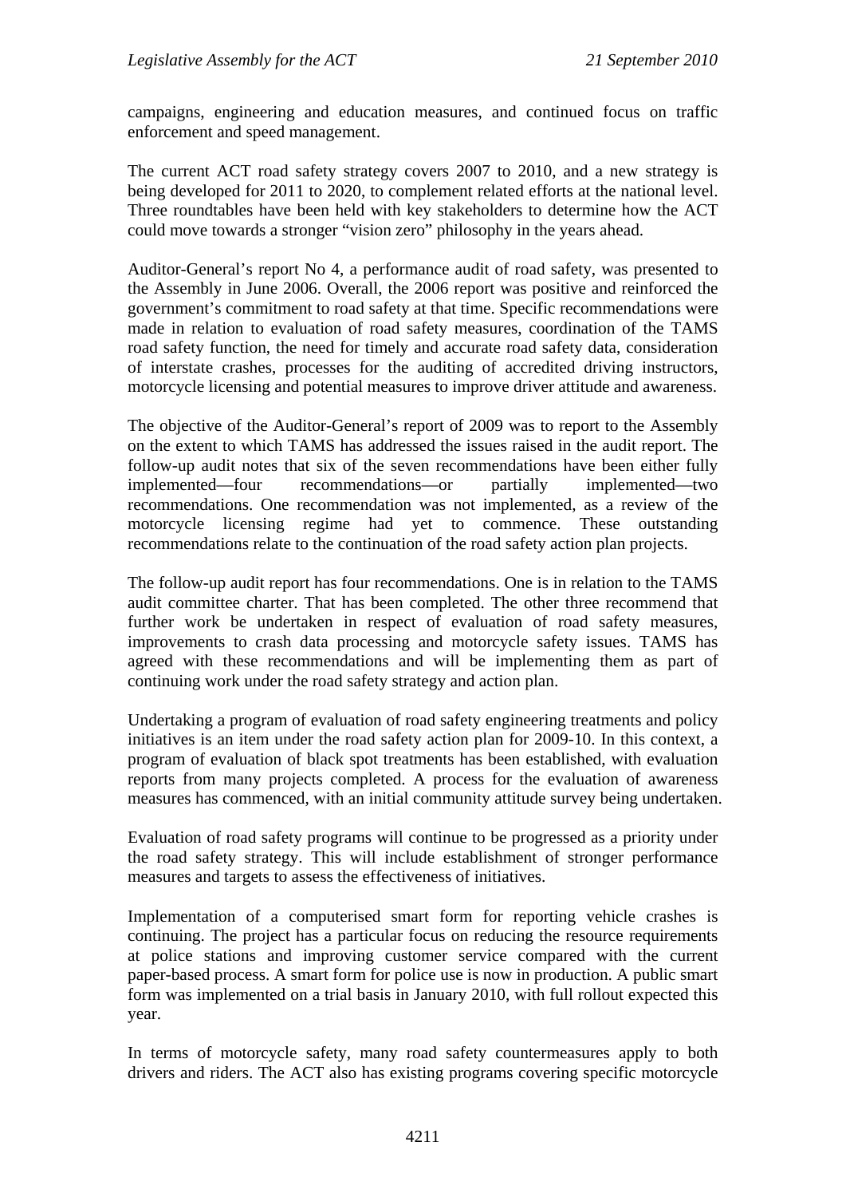campaigns, engineering and education measures, and continued focus on traffic enforcement and speed management.

The current ACT road safety strategy covers 2007 to 2010, and a new strategy is being developed for 2011 to 2020, to complement related efforts at the national level. Three roundtables have been held with key stakeholders to determine how the ACT could move towards a stronger "vision zero" philosophy in the years ahead.

Auditor-General's report No 4, a performance audit of road safety, was presented to the Assembly in June 2006. Overall, the 2006 report was positive and reinforced the government's commitment to road safety at that time. Specific recommendations were made in relation to evaluation of road safety measures, coordination of the TAMS road safety function, the need for timely and accurate road safety data, consideration of interstate crashes, processes for the auditing of accredited driving instructors, motorcycle licensing and potential measures to improve driver attitude and awareness.

The objective of the Auditor-General's report of 2009 was to report to the Assembly on the extent to which TAMS has addressed the issues raised in the audit report. The follow-up audit notes that six of the seven recommendations have been either fully implemented—four recommendations—or partially implemented—two recommendations. One recommendation was not implemented, as a review of the motorcycle licensing regime had yet to commence. These outstanding recommendations relate to the continuation of the road safety action plan projects.

The follow-up audit report has four recommendations. One is in relation to the TAMS audit committee charter. That has been completed. The other three recommend that further work be undertaken in respect of evaluation of road safety measures, improvements to crash data processing and motorcycle safety issues. TAMS has agreed with these recommendations and will be implementing them as part of continuing work under the road safety strategy and action plan.

Undertaking a program of evaluation of road safety engineering treatments and policy initiatives is an item under the road safety action plan for 2009-10. In this context, a program of evaluation of black spot treatments has been established, with evaluation reports from many projects completed. A process for the evaluation of awareness measures has commenced, with an initial community attitude survey being undertaken.

Evaluation of road safety programs will continue to be progressed as a priority under the road safety strategy. This will include establishment of stronger performance measures and targets to assess the effectiveness of initiatives.

Implementation of a computerised smart form for reporting vehicle crashes is continuing. The project has a particular focus on reducing the resource requirements at police stations and improving customer service compared with the current paper-based process. A smart form for police use is now in production. A public smart form was implemented on a trial basis in January 2010, with full rollout expected this year.

In terms of motorcycle safety, many road safety countermeasures apply to both drivers and riders. The ACT also has existing programs covering specific motorcycle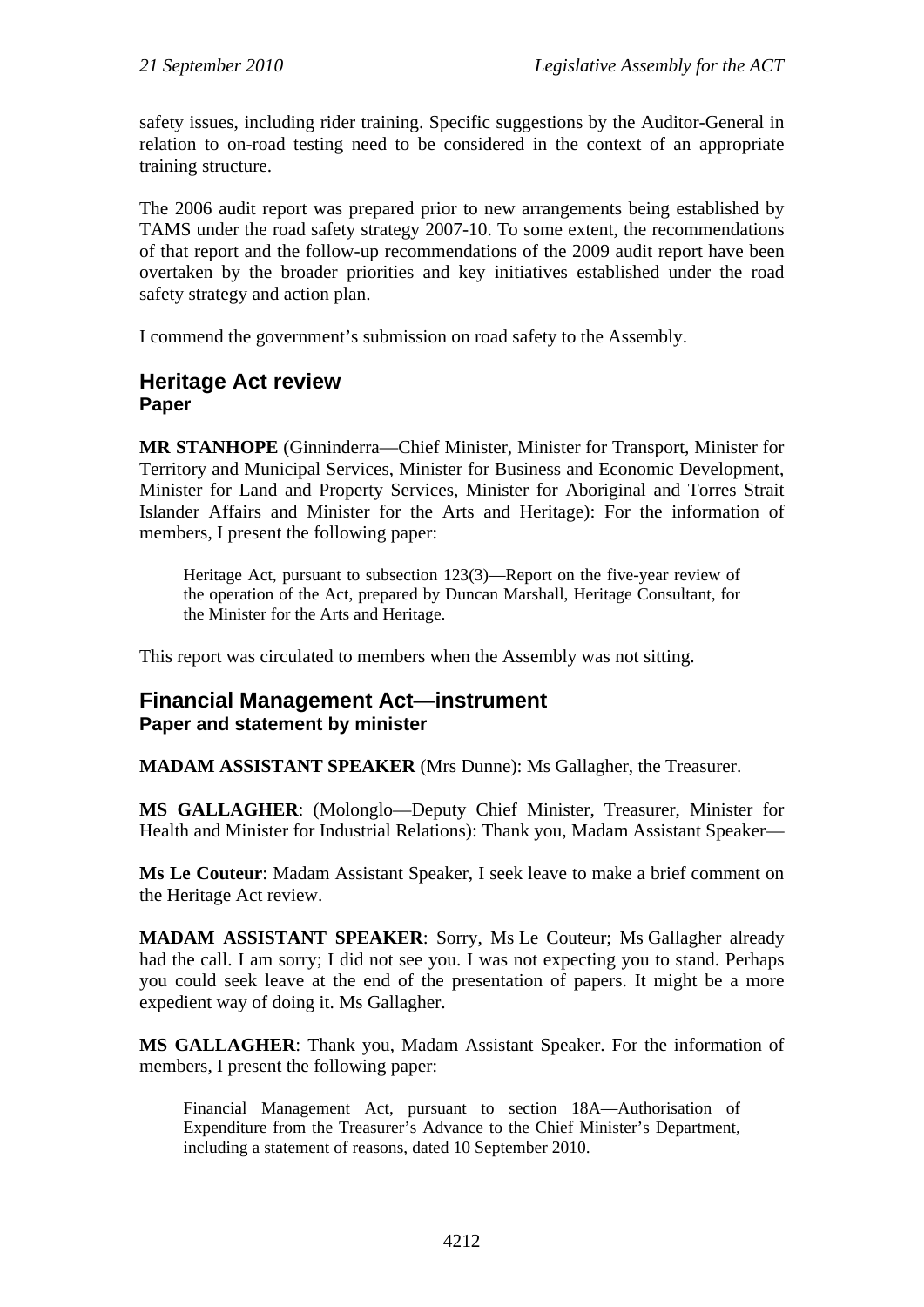safety issues, including rider training. Specific suggestions by the Auditor-General in relation to on-road testing need to be considered in the context of an appropriate training structure.

The 2006 audit report was prepared prior to new arrangements being established by TAMS under the road safety strategy 2007-10. To some extent, the recommendations of that report and the follow-up recommendations of the 2009 audit report have been overtaken by the broader priorities and key initiatives established under the road safety strategy and action plan.

I commend the government's submission on road safety to the Assembly.

## Heritage Act review
### Paper

**MR STANHOPE** (Ginninderra—Chief Minister, Minister for Transport, Minister for Territory and Municipal Services, Minister for Business and Economic Development, Minister for Land and Property Services, Minister for Aboriginal and Torres Strait Islander Affairs and Minister for the Arts and Heritage): For the information of members, I present the following paper:

> Heritage Act, pursuant to subsection 123(3)—Report on the five-year review of the operation of the Act, prepared by Duncan Marshall, Heritage Consultant, for the Minister for the Arts and Heritage.

This report was circulated to members when the Assembly was not sitting.

## Financial Management Act—instrument
### Paper and statement by minister

**MADAM ASSISTANT SPEAKER** (Mrs Dunne): Ms Gallagher, the Treasurer.

**MS GALLAGHER**: (Molonglo—Deputy Chief Minister, Treasurer, Minister for Health and Minister for Industrial Relations): Thank you, Madam Assistant Speaker—

**Ms Le Couteur**: Madam Assistant Speaker, I seek leave to make a brief comment on the Heritage Act review.

**MADAM ASSISTANT SPEAKER**: Sorry, Ms Le Couteur; Ms Gallagher already had the call. I am sorry; I did not see you. I was not expecting you to stand. Perhaps you could seek leave at the end of the presentation of papers. It might be a more expedient way of doing it. Ms Gallagher.

**MS GALLAGHER**: Thank you, Madam Assistant Speaker. For the information of members, I present the following paper:

> Financial Management Act, pursuant to section 18A—Authorisation of Expenditure from the Treasurer's Advance to the Chief Minister's Department, including a statement of reasons, dated 10 September 2010.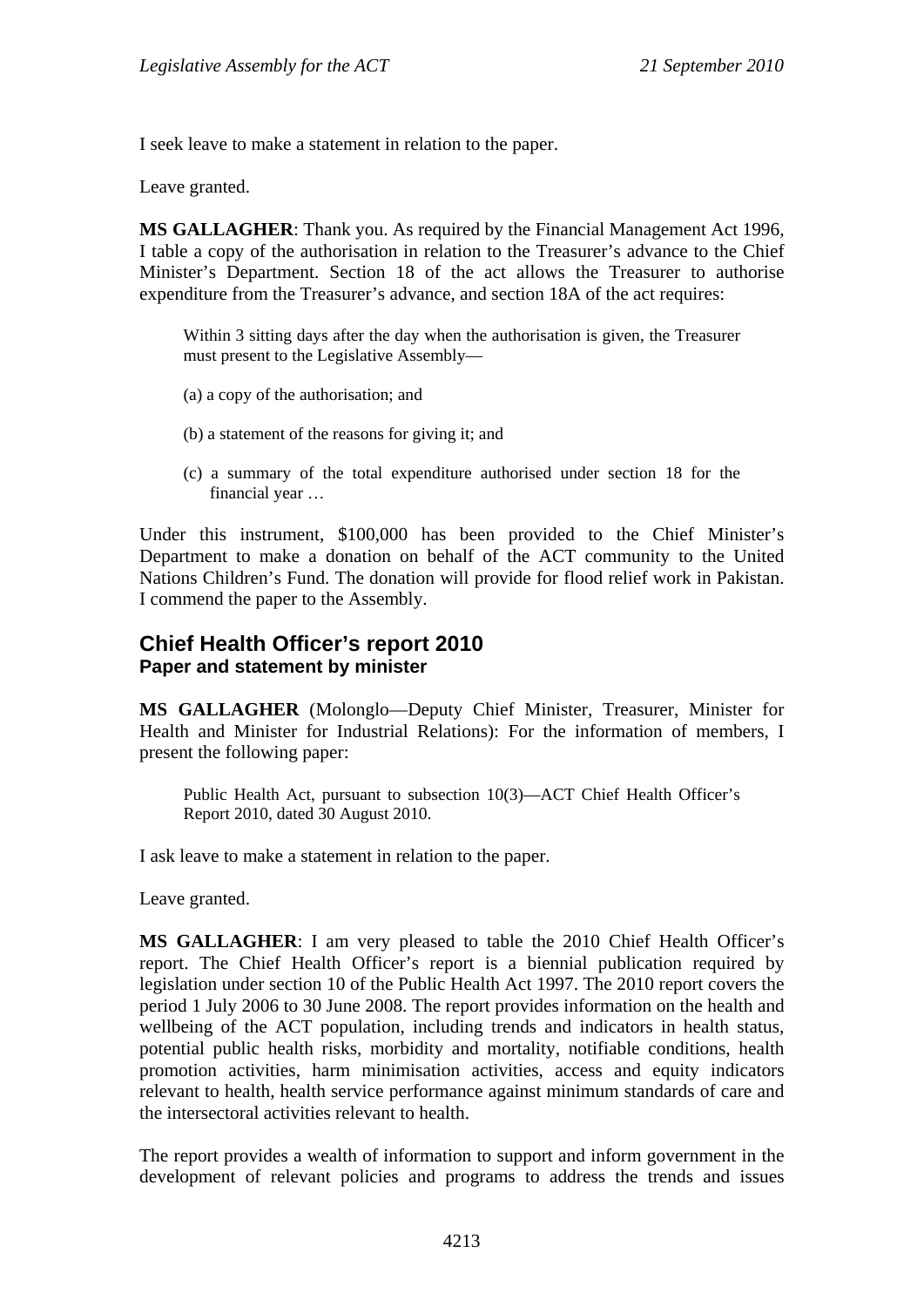I seek leave to make a statement in relation to the paper.

Leave granted.

**MS GALLAGHER**: Thank you. As required by the Financial Management Act 1996, I table a copy of the authorisation in relation to the Treasurer's advance to the Chief Minister's Department. Section 18 of the act allows the Treasurer to authorise expenditure from the Treasurer's advance, and section 18A of the act requires:

> Within 3 sitting days after the day when the authorisation is given, the Treasurer must present to the Legislative Assembly—
>
> (a) a copy of the authorisation; and
>
> (b) a statement of the reasons for giving it; and
>
> (c) a summary of the total expenditure authorised under section 18 for the financial year …

Under this instrument, $100,000 has been provided to the Chief Minister's Department to make a donation on behalf of the ACT community to the United Nations Children's Fund. The donation will provide for flood relief work in Pakistan. I commend the paper to the Assembly.

## Chief Health Officer's report 2010
### Paper and statement by minister

**MS GALLAGHER** (Molonglo—Deputy Chief Minister, Treasurer, Minister for Health and Minister for Industrial Relations): For the information of members, I present the following paper:

> Public Health Act, pursuant to subsection 10(3)—ACT Chief Health Officer's Report 2010, dated 30 August 2010.

I ask leave to make a statement in relation to the paper.

Leave granted.

**MS GALLAGHER**: I am very pleased to table the 2010 Chief Health Officer's report. The Chief Health Officer's report is a biennial publication required by legislation under section 10 of the Public Health Act 1997. The 2010 report covers the period 1 July 2006 to 30 June 2008. The report provides information on the health and wellbeing of the ACT population, including trends and indicators in health status, potential public health risks, morbidity and mortality, notifiable conditions, health promotion activities, harm minimisation activities, access and equity indicators relevant to health, health service performance against minimum standards of care and the intersectoral activities relevant to health.

The report provides a wealth of information to support and inform government in the development of relevant policies and programs to address the trends and issues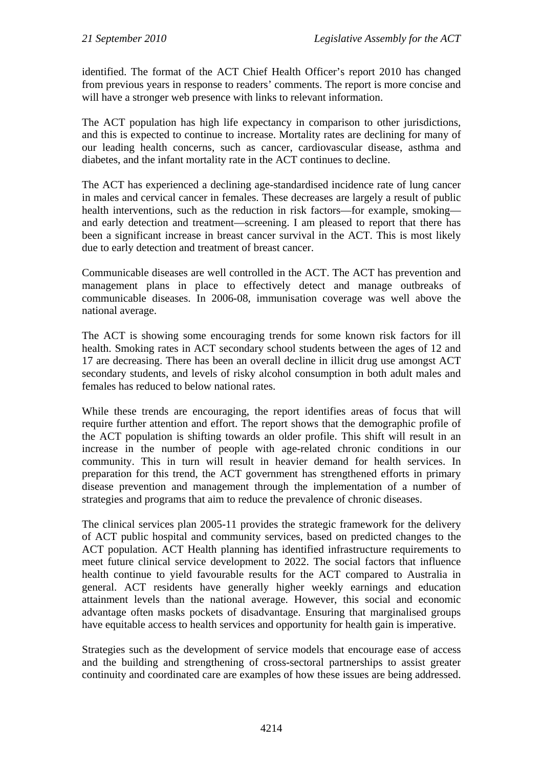identified. The format of the ACT Chief Health Officer's report 2010 has changed from previous years in response to readers' comments. The report is more concise and will have a stronger web presence with links to relevant information.

The ACT population has high life expectancy in comparison to other jurisdictions, and this is expected to continue to increase. Mortality rates are declining for many of our leading health concerns, such as cancer, cardiovascular disease, asthma and diabetes, and the infant mortality rate in the ACT continues to decline.

The ACT has experienced a declining age-standardised incidence rate of lung cancer in males and cervical cancer in females. These decreases are largely a result of public health interventions, such as the reduction in risk factors—for example, smoking—and early detection and treatment—screening. I am pleased to report that there has been a significant increase in breast cancer survival in the ACT. This is most likely due to early detection and treatment of breast cancer.

Communicable diseases are well controlled in the ACT. The ACT has prevention and management plans in place to effectively detect and manage outbreaks of communicable diseases. In 2006-08, immunisation coverage was well above the national average.

The ACT is showing some encouraging trends for some known risk factors for ill health. Smoking rates in ACT secondary school students between the ages of 12 and 17 are decreasing. There has been an overall decline in illicit drug use amongst ACT secondary students, and levels of risky alcohol consumption in both adult males and females has reduced to below national rates.

While these trends are encouraging, the report identifies areas of focus that will require further attention and effort. The report shows that the demographic profile of the ACT population is shifting towards an older profile. This shift will result in an increase in the number of people with age-related chronic conditions in our community. This in turn will result in heavier demand for health services. In preparation for this trend, the ACT government has strengthened efforts in primary disease prevention and management through the implementation of a number of strategies and programs that aim to reduce the prevalence of chronic diseases.

The clinical services plan 2005-11 provides the strategic framework for the delivery of ACT public hospital and community services, based on predicted changes to the ACT population. ACT Health planning has identified infrastructure requirements to meet future clinical service development to 2022. The social factors that influence health continue to yield favourable results for the ACT compared to Australia in general. ACT residents have generally higher weekly earnings and education attainment levels than the national average. However, this social and economic advantage often masks pockets of disadvantage. Ensuring that marginalised groups have equitable access to health services and opportunity for health gain is imperative.

Strategies such as the development of service models that encourage ease of access and the building and strengthening of cross-sectoral partnerships to assist greater continuity and coordinated care are examples of how these issues are being addressed.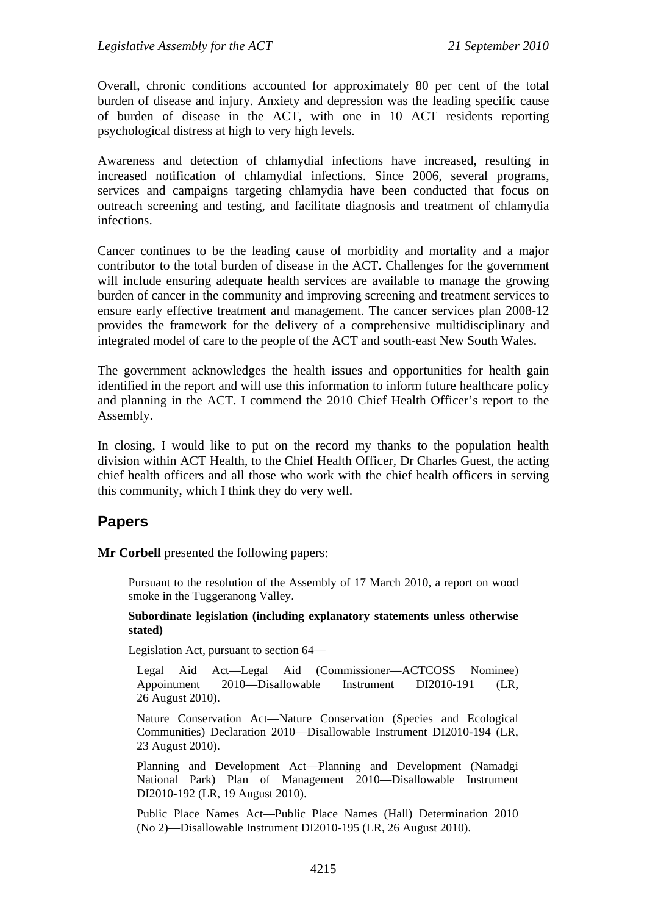Overall, chronic conditions accounted for approximately 80 per cent of the total burden of disease and injury. Anxiety and depression was the leading specific cause of burden of disease in the ACT, with one in 10 ACT residents reporting psychological distress at high to very high levels.

Awareness and detection of chlamydial infections have increased, resulting in increased notification of chlamydial infections. Since 2006, several programs, services and campaigns targeting chlamydia have been conducted that focus on outreach screening and testing, and facilitate diagnosis and treatment of chlamydia infections.

Cancer continues to be the leading cause of morbidity and mortality and a major contributor to the total burden of disease in the ACT. Challenges for the government will include ensuring adequate health services are available to manage the growing burden of cancer in the community and improving screening and treatment services to ensure early effective treatment and management. The cancer services plan 2008-12 provides the framework for the delivery of a comprehensive multidisciplinary and integrated model of care to the people of the ACT and south-east New South Wales.

The government acknowledges the health issues and opportunities for health gain identified in the report and will use this information to inform future healthcare policy and planning in the ACT. I commend the 2010 Chief Health Officer's report to the Assembly.

In closing, I would like to put on the record my thanks to the population health division within ACT Health, to the Chief Health Officer, Dr Charles Guest, the acting chief health officers and all those who work with the chief health officers in serving this community, which I think they do very well.

## Papers

**Mr Corbell** presented the following papers:

Pursuant to the resolution of the Assembly of 17 March 2010, a report on wood smoke in the Tuggeranong Valley.

**Subordinate legislation (including explanatory statements unless otherwise stated)**

Legislation Act, pursuant to section 64—

Legal Aid Act—Legal Aid (Commissioner—ACTCOSS Nominee) Appointment 2010—Disallowable Instrument DI2010-191 (LR, 26 August 2010).

Nature Conservation Act—Nature Conservation (Species and Ecological Communities) Declaration 2010—Disallowable Instrument DI2010-194 (LR, 23 August 2010).

Planning and Development Act—Planning and Development (Namadgi National Park) Plan of Management 2010—Disallowable Instrument DI2010-192 (LR, 19 August 2010).

Public Place Names Act—Public Place Names (Hall) Determination 2010 (No 2)—Disallowable Instrument DI2010-195 (LR, 26 August 2010).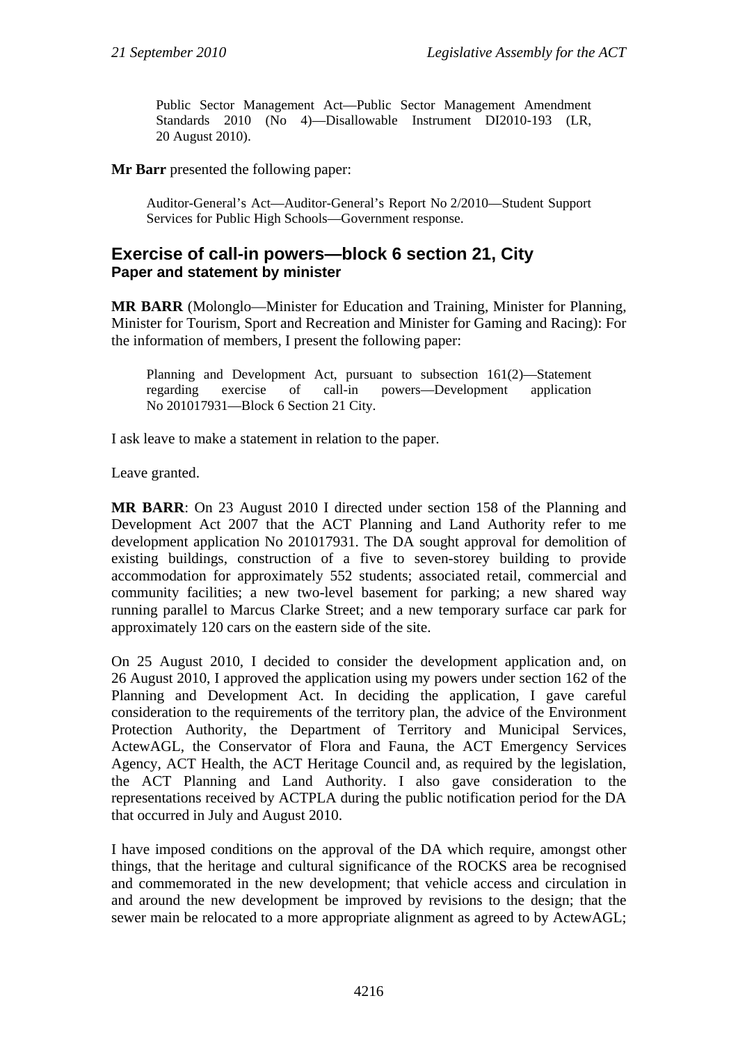> Public Sector Management Act—Public Sector Management Amendment Standards 2010 (No 4)—Disallowable Instrument DI2010-193 (LR, 20 August 2010).

**Mr Barr** presented the following paper:

> Auditor-General's Act—Auditor-General's Report No 2/2010—Student Support Services for Public High Schools—Government response.

## Exercise of call-in powers—block 6 section 21, City
### Paper and statement by minister

**MR BARR** (Molonglo—Minister for Education and Training, Minister for Planning, Minister for Tourism, Sport and Recreation and Minister for Gaming and Racing): For the information of members, I present the following paper:

> Planning and Development Act, pursuant to subsection 161(2)—Statement regarding exercise of call-in powers—Development application No 201017931—Block 6 Section 21 City.

I ask leave to make a statement in relation to the paper.

Leave granted.

**MR BARR**: On 23 August 2010 I directed under section 158 of the Planning and Development Act 2007 that the ACT Planning and Land Authority refer to me development application No 201017931. The DA sought approval for demolition of existing buildings, construction of a five to seven-storey building to provide accommodation for approximately 552 students; associated retail, commercial and community facilities; a new two-level basement for parking; a new shared way running parallel to Marcus Clarke Street; and a new temporary surface car park for approximately 120 cars on the eastern side of the site.

On 25 August 2010, I decided to consider the development application and, on 26 August 2010, I approved the application using my powers under section 162 of the Planning and Development Act. In deciding the application, I gave careful consideration to the requirements of the territory plan, the advice of the Environment Protection Authority, the Department of Territory and Municipal Services, ActewAGL, the Conservator of Flora and Fauna, the ACT Emergency Services Agency, ACT Health, the ACT Heritage Council and, as required by the legislation, the ACT Planning and Land Authority. I also gave consideration to the representations received by ACTPLA during the public notification period for the DA that occurred in July and August 2010.

I have imposed conditions on the approval of the DA which require, amongst other things, that the heritage and cultural significance of the ROCKS area be recognised and commemorated in the new development; that vehicle access and circulation in and around the new development be improved by revisions to the design; that the sewer main be relocated to a more appropriate alignment as agreed to by ActewAGL;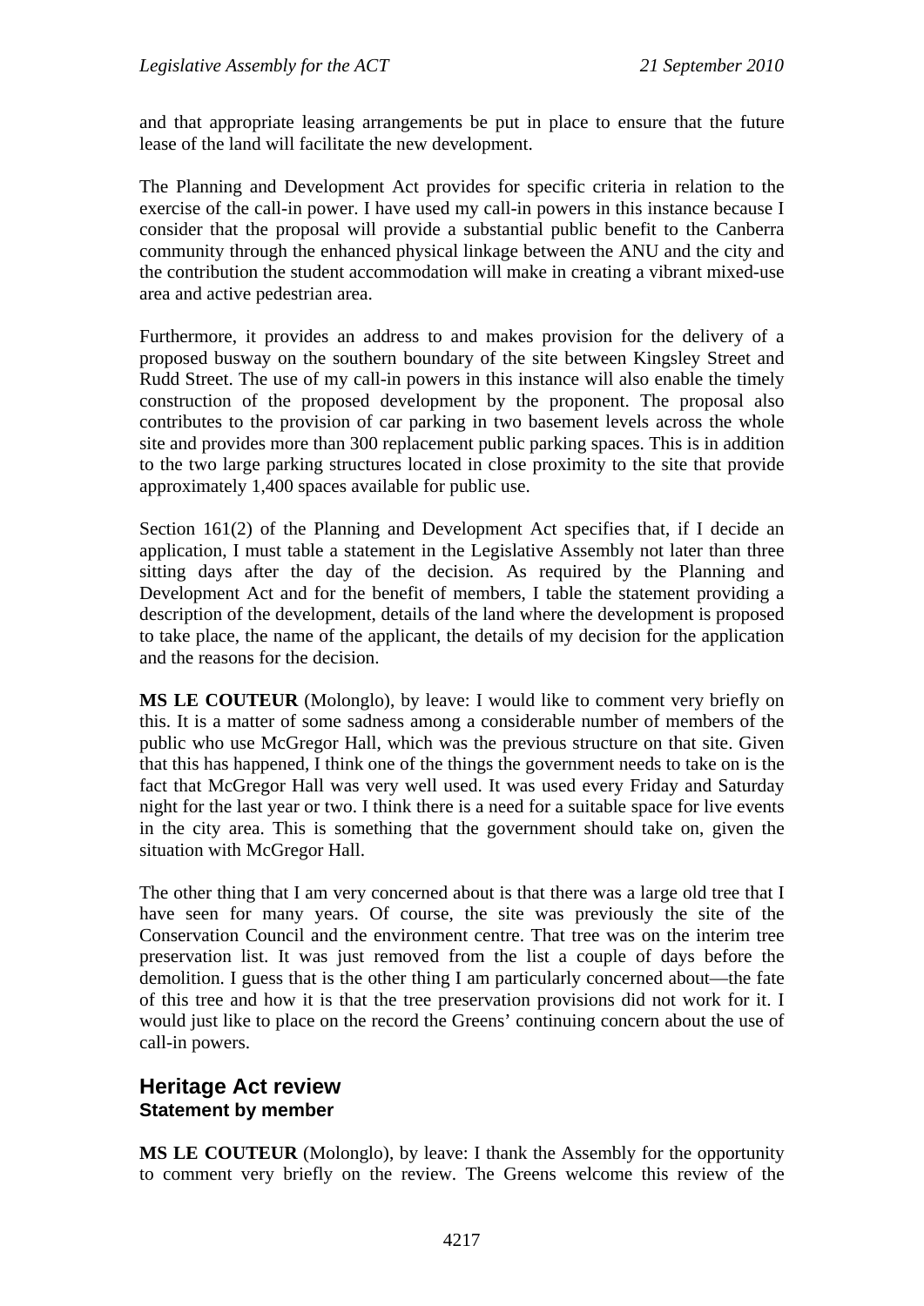and that appropriate leasing arrangements be put in place to ensure that the future lease of the land will facilitate the new development.

The Planning and Development Act provides for specific criteria in relation to the exercise of the call-in power. I have used my call-in powers in this instance because I consider that the proposal will provide a substantial public benefit to the Canberra community through the enhanced physical linkage between the ANU and the city and the contribution the student accommodation will make in creating a vibrant mixed-use area and active pedestrian area.

Furthermore, it provides an address to and makes provision for the delivery of a proposed busway on the southern boundary of the site between Kingsley Street and Rudd Street. The use of my call-in powers in this instance will also enable the timely construction of the proposed development by the proponent. The proposal also contributes to the provision of car parking in two basement levels across the whole site and provides more than 300 replacement public parking spaces. This is in addition to the two large parking structures located in close proximity to the site that provide approximately 1,400 spaces available for public use.

Section 161(2) of the Planning and Development Act specifies that, if I decide an application, I must table a statement in the Legislative Assembly not later than three sitting days after the day of the decision. As required by the Planning and Development Act and for the benefit of members, I table the statement providing a description of the development, details of the land where the development is proposed to take place, the name of the applicant, the details of my decision for the application and the reasons for the decision.

**MS LE COUTEUR** (Molonglo), by leave: I would like to comment very briefly on this. It is a matter of some sadness among a considerable number of members of the public who use McGregor Hall, which was the previous structure on that site. Given that this has happened, I think one of the things the government needs to take on is the fact that McGregor Hall was very well used. It was used every Friday and Saturday night for the last year or two. I think there is a need for a suitable space for live events in the city area. This is something that the government should take on, given the situation with McGregor Hall.

The other thing that I am very concerned about is that there was a large old tree that I have seen for many years. Of course, the site was previously the site of the Conservation Council and the environment centre. That tree was on the interim tree preservation list. It was just removed from the list a couple of days before the demolition. I guess that is the other thing I am particularly concerned about—the fate of this tree and how it is that the tree preservation provisions did not work for it. I would just like to place on the record the Greens' continuing concern about the use of call-in powers.

## Heritage Act review
### Statement by member

**MS LE COUTEUR** (Molonglo), by leave: I thank the Assembly for the opportunity to comment very briefly on the review. The Greens welcome this review of the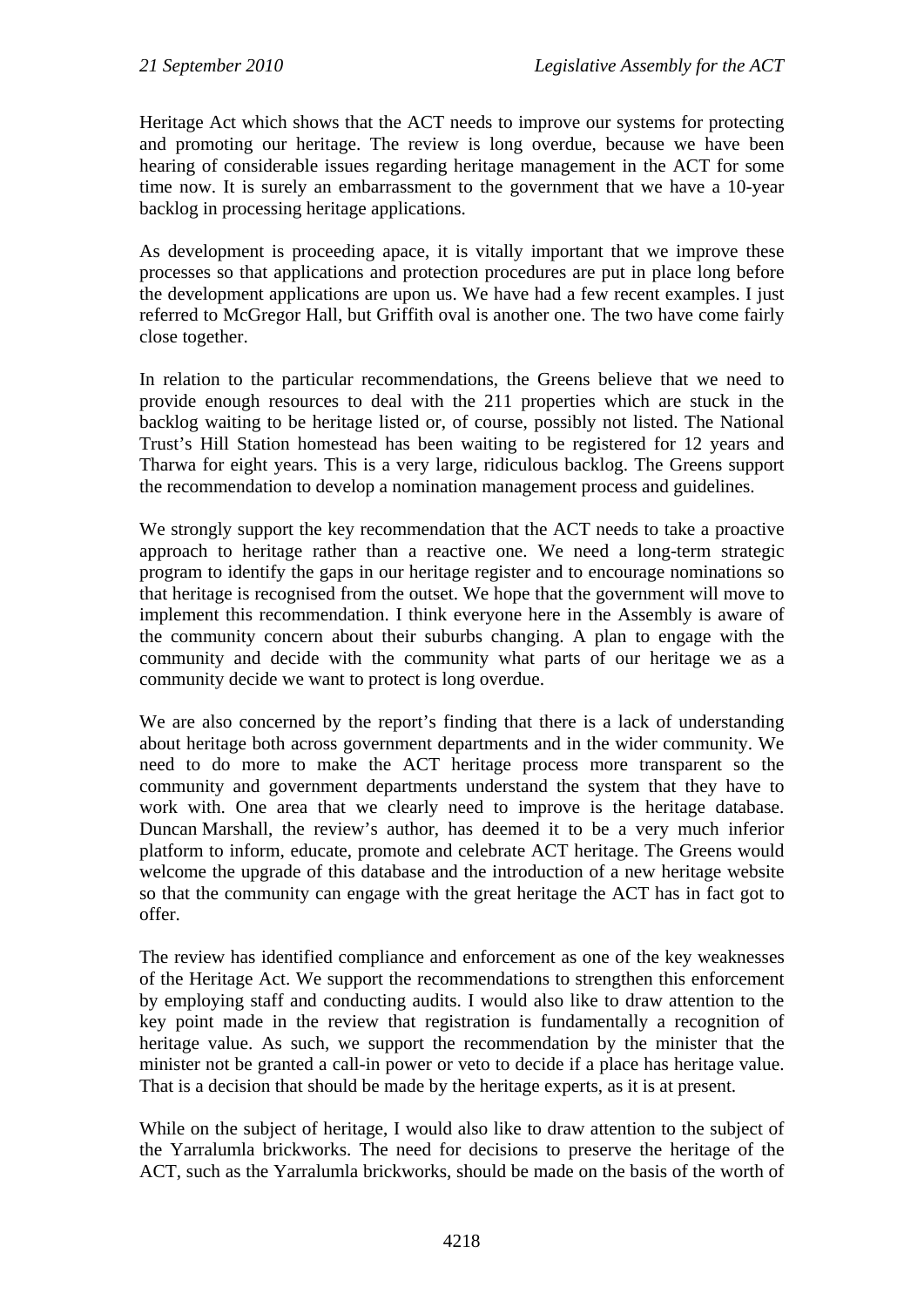Heritage Act which shows that the ACT needs to improve our systems for protecting and promoting our heritage. The review is long overdue, because we have been hearing of considerable issues regarding heritage management in the ACT for some time now. It is surely an embarrassment to the government that we have a 10-year backlog in processing heritage applications.

As development is proceeding apace, it is vitally important that we improve these processes so that applications and protection procedures are put in place long before the development applications are upon us. We have had a few recent examples. I just referred to McGregor Hall, but Griffith oval is another one. The two have come fairly close together.

In relation to the particular recommendations, the Greens believe that we need to provide enough resources to deal with the 211 properties which are stuck in the backlog waiting to be heritage listed or, of course, possibly not listed. The National Trust's Hill Station homestead has been waiting to be registered for 12 years and Tharwa for eight years. This is a very large, ridiculous backlog. The Greens support the recommendation to develop a nomination management process and guidelines.

We strongly support the key recommendation that the ACT needs to take a proactive approach to heritage rather than a reactive one. We need a long-term strategic program to identify the gaps in our heritage register and to encourage nominations so that heritage is recognised from the outset. We hope that the government will move to implement this recommendation. I think everyone here in the Assembly is aware of the community concern about their suburbs changing. A plan to engage with the community and decide with the community what parts of our heritage we as a community decide we want to protect is long overdue.

We are also concerned by the report's finding that there is a lack of understanding about heritage both across government departments and in the wider community. We need to do more to make the ACT heritage process more transparent so the community and government departments understand the system that they have to work with. One area that we clearly need to improve is the heritage database. Duncan Marshall, the review's author, has deemed it to be a very much inferior platform to inform, educate, promote and celebrate ACT heritage. The Greens would welcome the upgrade of this database and the introduction of a new heritage website so that the community can engage with the great heritage the ACT has in fact got to offer.

The review has identified compliance and enforcement as one of the key weaknesses of the Heritage Act. We support the recommendations to strengthen this enforcement by employing staff and conducting audits. I would also like to draw attention to the key point made in the review that registration is fundamentally a recognition of heritage value. As such, we support the recommendation by the minister that the minister not be granted a call-in power or veto to decide if a place has heritage value. That is a decision that should be made by the heritage experts, as it is at present.

While on the subject of heritage, I would also like to draw attention to the subject of the Yarralumla brickworks. The need for decisions to preserve the heritage of the ACT, such as the Yarralumla brickworks, should be made on the basis of the worth of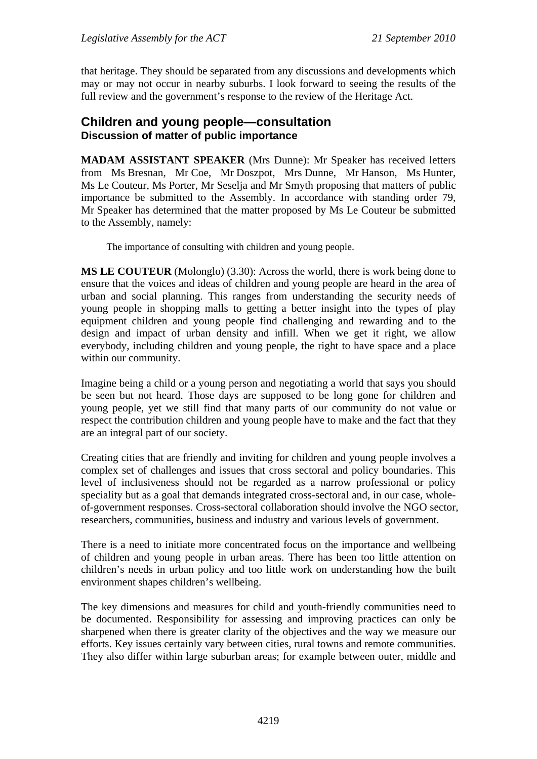that heritage. They should be separated from any discussions and developments which may or may not occur in nearby suburbs. I look forward to seeing the results of the full review and the government's response to the review of the Heritage Act.

## Children and young people—consultation
### Discussion of matter of public importance

**MADAM ASSISTANT SPEAKER** (Mrs Dunne): Mr Speaker has received letters from Ms Bresnan, Mr Coe, Mr Doszpot, Mrs Dunne, Mr Hanson, Ms Hunter, Ms Le Couteur, Ms Porter, Mr Seselja and Mr Smyth proposing that matters of public importance be submitted to the Assembly. In accordance with standing order 79, Mr Speaker has determined that the matter proposed by Ms Le Couteur be submitted to the Assembly, namely:

> The importance of consulting with children and young people.

**MS LE COUTEUR** (Molonglo) (3.30): Across the world, there is work being done to ensure that the voices and ideas of children and young people are heard in the area of urban and social planning. This ranges from understanding the security needs of young people in shopping malls to getting a better insight into the types of play equipment children and young people find challenging and rewarding and to the design and impact of urban density and infill. When we get it right, we allow everybody, including children and young people, the right to have space and a place within our community.

Imagine being a child or a young person and negotiating a world that says you should be seen but not heard. Those days are supposed to be long gone for children and young people, yet we still find that many parts of our community do not value or respect the contribution children and young people have to make and the fact that they are an integral part of our society.

Creating cities that are friendly and inviting for children and young people involves a complex set of challenges and issues that cross sectoral and policy boundaries. This level of inclusiveness should not be regarded as a narrow professional or policy speciality but as a goal that demands integrated cross-sectoral and, in our case, whole-of-government responses. Cross-sectoral collaboration should involve the NGO sector, researchers, communities, business and industry and various levels of government.

There is a need to initiate more concentrated focus on the importance and wellbeing of children and young people in urban areas. There has been too little attention on children's needs in urban policy and too little work on understanding how the built environment shapes children's wellbeing.

The key dimensions and measures for child and youth-friendly communities need to be documented. Responsibility for assessing and improving practices can only be sharpened when there is greater clarity of the objectives and the way we measure our efforts. Key issues certainly vary between cities, rural towns and remote communities. They also differ within large suburban areas; for example between outer, middle and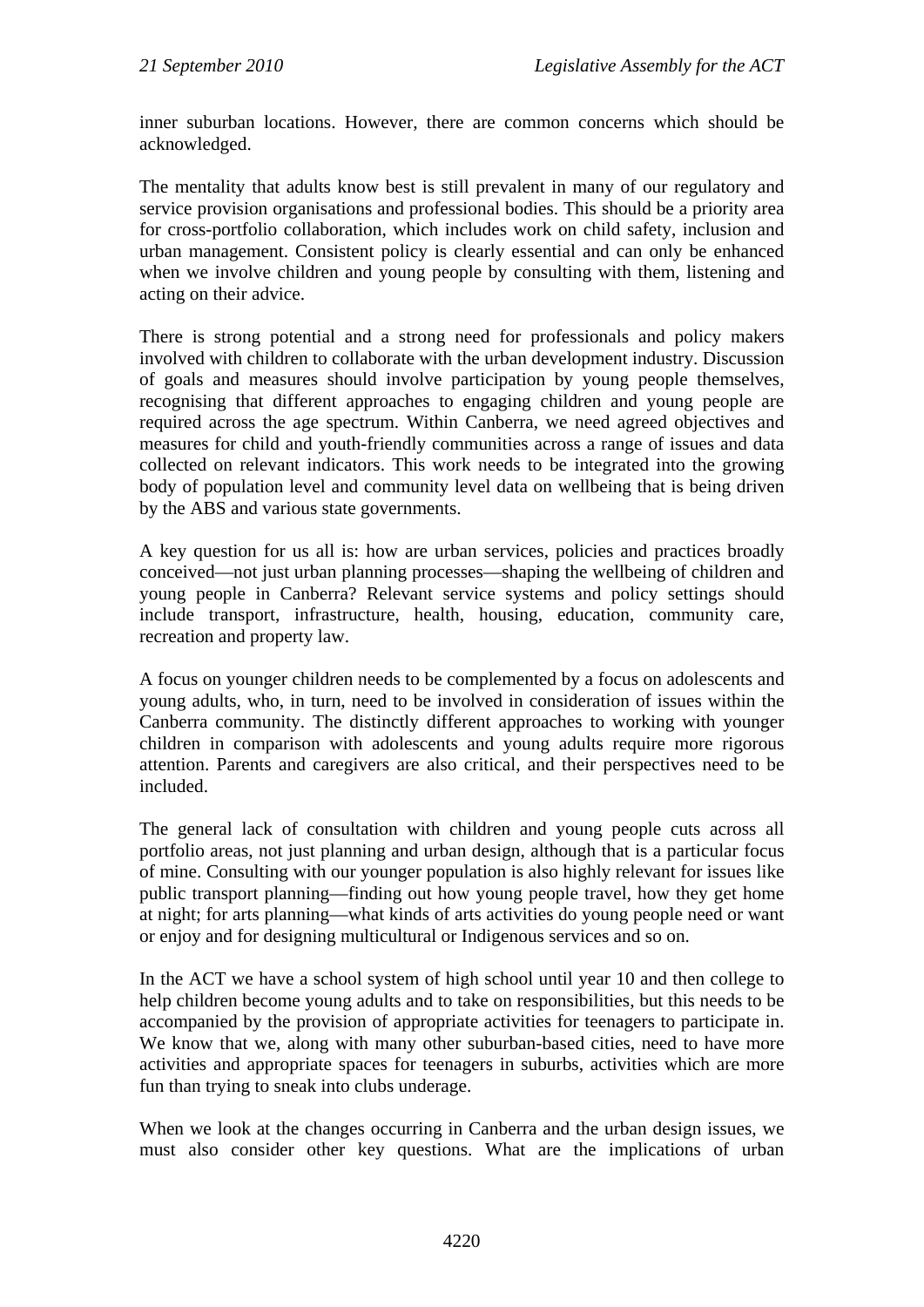inner suburban locations. However, there are common concerns which should be acknowledged.

The mentality that adults know best is still prevalent in many of our regulatory and service provision organisations and professional bodies. This should be a priority area for cross-portfolio collaboration, which includes work on child safety, inclusion and urban management. Consistent policy is clearly essential and can only be enhanced when we involve children and young people by consulting with them, listening and acting on their advice.

There is strong potential and a strong need for professionals and policy makers involved with children to collaborate with the urban development industry. Discussion of goals and measures should involve participation by young people themselves, recognising that different approaches to engaging children and young people are required across the age spectrum. Within Canberra, we need agreed objectives and measures for child and youth-friendly communities across a range of issues and data collected on relevant indicators. This work needs to be integrated into the growing body of population level and community level data on wellbeing that is being driven by the ABS and various state governments.

A key question for us all is: how are urban services, policies and practices broadly conceived—not just urban planning processes—shaping the wellbeing of children and young people in Canberra? Relevant service systems and policy settings should include transport, infrastructure, health, housing, education, community care, recreation and property law.

A focus on younger children needs to be complemented by a focus on adolescents and young adults, who, in turn, need to be involved in consideration of issues within the Canberra community. The distinctly different approaches to working with younger children in comparison with adolescents and young adults require more rigorous attention. Parents and caregivers are also critical, and their perspectives need to be included.

The general lack of consultation with children and young people cuts across all portfolio areas, not just planning and urban design, although that is a particular focus of mine. Consulting with our younger population is also highly relevant for issues like public transport planning—finding out how young people travel, how they get home at night; for arts planning—what kinds of arts activities do young people need or want or enjoy and for designing multicultural or Indigenous services and so on.

In the ACT we have a school system of high school until year 10 and then college to help children become young adults and to take on responsibilities, but this needs to be accompanied by the provision of appropriate activities for teenagers to participate in. We know that we, along with many other suburban-based cities, need to have more activities and appropriate spaces for teenagers in suburbs, activities which are more fun than trying to sneak into clubs underage.

When we look at the changes occurring in Canberra and the urban design issues, we must also consider other key questions. What are the implications of urban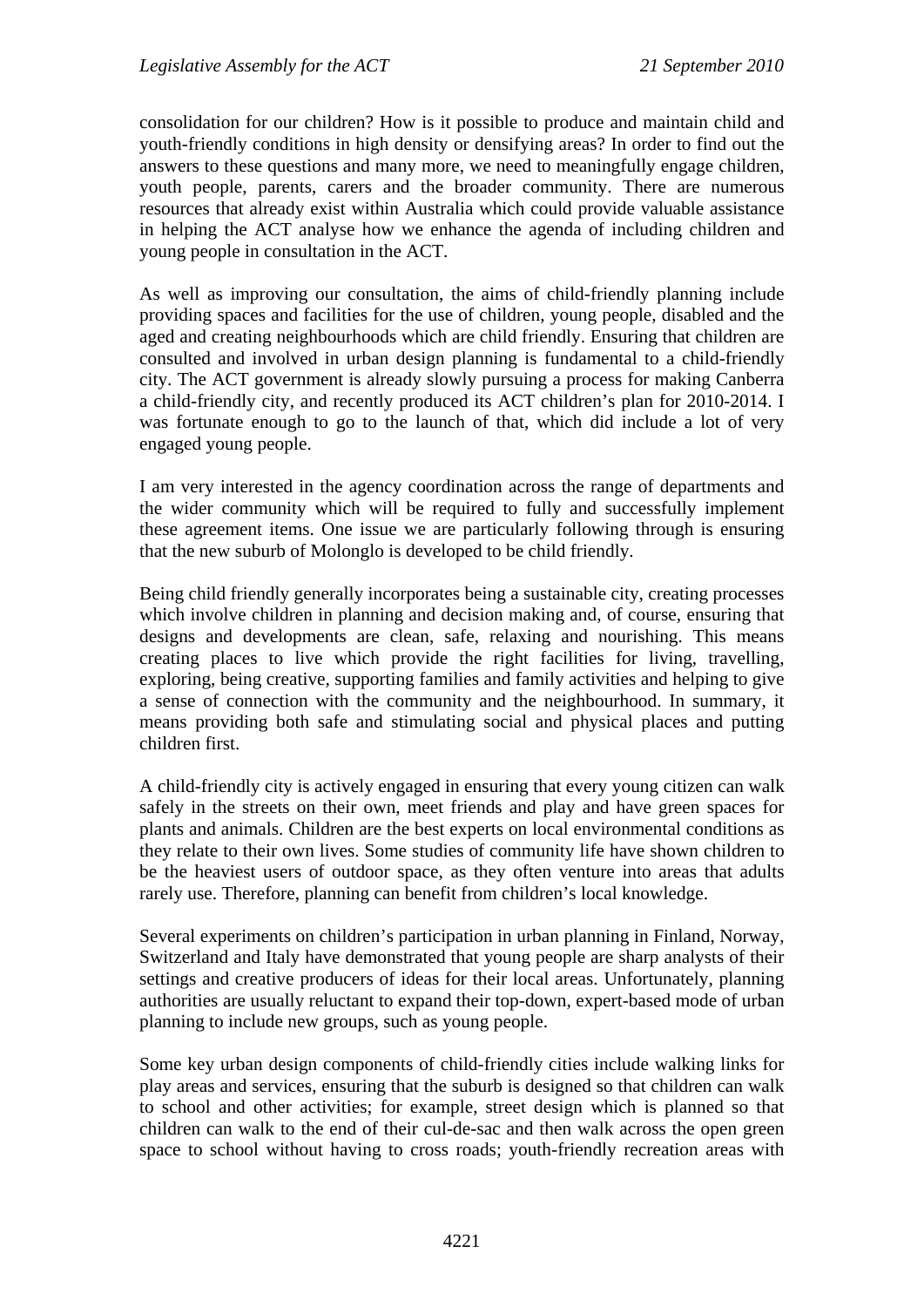consolidation for our children? How is it possible to produce and maintain child and youth-friendly conditions in high density or densifying areas? In order to find out the answers to these questions and many more, we need to meaningfully engage children, youth people, parents, carers and the broader community. There are numerous resources that already exist within Australia which could provide valuable assistance in helping the ACT analyse how we enhance the agenda of including children and young people in consultation in the ACT.

As well as improving our consultation, the aims of child-friendly planning include providing spaces and facilities for the use of children, young people, disabled and the aged and creating neighbourhoods which are child friendly. Ensuring that children are consulted and involved in urban design planning is fundamental to a child-friendly city. The ACT government is already slowly pursuing a process for making Canberra a child-friendly city, and recently produced its ACT children's plan for 2010-2014. I was fortunate enough to go to the launch of that, which did include a lot of very engaged young people.

I am very interested in the agency coordination across the range of departments and the wider community which will be required to fully and successfully implement these agreement items. One issue we are particularly following through is ensuring that the new suburb of Molonglo is developed to be child friendly.

Being child friendly generally incorporates being a sustainable city, creating processes which involve children in planning and decision making and, of course, ensuring that designs and developments are clean, safe, relaxing and nourishing. This means creating places to live which provide the right facilities for living, travelling, exploring, being creative, supporting families and family activities and helping to give a sense of connection with the community and the neighbourhood. In summary, it means providing both safe and stimulating social and physical places and putting children first.

A child-friendly city is actively engaged in ensuring that every young citizen can walk safely in the streets on their own, meet friends and play and have green spaces for plants and animals. Children are the best experts on local environmental conditions as they relate to their own lives. Some studies of community life have shown children to be the heaviest users of outdoor space, as they often venture into areas that adults rarely use. Therefore, planning can benefit from children's local knowledge.

Several experiments on children's participation in urban planning in Finland, Norway, Switzerland and Italy have demonstrated that young people are sharp analysts of their settings and creative producers of ideas for their local areas. Unfortunately, planning authorities are usually reluctant to expand their top-down, expert-based mode of urban planning to include new groups, such as young people.

Some key urban design components of child-friendly cities include walking links for play areas and services, ensuring that the suburb is designed so that children can walk to school and other activities; for example, street design which is planned so that children can walk to the end of their cul-de-sac and then walk across the open green space to school without having to cross roads; youth-friendly recreation areas with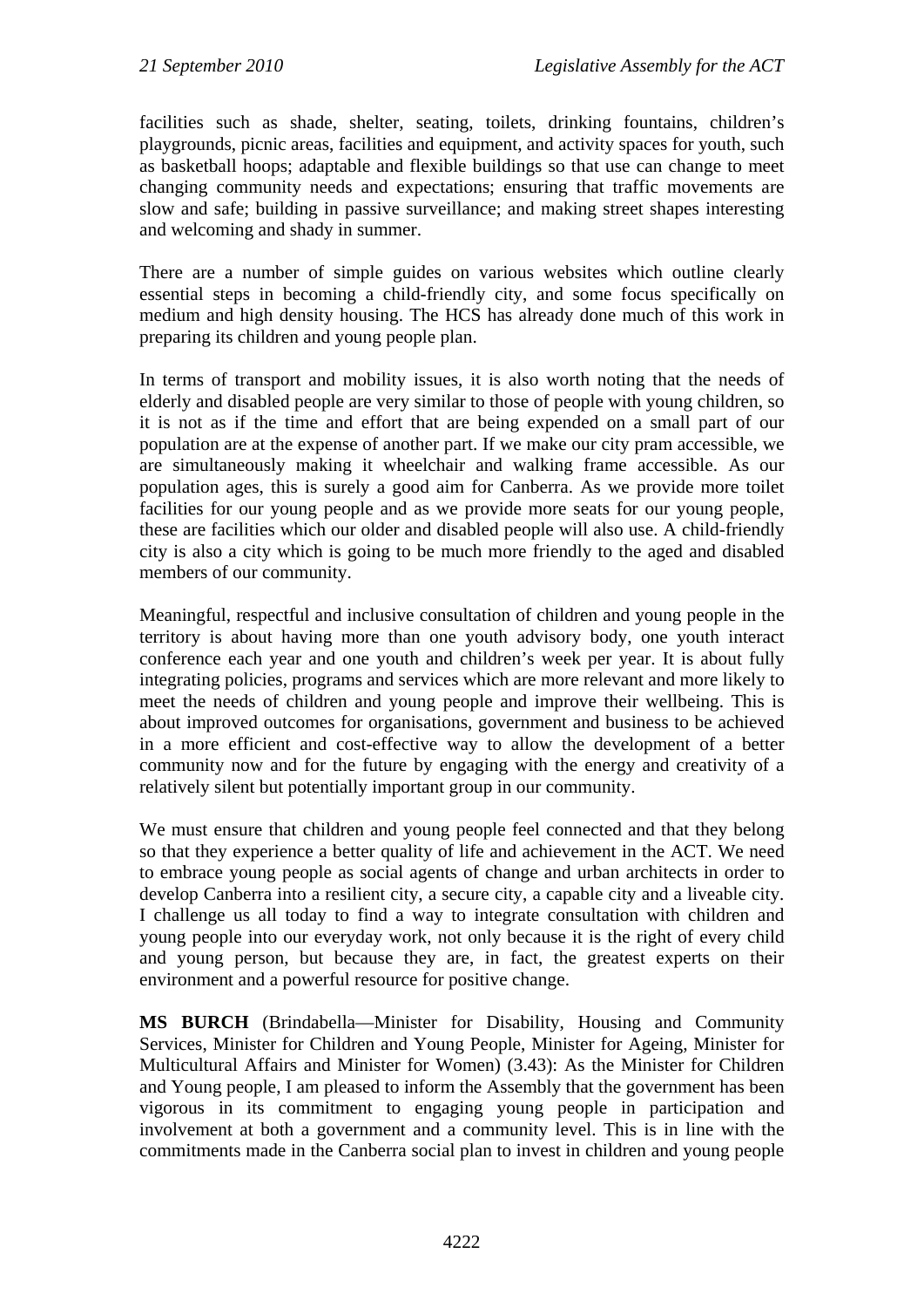facilities such as shade, shelter, seating, toilets, drinking fountains, children's playgrounds, picnic areas, facilities and equipment, and activity spaces for youth, such as basketball hoops; adaptable and flexible buildings so that use can change to meet changing community needs and expectations; ensuring that traffic movements are slow and safe; building in passive surveillance; and making street shapes interesting and welcoming and shady in summer.

There are a number of simple guides on various websites which outline clearly essential steps in becoming a child-friendly city, and some focus specifically on medium and high density housing. The HCS has already done much of this work in preparing its children and young people plan.

In terms of transport and mobility issues, it is also worth noting that the needs of elderly and disabled people are very similar to those of people with young children, so it is not as if the time and effort that are being expended on a small part of our population are at the expense of another part. If we make our city pram accessible, we are simultaneously making it wheelchair and walking frame accessible. As our population ages, this is surely a good aim for Canberra. As we provide more toilet facilities for our young people and as we provide more seats for our young people, these are facilities which our older and disabled people will also use. A child-friendly city is also a city which is going to be much more friendly to the aged and disabled members of our community.

Meaningful, respectful and inclusive consultation of children and young people in the territory is about having more than one youth advisory body, one youth interact conference each year and one youth and children's week per year. It is about fully integrating policies, programs and services which are more relevant and more likely to meet the needs of children and young people and improve their wellbeing. This is about improved outcomes for organisations, government and business to be achieved in a more efficient and cost-effective way to allow the development of a better community now and for the future by engaging with the energy and creativity of a relatively silent but potentially important group in our community.

We must ensure that children and young people feel connected and that they belong so that they experience a better quality of life and achievement in the ACT. We need to embrace young people as social agents of change and urban architects in order to develop Canberra into a resilient city, a secure city, a capable city and a liveable city. I challenge us all today to find a way to integrate consultation with children and young people into our everyday work, not only because it is the right of every child and young person, but because they are, in fact, the greatest experts on their environment and a powerful resource for positive change.

**MS BURCH** (Brindabella—Minister for Disability, Housing and Community Services, Minister for Children and Young People, Minister for Ageing, Minister for Multicultural Affairs and Minister for Women) (3.43): As the Minister for Children and Young people, I am pleased to inform the Assembly that the government has been vigorous in its commitment to engaging young people in participation and involvement at both a government and a community level. This is in line with the commitments made in the Canberra social plan to invest in children and young people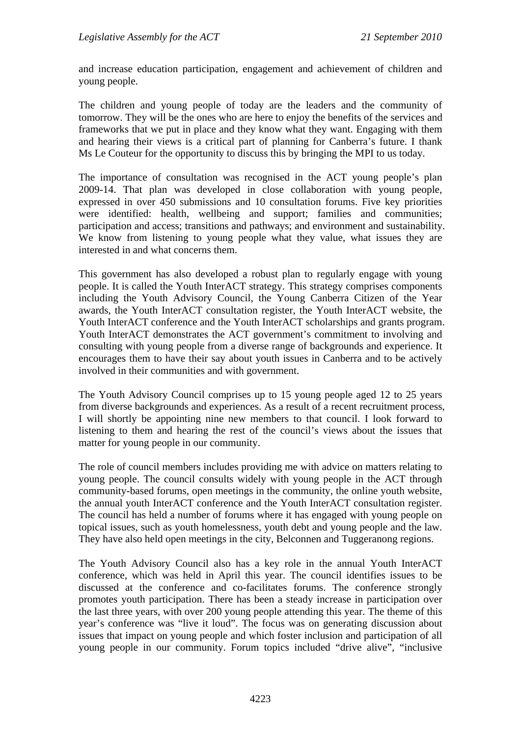and increase education participation, engagement and achievement of children and young people.

The children and young people of today are the leaders and the community of tomorrow. They will be the ones who are here to enjoy the benefits of the services and frameworks that we put in place and they know what they want. Engaging with them and hearing their views is a critical part of planning for Canberra's future. I thank Ms Le Couteur for the opportunity to discuss this by bringing the MPI to us today.

The importance of consultation was recognised in the ACT young people's plan 2009-14. That plan was developed in close collaboration with young people, expressed in over 450 submissions and 10 consultation forums. Five key priorities were identified: health, wellbeing and support; families and communities; participation and access; transitions and pathways; and environment and sustainability. We know from listening to young people what they value, what issues they are interested in and what concerns them.

This government has also developed a robust plan to regularly engage with young people. It is called the Youth InterACT strategy. This strategy comprises components including the Youth Advisory Council, the Young Canberra Citizen of the Year awards, the Youth InterACT consultation register, the Youth InterACT website, the Youth InterACT conference and the Youth InterACT scholarships and grants program. Youth InterACT demonstrates the ACT government's commitment to involving and consulting with young people from a diverse range of backgrounds and experience. It encourages them to have their say about youth issues in Canberra and to be actively involved in their communities and with government.

The Youth Advisory Council comprises up to 15 young people aged 12 to 25 years from diverse backgrounds and experiences. As a result of a recent recruitment process, I will shortly be appointing nine new members to that council. I look forward to listening to them and hearing the rest of the council's views about the issues that matter for young people in our community.

The role of council members includes providing me with advice on matters relating to young people. The council consults widely with young people in the ACT through community-based forums, open meetings in the community, the online youth website, the annual youth InterACT conference and the Youth InterACT consultation register. The council has held a number of forums where it has engaged with young people on topical issues, such as youth homelessness, youth debt and young people and the law. They have also held open meetings in the city, Belconnen and Tuggeranong regions.

The Youth Advisory Council also has a key role in the annual Youth InterACT conference, which was held in April this year. The council identifies issues to be discussed at the conference and co-facilitates forums. The conference strongly promotes youth participation. There has been a steady increase in participation over the last three years, with over 200 young people attending this year. The theme of this year's conference was "live it loud". The focus was on generating discussion about issues that impact on young people and which foster inclusion and participation of all young people in our community. Forum topics included "drive alive", "inclusive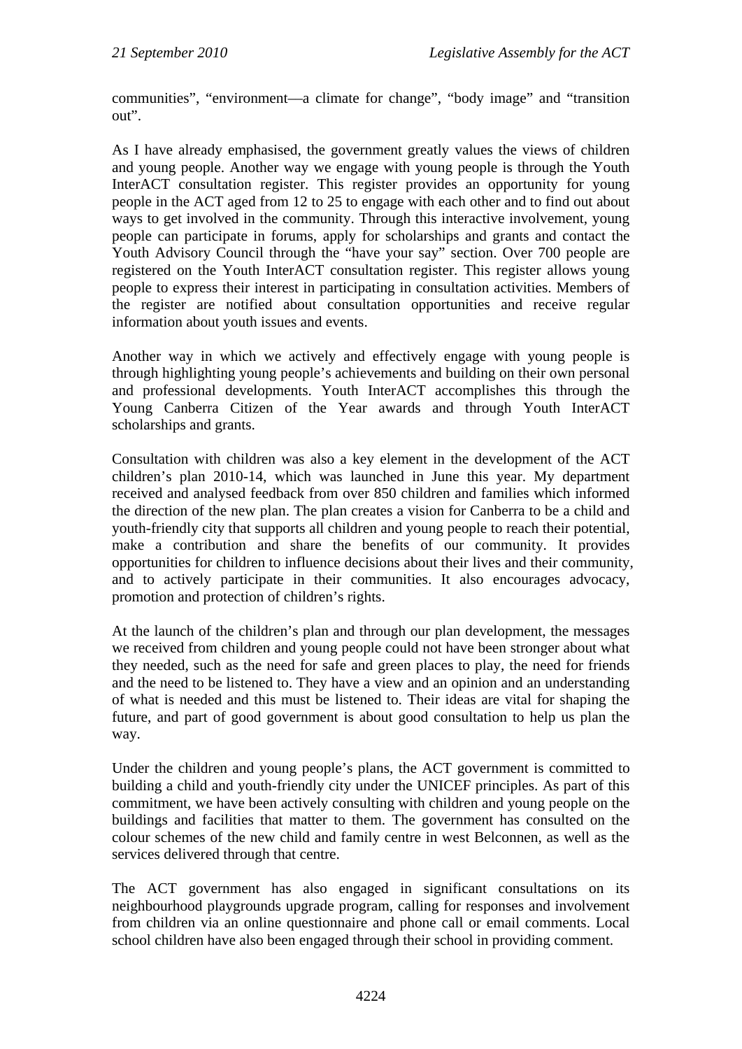communities", "environment—a climate for change", "body image" and "transition out".

As I have already emphasised, the government greatly values the views of children and young people. Another way we engage with young people is through the Youth InterACT consultation register. This register provides an opportunity for young people in the ACT aged from 12 to 25 to engage with each other and to find out about ways to get involved in the community. Through this interactive involvement, young people can participate in forums, apply for scholarships and grants and contact the Youth Advisory Council through the "have your say" section. Over 700 people are registered on the Youth InterACT consultation register. This register allows young people to express their interest in participating in consultation activities. Members of the register are notified about consultation opportunities and receive regular information about youth issues and events.

Another way in which we actively and effectively engage with young people is through highlighting young people's achievements and building on their own personal and professional developments. Youth InterACT accomplishes this through the Young Canberra Citizen of the Year awards and through Youth InterACT scholarships and grants.

Consultation with children was also a key element in the development of the ACT children's plan 2010-14, which was launched in June this year. My department received and analysed feedback from over 850 children and families which informed the direction of the new plan. The plan creates a vision for Canberra to be a child and youth-friendly city that supports all children and young people to reach their potential, make a contribution and share the benefits of our community. It provides opportunities for children to influence decisions about their lives and their community, and to actively participate in their communities. It also encourages advocacy, promotion and protection of children's rights.

At the launch of the children's plan and through our plan development, the messages we received from children and young people could not have been stronger about what they needed, such as the need for safe and green places to play, the need for friends and the need to be listened to. They have a view and an opinion and an understanding of what is needed and this must be listened to. Their ideas are vital for shaping the future, and part of good government is about good consultation to help us plan the way.

Under the children and young people's plans, the ACT government is committed to building a child and youth-friendly city under the UNICEF principles. As part of this commitment, we have been actively consulting with children and young people on the buildings and facilities that matter to them. The government has consulted on the colour schemes of the new child and family centre in west Belconnen, as well as the services delivered through that centre.

The ACT government has also engaged in significant consultations on its neighbourhood playgrounds upgrade program, calling for responses and involvement from children via an online questionnaire and phone call or email comments. Local school children have also been engaged through their school in providing comment.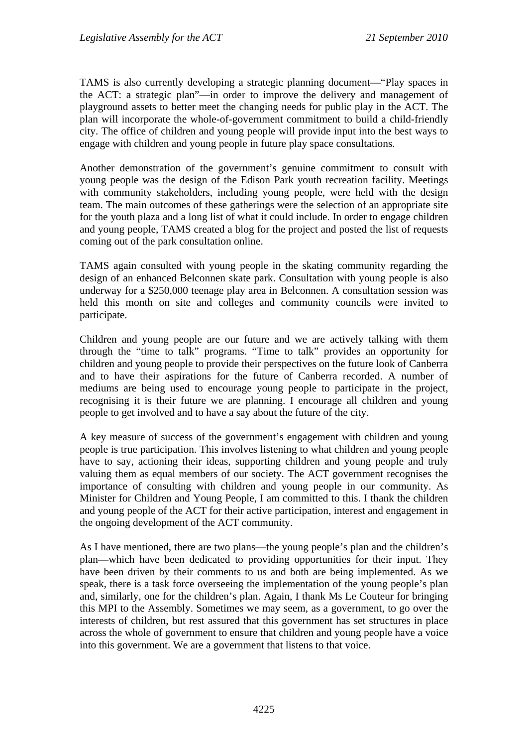TAMS is also currently developing a strategic planning document—"Play spaces in the ACT: a strategic plan"—in order to improve the delivery and management of playground assets to better meet the changing needs for public play in the ACT. The plan will incorporate the whole-of-government commitment to build a child-friendly city. The office of children and young people will provide input into the best ways to engage with children and young people in future play space consultations.

Another demonstration of the government's genuine commitment to consult with young people was the design of the Edison Park youth recreation facility. Meetings with community stakeholders, including young people, were held with the design team. The main outcomes of these gatherings were the selection of an appropriate site for the youth plaza and a long list of what it could include. In order to engage children and young people, TAMS created a blog for the project and posted the list of requests coming out of the park consultation online.

TAMS again consulted with young people in the skating community regarding the design of an enhanced Belconnen skate park. Consultation with young people is also underway for a $250,000 teenage play area in Belconnen. A consultation session was held this month on site and colleges and community councils were invited to participate.

Children and young people are our future and we are actively talking with them through the "time to talk" programs. "Time to talk" provides an opportunity for children and young people to provide their perspectives on the future look of Canberra and to have their aspirations for the future of Canberra recorded. A number of mediums are being used to encourage young people to participate in the project, recognising it is their future we are planning. I encourage all children and young people to get involved and to have a say about the future of the city.

A key measure of success of the government's engagement with children and young people is true participation. This involves listening to what children and young people have to say, actioning their ideas, supporting children and young people and truly valuing them as equal members of our society. The ACT government recognises the importance of consulting with children and young people in our community. As Minister for Children and Young People, I am committed to this. I thank the children and young people of the ACT for their active participation, interest and engagement in the ongoing development of the ACT community.

As I have mentioned, there are two plans—the young people's plan and the children's plan—which have been dedicated to providing opportunities for their input. They have been driven by their comments to us and both are being implemented. As we speak, there is a task force overseeing the implementation of the young people's plan and, similarly, one for the children's plan. Again, I thank Ms Le Couteur for bringing this MPI to the Assembly. Sometimes we may seem, as a government, to go over the interests of children, but rest assured that this government has set structures in place across the whole of government to ensure that children and young people have a voice into this government. We are a government that listens to that voice.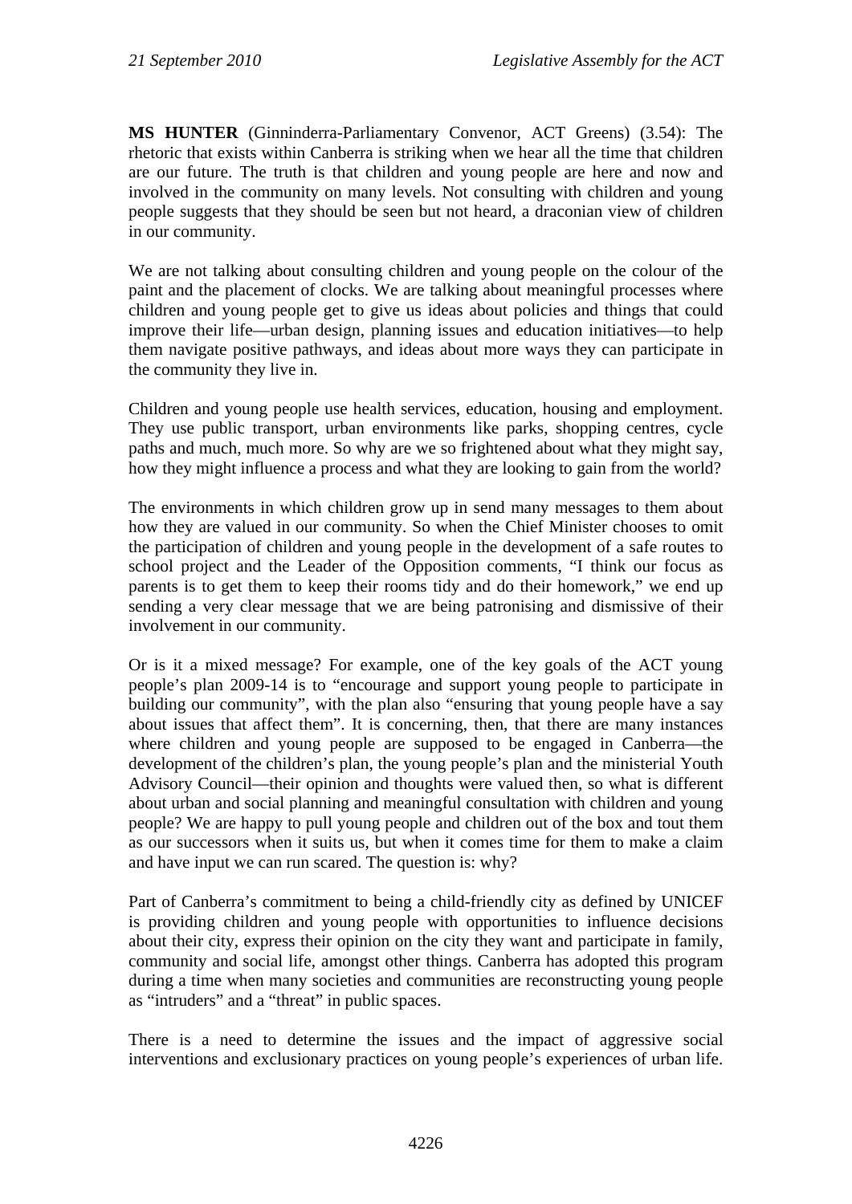**MS HUNTER** (Ginninderra-Parliamentary Convenor, ACT Greens) (3.54): The rhetoric that exists within Canberra is striking when we hear all the time that children are our future. The truth is that children and young people are here and now and involved in the community on many levels. Not consulting with children and young people suggests that they should be seen but not heard, a draconian view of children in our community.

We are not talking about consulting children and young people on the colour of the paint and the placement of clocks. We are talking about meaningful processes where children and young people get to give us ideas about policies and things that could improve their life—urban design, planning issues and education initiatives—to help them navigate positive pathways, and ideas about more ways they can participate in the community they live in.

Children and young people use health services, education, housing and employment. They use public transport, urban environments like parks, shopping centres, cycle paths and much, much more. So why are we so frightened about what they might say, how they might influence a process and what they are looking to gain from the world?

The environments in which children grow up in send many messages to them about how they are valued in our community. So when the Chief Minister chooses to omit the participation of children and young people in the development of a safe routes to school project and the Leader of the Opposition comments, "I think our focus as parents is to get them to keep their rooms tidy and do their homework," we end up sending a very clear message that we are being patronising and dismissive of their involvement in our community.

Or is it a mixed message? For example, one of the key goals of the ACT young people's plan 2009-14 is to "encourage and support young people to participate in building our community", with the plan also "ensuring that young people have a say about issues that affect them". It is concerning, then, that there are many instances where children and young people are supposed to be engaged in Canberra—the development of the children's plan, the young people's plan and the ministerial Youth Advisory Council—their opinion and thoughts were valued then, so what is different about urban and social planning and meaningful consultation with children and young people? We are happy to pull young people and children out of the box and tout them as our successors when it suits us, but when it comes time for them to make a claim and have input we can run scared. The question is: why?

Part of Canberra's commitment to being a child-friendly city as defined by UNICEF is providing children and young people with opportunities to influence decisions about their city, express their opinion on the city they want and participate in family, community and social life, amongst other things. Canberra has adopted this program during a time when many societies and communities are reconstructing young people as "intruders" and a "threat" in public spaces.

There is a need to determine the issues and the impact of aggressive social interventions and exclusionary practices on young people's experiences of urban life.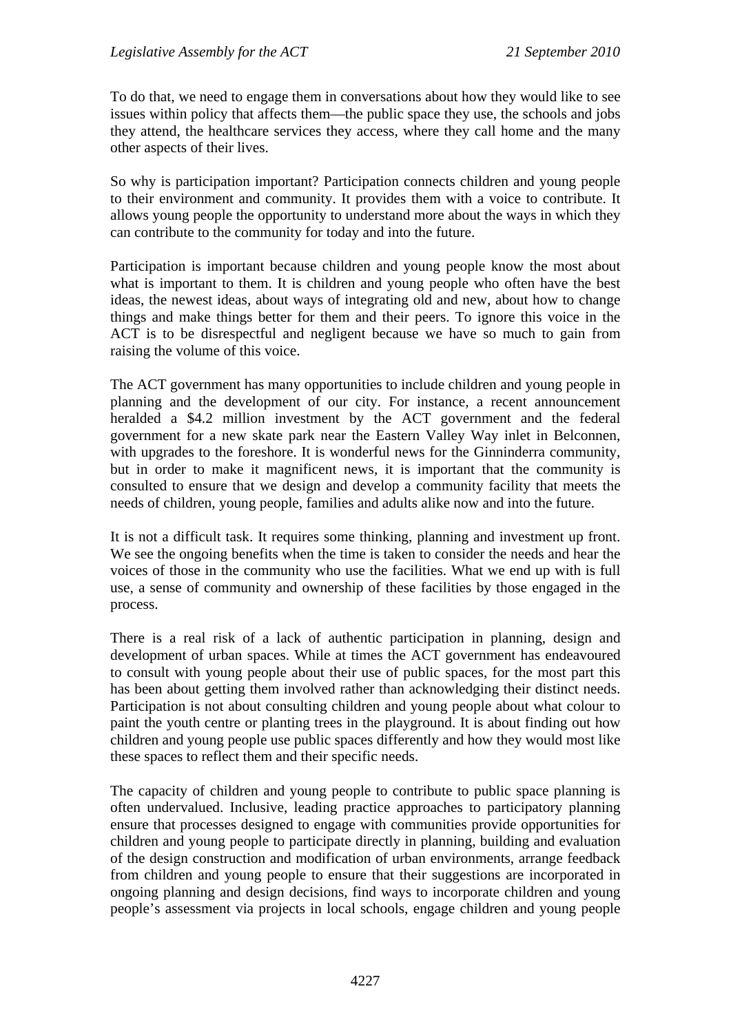To do that, we need to engage them in conversations about how they would like to see issues within policy that affects them—the public space they use, the schools and jobs they attend, the healthcare services they access, where they call home and the many other aspects of their lives.

So why is participation important? Participation connects children and young people to their environment and community. It provides them with a voice to contribute. It allows young people the opportunity to understand more about the ways in which they can contribute to the community for today and into the future.

Participation is important because children and young people know the most about what is important to them. It is children and young people who often have the best ideas, the newest ideas, about ways of integrating old and new, about how to change things and make things better for them and their peers. To ignore this voice in the ACT is to be disrespectful and negligent because we have so much to gain from raising the volume of this voice.

The ACT government has many opportunities to include children and young people in planning and the development of our city. For instance, a recent announcement heralded a $4.2 million investment by the ACT government and the federal government for a new skate park near the Eastern Valley Way inlet in Belconnen, with upgrades to the foreshore. It is wonderful news for the Ginninderra community, but in order to make it magnificent news, it is important that the community is consulted to ensure that we design and develop a community facility that meets the needs of children, young people, families and adults alike now and into the future.

It is not a difficult task. It requires some thinking, planning and investment up front. We see the ongoing benefits when the time is taken to consider the needs and hear the voices of those in the community who use the facilities. What we end up with is full use, a sense of community and ownership of these facilities by those engaged in the process.

There is a real risk of a lack of authentic participation in planning, design and development of urban spaces. While at times the ACT government has endeavoured to consult with young people about their use of public spaces, for the most part this has been about getting them involved rather than acknowledging their distinct needs. Participation is not about consulting children and young people about what colour to paint the youth centre or planting trees in the playground. It is about finding out how children and young people use public spaces differently and how they would most like these spaces to reflect them and their specific needs.

The capacity of children and young people to contribute to public space planning is often undervalued. Inclusive, leading practice approaches to participatory planning ensure that processes designed to engage with communities provide opportunities for children and young people to participate directly in planning, building and evaluation of the design construction and modification of urban environments, arrange feedback from children and young people to ensure that their suggestions are incorporated in ongoing planning and design decisions, find ways to incorporate children and young people's assessment via projects in local schools, engage children and young people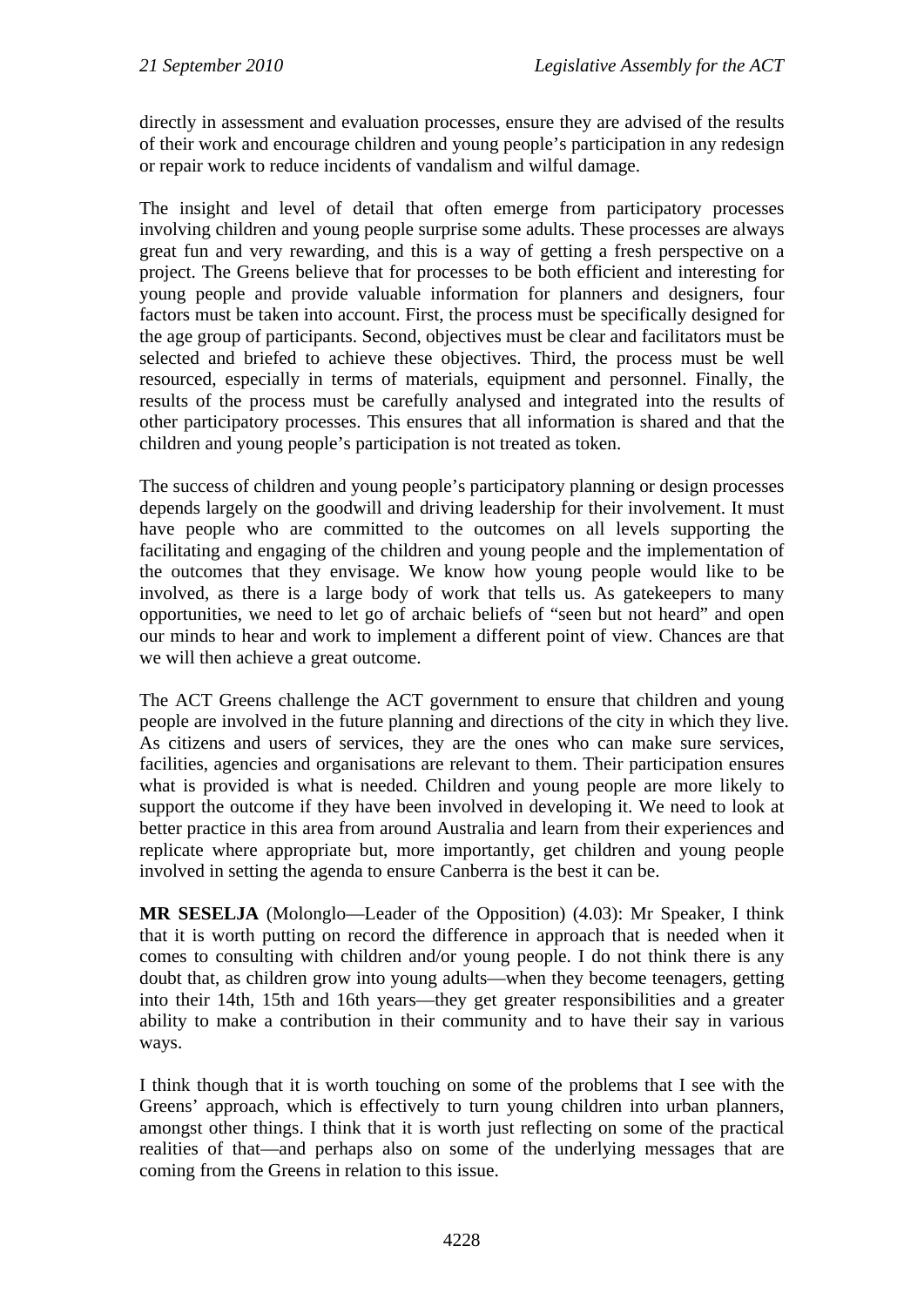directly in assessment and evaluation processes, ensure they are advised of the results of their work and encourage children and young people's participation in any redesign or repair work to reduce incidents of vandalism and wilful damage.

The insight and level of detail that often emerge from participatory processes involving children and young people surprise some adults. These processes are always great fun and very rewarding, and this is a way of getting a fresh perspective on a project. The Greens believe that for processes to be both efficient and interesting for young people and provide valuable information for planners and designers, four factors must be taken into account. First, the process must be specifically designed for the age group of participants. Second, objectives must be clear and facilitators must be selected and briefed to achieve these objectives. Third, the process must be well resourced, especially in terms of materials, equipment and personnel. Finally, the results of the process must be carefully analysed and integrated into the results of other participatory processes. This ensures that all information is shared and that the children and young people's participation is not treated as token.

The success of children and young people's participatory planning or design processes depends largely on the goodwill and driving leadership for their involvement. It must have people who are committed to the outcomes on all levels supporting the facilitating and engaging of the children and young people and the implementation of the outcomes that they envisage. We know how young people would like to be involved, as there is a large body of work that tells us. As gatekeepers to many opportunities, we need to let go of archaic beliefs of "seen but not heard" and open our minds to hear and work to implement a different point of view. Chances are that we will then achieve a great outcome.

The ACT Greens challenge the ACT government to ensure that children and young people are involved in the future planning and directions of the city in which they live. As citizens and users of services, they are the ones who can make sure services, facilities, agencies and organisations are relevant to them. Their participation ensures what is provided is what is needed. Children and young people are more likely to support the outcome if they have been involved in developing it. We need to look at better practice in this area from around Australia and learn from their experiences and replicate where appropriate but, more importantly, get children and young people involved in setting the agenda to ensure Canberra is the best it can be.

**MR SESELJA** (Molonglo—Leader of the Opposition) (4.03): Mr Speaker, I think that it is worth putting on record the difference in approach that is needed when it comes to consulting with children and/or young people. I do not think there is any doubt that, as children grow into young adults—when they become teenagers, getting into their 14th, 15th and 16th years—they get greater responsibilities and a greater ability to make a contribution in their community and to have their say in various ways.

I think though that it is worth touching on some of the problems that I see with the Greens' approach, which is effectively to turn young children into urban planners, amongst other things. I think that it is worth just reflecting on some of the practical realities of that—and perhaps also on some of the underlying messages that are coming from the Greens in relation to this issue.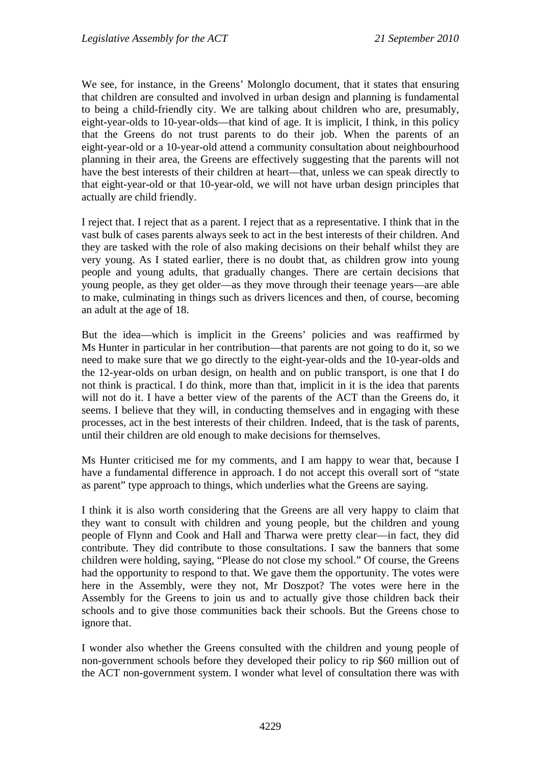We see, for instance, in the Greens' Molonglo document, that it states that ensuring that children are consulted and involved in urban design and planning is fundamental to being a child-friendly city. We are talking about children who are, presumably, eight-year-olds to 10-year-olds—that kind of age. It is implicit, I think, in this policy that the Greens do not trust parents to do their job. When the parents of an eight-year-old or a 10-year-old attend a community consultation about neighbourhood planning in their area, the Greens are effectively suggesting that the parents will not have the best interests of their children at heart—that, unless we can speak directly to that eight-year-old or that 10-year-old, we will not have urban design principles that actually are child friendly.

I reject that. I reject that as a parent. I reject that as a representative. I think that in the vast bulk of cases parents always seek to act in the best interests of their children. And they are tasked with the role of also making decisions on their behalf whilst they are very young. As I stated earlier, there is no doubt that, as children grow into young people and young adults, that gradually changes. There are certain decisions that young people, as they get older—as they move through their teenage years—are able to make, culminating in things such as drivers licences and then, of course, becoming an adult at the age of 18.

But the idea—which is implicit in the Greens' policies and was reaffirmed by Ms Hunter in particular in her contribution—that parents are not going to do it, so we need to make sure that we go directly to the eight-year-olds and the 10-year-olds and the 12-year-olds on urban design, on health and on public transport, is one that I do not think is practical. I do think, more than that, implicit in it is the idea that parents will not do it. I have a better view of the parents of the ACT than the Greens do, it seems. I believe that they will, in conducting themselves and in engaging with these processes, act in the best interests of their children. Indeed, that is the task of parents, until their children are old enough to make decisions for themselves.

Ms Hunter criticised me for my comments, and I am happy to wear that, because I have a fundamental difference in approach. I do not accept this overall sort of "state as parent" type approach to things, which underlies what the Greens are saying.

I think it is also worth considering that the Greens are all very happy to claim that they want to consult with children and young people, but the children and young people of Flynn and Cook and Hall and Tharwa were pretty clear—in fact, they did contribute. They did contribute to those consultations. I saw the banners that some children were holding, saying, "Please do not close my school." Of course, the Greens had the opportunity to respond to that. We gave them the opportunity. The votes were here in the Assembly, were they not, Mr Doszpot? The votes were here in the Assembly for the Greens to join us and to actually give those children back their schools and to give those communities back their schools. But the Greens chose to ignore that.

I wonder also whether the Greens consulted with the children and young people of non-government schools before they developed their policy to rip $60 million out of the ACT non-government system. I wonder what level of consultation there was with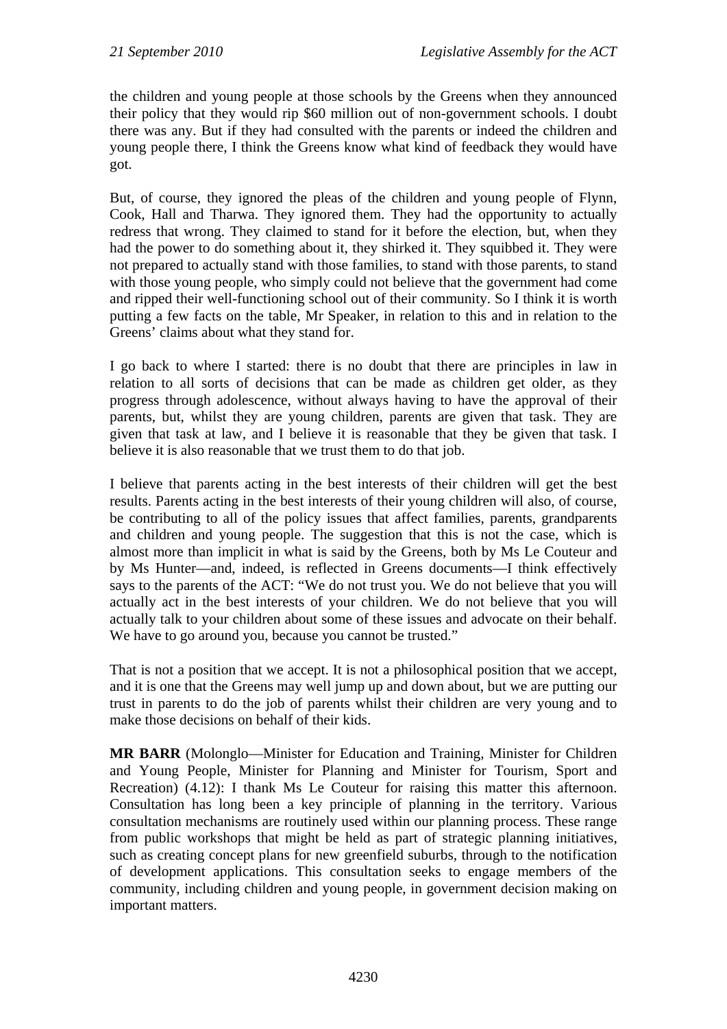the children and young people at those schools by the Greens when they announced their policy that they would rip $60 million out of non-government schools. I doubt there was any. But if they had consulted with the parents or indeed the children and young people there, I think the Greens know what kind of feedback they would have got.

But, of course, they ignored the pleas of the children and young people of Flynn, Cook, Hall and Tharwa. They ignored them. They had the opportunity to actually redress that wrong. They claimed to stand for it before the election, but, when they had the power to do something about it, they shirked it. They squibbed it. They were not prepared to actually stand with those families, to stand with those parents, to stand with those young people, who simply could not believe that the government had come and ripped their well-functioning school out of their community. So I think it is worth putting a few facts on the table, Mr Speaker, in relation to this and in relation to the Greens' claims about what they stand for.

I go back to where I started: there is no doubt that there are principles in law in relation to all sorts of decisions that can be made as children get older, as they progress through adolescence, without always having to have the approval of their parents, but, whilst they are young children, parents are given that task. They are given that task at law, and I believe it is reasonable that they be given that task. I believe it is also reasonable that we trust them to do that job.

I believe that parents acting in the best interests of their children will get the best results. Parents acting in the best interests of their young children will also, of course, be contributing to all of the policy issues that affect families, parents, grandparents and children and young people. The suggestion that this is not the case, which is almost more than implicit in what is said by the Greens, both by Ms Le Couteur and by Ms Hunter—and, indeed, is reflected in Greens documents—I think effectively says to the parents of the ACT: "We do not trust you. We do not believe that you will actually act in the best interests of your children. We do not believe that you will actually talk to your children about some of these issues and advocate on their behalf. We have to go around you, because you cannot be trusted."

That is not a position that we accept. It is not a philosophical position that we accept, and it is one that the Greens may well jump up and down about, but we are putting our trust in parents to do the job of parents whilst their children are very young and to make those decisions on behalf of their kids.

**MR BARR** (Molonglo—Minister for Education and Training, Minister for Children and Young People, Minister for Planning and Minister for Tourism, Sport and Recreation) (4.12): I thank Ms Le Couteur for raising this matter this afternoon. Consultation has long been a key principle of planning in the territory. Various consultation mechanisms are routinely used within our planning process. These range from public workshops that might be held as part of strategic planning initiatives, such as creating concept plans for new greenfield suburbs, through to the notification of development applications. This consultation seeks to engage members of the community, including children and young people, in government decision making on important matters.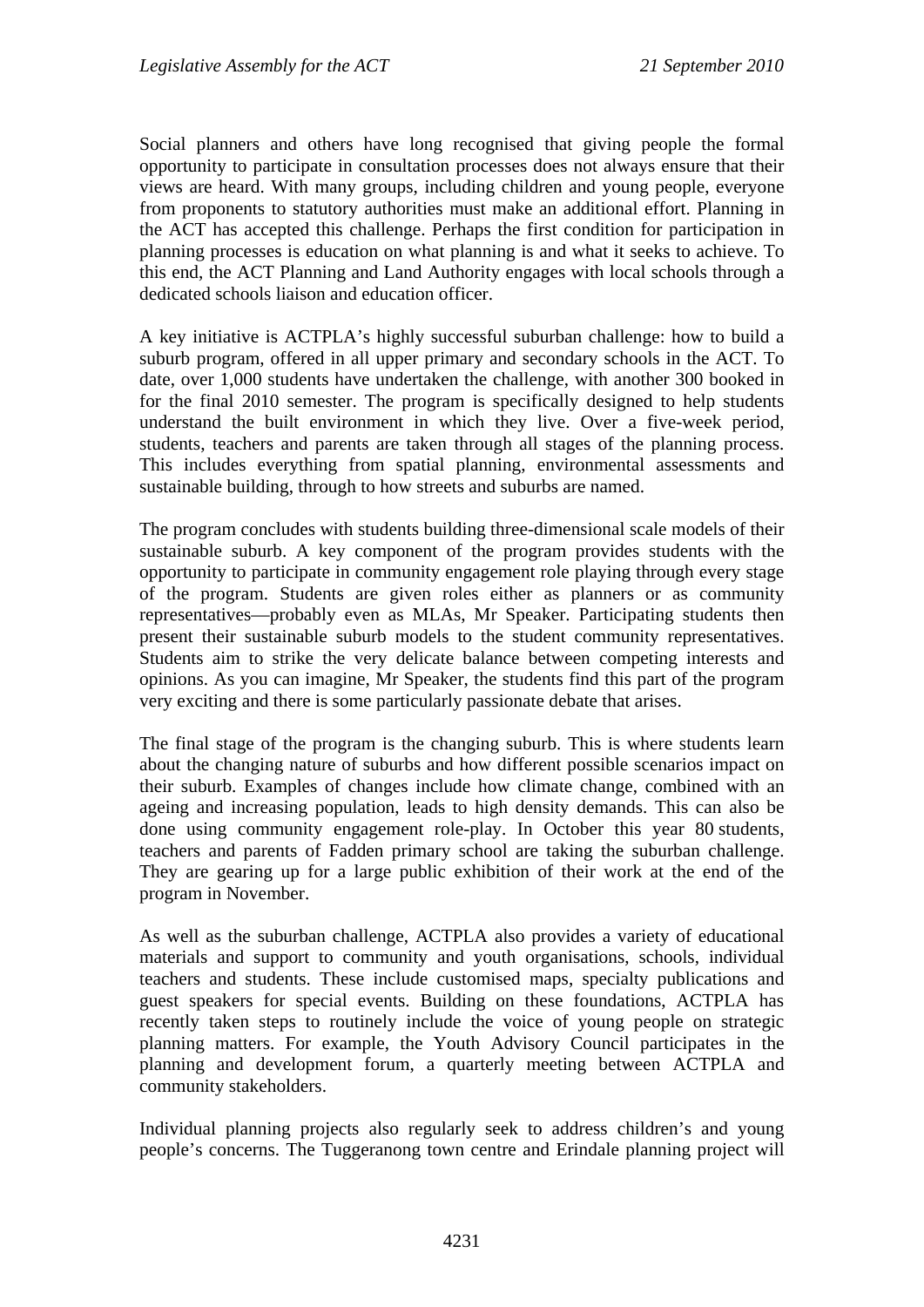Social planners and others have long recognised that giving people the formal opportunity to participate in consultation processes does not always ensure that their views are heard. With many groups, including children and young people, everyone from proponents to statutory authorities must make an additional effort. Planning in the ACT has accepted this challenge. Perhaps the first condition for participation in planning processes is education on what planning is and what it seeks to achieve. To this end, the ACT Planning and Land Authority engages with local schools through a dedicated schools liaison and education officer.

A key initiative is ACTPLA's highly successful suburban challenge: how to build a suburb program, offered in all upper primary and secondary schools in the ACT. To date, over 1,000 students have undertaken the challenge, with another 300 booked in for the final 2010 semester. The program is specifically designed to help students understand the built environment in which they live. Over a five-week period, students, teachers and parents are taken through all stages of the planning process. This includes everything from spatial planning, environmental assessments and sustainable building, through to how streets and suburbs are named.

The program concludes with students building three-dimensional scale models of their sustainable suburb. A key component of the program provides students with the opportunity to participate in community engagement role playing through every stage of the program. Students are given roles either as planners or as community representatives—probably even as MLAs, Mr Speaker. Participating students then present their sustainable suburb models to the student community representatives. Students aim to strike the very delicate balance between competing interests and opinions. As you can imagine, Mr Speaker, the students find this part of the program very exciting and there is some particularly passionate debate that arises.

The final stage of the program is the changing suburb. This is where students learn about the changing nature of suburbs and how different possible scenarios impact on their suburb. Examples of changes include how climate change, combined with an ageing and increasing population, leads to high density demands. This can also be done using community engagement role-play. In October this year 80 students, teachers and parents of Fadden primary school are taking the suburban challenge. They are gearing up for a large public exhibition of their work at the end of the program in November.

As well as the suburban challenge, ACTPLA also provides a variety of educational materials and support to community and youth organisations, schools, individual teachers and students. These include customised maps, specialty publications and guest speakers for special events. Building on these foundations, ACTPLA has recently taken steps to routinely include the voice of young people on strategic planning matters. For example, the Youth Advisory Council participates in the planning and development forum, a quarterly meeting between ACTPLA and community stakeholders.

Individual planning projects also regularly seek to address children's and young people's concerns. The Tuggeranong town centre and Erindale planning project will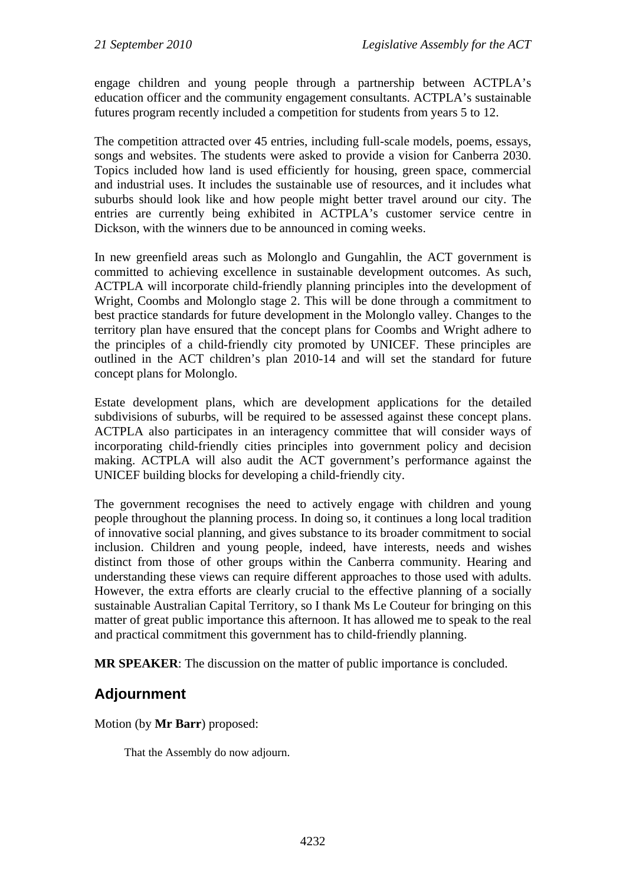engage children and young people through a partnership between ACTPLA's education officer and the community engagement consultants. ACTPLA's sustainable futures program recently included a competition for students from years 5 to 12.

The competition attracted over 45 entries, including full-scale models, poems, essays, songs and websites. The students were asked to provide a vision for Canberra 2030. Topics included how land is used efficiently for housing, green space, commercial and industrial uses. It includes the sustainable use of resources, and it includes what suburbs should look like and how people might better travel around our city. The entries are currently being exhibited in ACTPLA's customer service centre in Dickson, with the winners due to be announced in coming weeks.

In new greenfield areas such as Molonglo and Gungahlin, the ACT government is committed to achieving excellence in sustainable development outcomes. As such, ACTPLA will incorporate child-friendly planning principles into the development of Wright, Coombs and Molonglo stage 2. This will be done through a commitment to best practice standards for future development in the Molonglo valley. Changes to the territory plan have ensured that the concept plans for Coombs and Wright adhere to the principles of a child-friendly city promoted by UNICEF. These principles are outlined in the ACT children's plan 2010-14 and will set the standard for future concept plans for Molonglo.

Estate development plans, which are development applications for the detailed subdivisions of suburbs, will be required to be assessed against these concept plans. ACTPLA also participates in an interagency committee that will consider ways of incorporating child-friendly cities principles into government policy and decision making. ACTPLA will also audit the ACT government's performance against the UNICEF building blocks for developing a child-friendly city.

The government recognises the need to actively engage with children and young people throughout the planning process. In doing so, it continues a long local tradition of innovative social planning, and gives substance to its broader commitment to social inclusion. Children and young people, indeed, have interests, needs and wishes distinct from those of other groups within the Canberra community. Hearing and understanding these views can require different approaches to those used with adults. However, the extra efforts are clearly crucial to the effective planning of a socially sustainable Australian Capital Territory, so I thank Ms Le Couteur for bringing on this matter of great public importance this afternoon. It has allowed me to speak to the real and practical commitment this government has to child-friendly planning.

**MR SPEAKER**: The discussion on the matter of public importance is concluded.

## Adjournment

Motion (by **Mr Barr**) proposed:

> That the Assembly do now adjourn.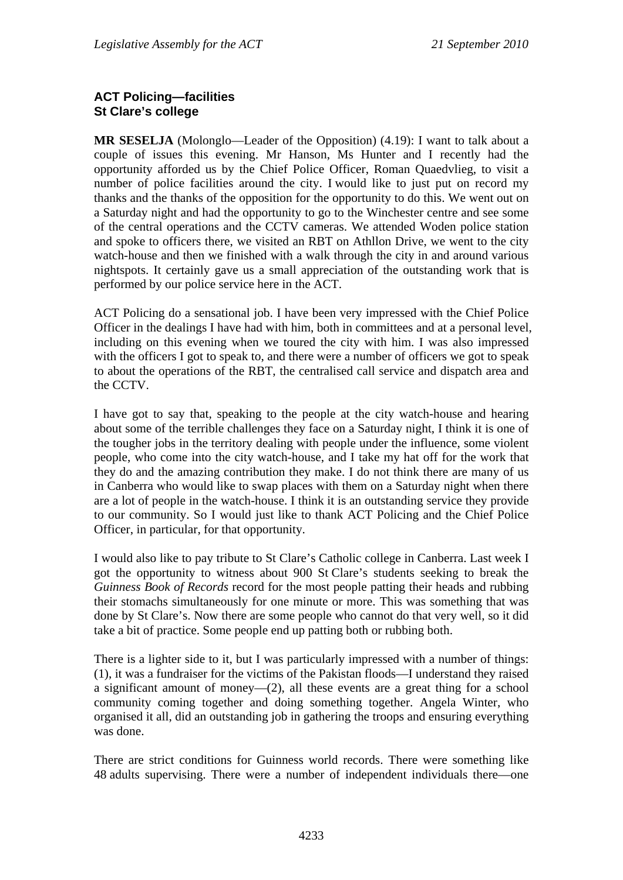**ACT Policing—facilities**
**St Clare's college**

**MR SESELJA** (Molonglo—Leader of the Opposition) (4.19): I want to talk about a couple of issues this evening. Mr Hanson, Ms Hunter and I recently had the opportunity afforded us by the Chief Police Officer, Roman Quaedvlieg, to visit a number of police facilities around the city. I would like to just put on record my thanks and the thanks of the opposition for the opportunity to do this. We went out on a Saturday night and had the opportunity to go to the Winchester centre and see some of the central operations and the CCTV cameras. We attended Woden police station and spoke to officers there, we visited an RBT on Athllon Drive, we went to the city watch-house and then we finished with a walk through the city in and around various nightspots. It certainly gave us a small appreciation of the outstanding work that is performed by our police service here in the ACT.

ACT Policing do a sensational job. I have been very impressed with the Chief Police Officer in the dealings I have had with him, both in committees and at a personal level, including on this evening when we toured the city with him. I was also impressed with the officers I got to speak to, and there were a number of officers we got to speak to about the operations of the RBT, the centralised call service and dispatch area and the CCTV.

I have got to say that, speaking to the people at the city watch-house and hearing about some of the terrible challenges they face on a Saturday night, I think it is one of the tougher jobs in the territory dealing with people under the influence, some violent people, who come into the city watch-house, and I take my hat off for the work that they do and the amazing contribution they make. I do not think there are many of us in Canberra who would like to swap places with them on a Saturday night when there are a lot of people in the watch-house. I think it is an outstanding service they provide to our community. So I would just like to thank ACT Policing and the Chief Police Officer, in particular, for that opportunity.

I would also like to pay tribute to St Clare's Catholic college in Canberra. Last week I got the opportunity to witness about 900 St Clare's students seeking to break the *Guinness Book of Records* record for the most people patting their heads and rubbing their stomachs simultaneously for one minute or more. This was something that was done by St Clare's. Now there are some people who cannot do that very well, so it did take a bit of practice. Some people end up patting both or rubbing both.

There is a lighter side to it, but I was particularly impressed with a number of things: (1), it was a fundraiser for the victims of the Pakistan floods—I understand they raised a significant amount of money—(2), all these events are a great thing for a school community coming together and doing something together. Angela Winter, who organised it all, did an outstanding job in gathering the troops and ensuring everything was done.

There are strict conditions for Guinness world records. There were something like 48 adults supervising. There were a number of independent individuals there—one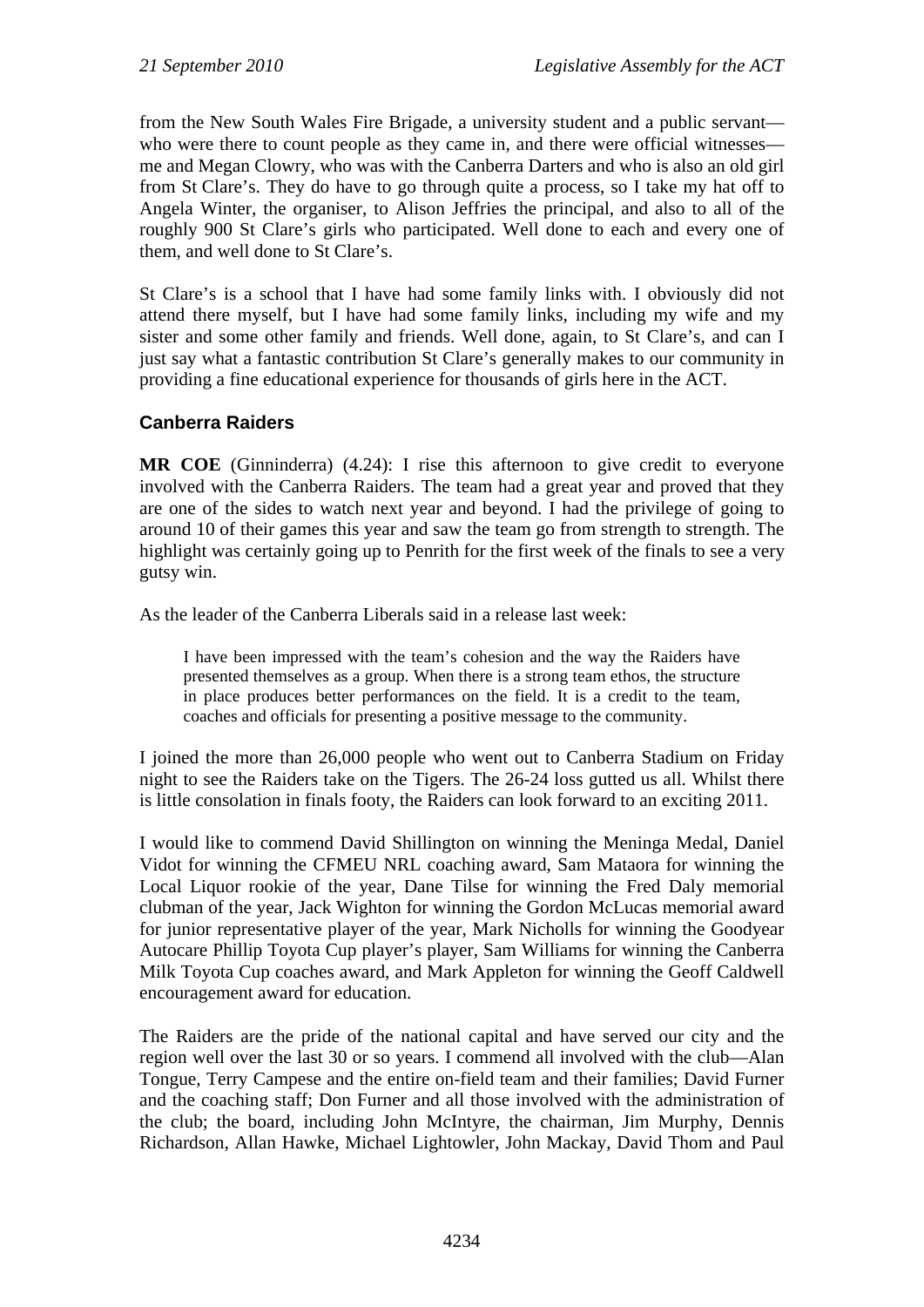from the New South Wales Fire Brigade, a university student and a public servant—who were there to count people as they came in, and there were official witnesses—me and Megan Clowry, who was with the Canberra Darters and who is also an old girl from St Clare's. They do have to go through quite a process, so I take my hat off to Angela Winter, the organiser, to Alison Jeffries the principal, and also to all of the roughly 900 St Clare's girls who participated. Well done to each and every one of them, and well done to St Clare's.

St Clare's is a school that I have had some family links with. I obviously did not attend there myself, but I have had some family links, including my wife and my sister and some other family and friends. Well done, again, to St Clare's, and can I just say what a fantastic contribution St Clare's generally makes to our community in providing a fine educational experience for thousands of girls here in the ACT.

### Canberra Raiders

**MR COE** (Ginninderra) (4.24): I rise this afternoon to give credit to everyone involved with the Canberra Raiders. The team had a great year and proved that they are one of the sides to watch next year and beyond. I had the privilege of going to around 10 of their games this year and saw the team go from strength to strength. The highlight was certainly going up to Penrith for the first week of the finals to see a very gutsy win.

As the leader of the Canberra Liberals said in a release last week:

> I have been impressed with the team's cohesion and the way the Raiders have presented themselves as a group. When there is a strong team ethos, the structure in place produces better performances on the field. It is a credit to the team, coaches and officials for presenting a positive message to the community.

I joined the more than 26,000 people who went out to Canberra Stadium on Friday night to see the Raiders take on the Tigers. The 26-24 loss gutted us all. Whilst there is little consolation in finals footy, the Raiders can look forward to an exciting 2011.

I would like to commend David Shillington on winning the Meninga Medal, Daniel Vidot for winning the CFMEU NRL coaching award, Sam Mataora for winning the Local Liquor rookie of the year, Dane Tilse for winning the Fred Daly memorial clubman of the year, Jack Wighton for winning the Gordon McLucas memorial award for junior representative player of the year, Mark Nicholls for winning the Goodyear Autocare Phillip Toyota Cup player's player, Sam Williams for winning the Canberra Milk Toyota Cup coaches award, and Mark Appleton for winning the Geoff Caldwell encouragement award for education.

The Raiders are the pride of the national capital and have served our city and the region well over the last 30 or so years. I commend all involved with the club—Alan Tongue, Terry Campese and the entire on-field team and their families; David Furner and the coaching staff; Don Furner and all those involved with the administration of the club; the board, including John McIntyre, the chairman, Jim Murphy, Dennis Richardson, Allan Hawke, Michael Lightowler, John Mackay, David Thom and Paul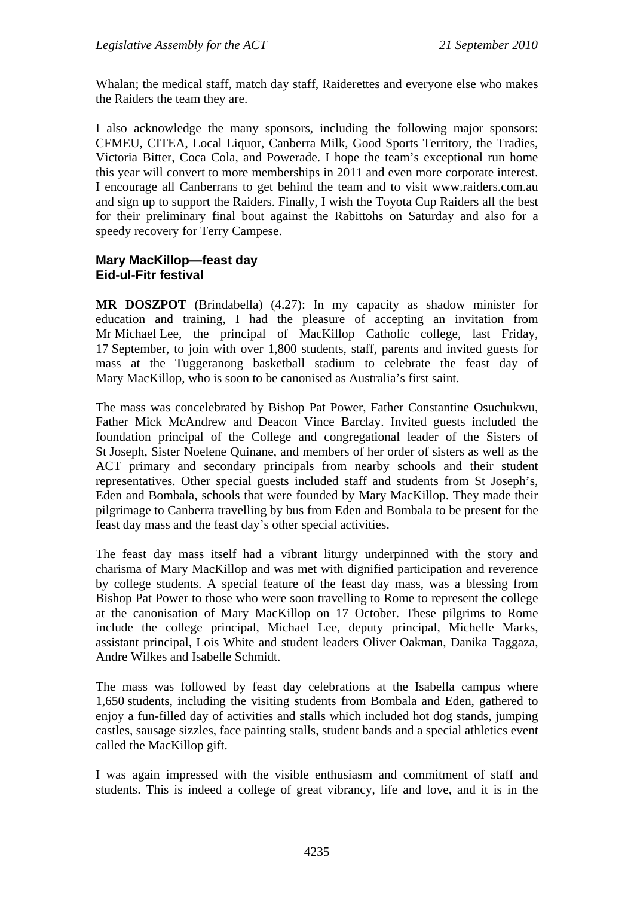Whalan; the medical staff, match day staff, Raiderettes and everyone else who makes the Raiders the team they are.

I also acknowledge the many sponsors, including the following major sponsors: CFMEU, CITEA, Local Liquor, Canberra Milk, Good Sports Territory, the Tradies, Victoria Bitter, Coca Cola, and Powerade. I hope the team's exceptional run home this year will convert to more memberships in 2011 and even more corporate interest. I encourage all Canberrans to get behind the team and to visit www.raiders.com.au and sign up to support the Raiders. Finally, I wish the Toyota Cup Raiders all the best for their preliminary final bout against the Rabittohs on Saturday and also for a speedy recovery for Terry Campese.

### Mary MacKillop—feast day
### Eid-ul-Fitr festival

**MR DOSZPOT** (Brindabella) (4.27): In my capacity as shadow minister for education and training, I had the pleasure of accepting an invitation from Mr Michael Lee, the principal of MacKillop Catholic college, last Friday, 17 September, to join with over 1,800 students, staff, parents and invited guests for mass at the Tuggeranong basketball stadium to celebrate the feast day of Mary MacKillop, who is soon to be canonised as Australia's first saint.

The mass was concelebrated by Bishop Pat Power, Father Constantine Osuchukwu, Father Mick McAndrew and Deacon Vince Barclay. Invited guests included the foundation principal of the College and congregational leader of the Sisters of St Joseph, Sister Noelene Quinane, and members of her order of sisters as well as the ACT primary and secondary principals from nearby schools and their student representatives. Other special guests included staff and students from St Joseph's, Eden and Bombala, schools that were founded by Mary MacKillop. They made their pilgrimage to Canberra travelling by bus from Eden and Bombala to be present for the feast day mass and the feast day's other special activities.

The feast day mass itself had a vibrant liturgy underpinned with the story and charisma of Mary MacKillop and was met with dignified participation and reverence by college students. A special feature of the feast day mass, was a blessing from Bishop Pat Power to those who were soon travelling to Rome to represent the college at the canonisation of Mary MacKillop on 17 October. These pilgrims to Rome include the college principal, Michael Lee, deputy principal, Michelle Marks, assistant principal, Lois White and student leaders Oliver Oakman, Danika Taggaza, Andre Wilkes and Isabelle Schmidt.

The mass was followed by feast day celebrations at the Isabella campus where 1,650 students, including the visiting students from Bombala and Eden, gathered to enjoy a fun-filled day of activities and stalls which included hot dog stands, jumping castles, sausage sizzles, face painting stalls, student bands and a special athletics event called the MacKillop gift.

I was again impressed with the visible enthusiasm and commitment of staff and students. This is indeed a college of great vibrancy, life and love, and it is in the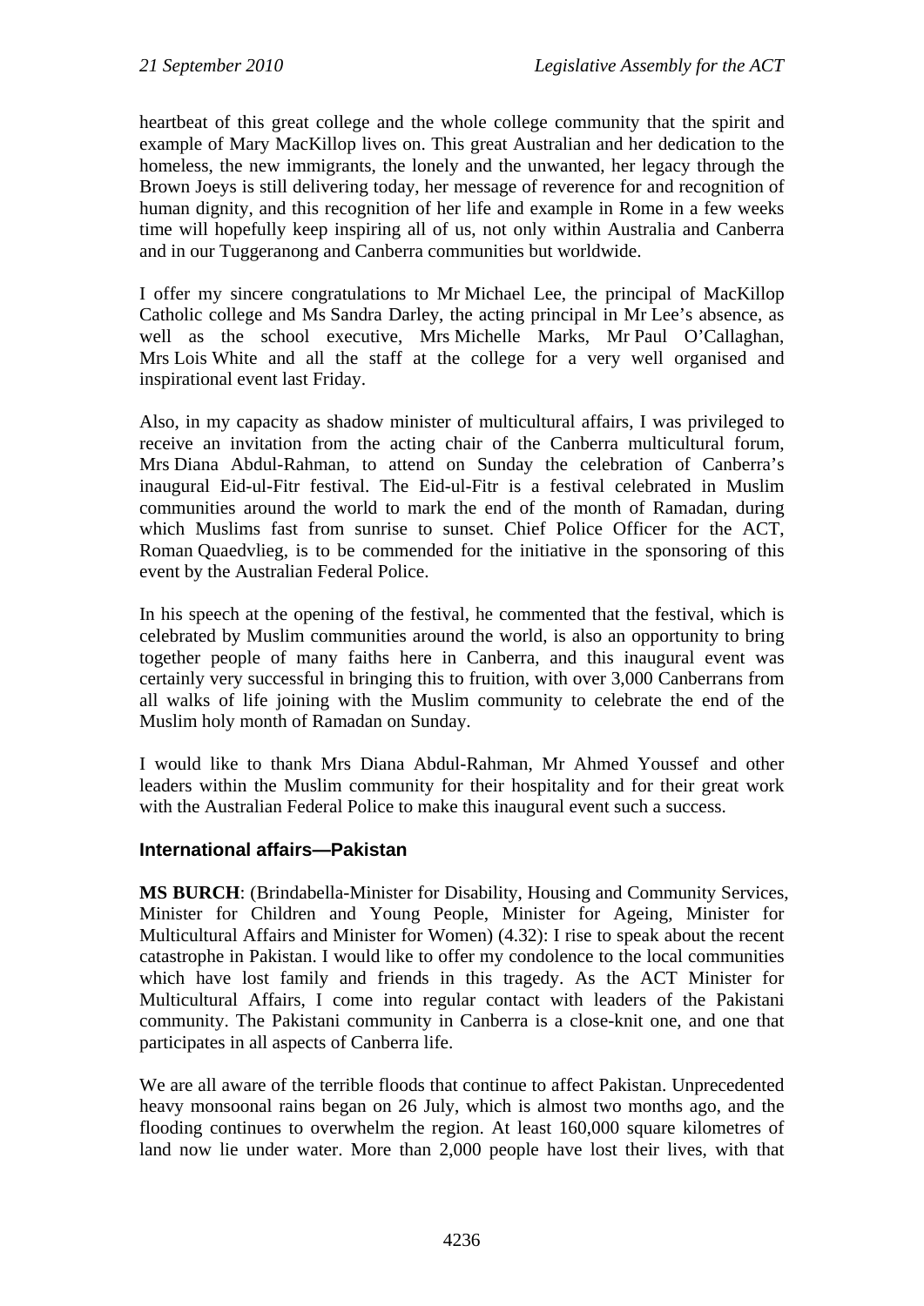heartbeat of this great college and the whole college community that the spirit and example of Mary MacKillop lives on. This great Australian and her dedication to the homeless, the new immigrants, the lonely and the unwanted, her legacy through the Brown Joeys is still delivering today, her message of reverence for and recognition of human dignity, and this recognition of her life and example in Rome in a few weeks time will hopefully keep inspiring all of us, not only within Australia and Canberra and in our Tuggeranong and Canberra communities but worldwide.

I offer my sincere congratulations to Mr Michael Lee, the principal of MacKillop Catholic college and Ms Sandra Darley, the acting principal in Mr Lee's absence, as well as the school executive, Mrs Michelle Marks, Mr Paul O'Callaghan, Mrs Lois White and all the staff at the college for a very well organised and inspirational event last Friday.

Also, in my capacity as shadow minister of multicultural affairs, I was privileged to receive an invitation from the acting chair of the Canberra multicultural forum, Mrs Diana Abdul-Rahman, to attend on Sunday the celebration of Canberra's inaugural Eid-ul-Fitr festival. The Eid-ul-Fitr is a festival celebrated in Muslim communities around the world to mark the end of the month of Ramadan, during which Muslims fast from sunrise to sunset. Chief Police Officer for the ACT, Roman Quaedvlieg, is to be commended for the initiative in the sponsoring of this event by the Australian Federal Police.

In his speech at the opening of the festival, he commented that the festival, which is celebrated by Muslim communities around the world, is also an opportunity to bring together people of many faiths here in Canberra, and this inaugural event was certainly very successful in bringing this to fruition, with over 3,000 Canberrans from all walks of life joining with the Muslim community to celebrate the end of the Muslim holy month of Ramadan on Sunday.

I would like to thank Mrs Diana Abdul-Rahman, Mr Ahmed Youssef and other leaders within the Muslim community for their hospitality and for their great work with the Australian Federal Police to make this inaugural event such a success.

### International affairs—Pakistan

**MS BURCH**: (Brindabella-Minister for Disability, Housing and Community Services, Minister for Children and Young People, Minister for Ageing, Minister for Multicultural Affairs and Minister for Women) (4.32): I rise to speak about the recent catastrophe in Pakistan. I would like to offer my condolence to the local communities which have lost family and friends in this tragedy. As the ACT Minister for Multicultural Affairs, I come into regular contact with leaders of the Pakistani community. The Pakistani community in Canberra is a close-knit one, and one that participates in all aspects of Canberra life.

We are all aware of the terrible floods that continue to affect Pakistan. Unprecedented heavy monsoonal rains began on 26 July, which is almost two months ago, and the flooding continues to overwhelm the region. At least 160,000 square kilometres of land now lie under water. More than 2,000 people have lost their lives, with that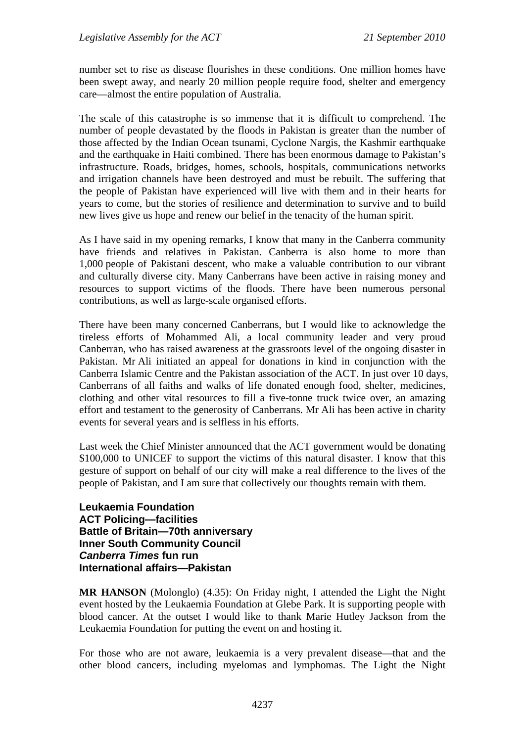number set to rise as disease flourishes in these conditions. One million homes have been swept away, and nearly 20 million people require food, shelter and emergency care—almost the entire population of Australia.

The scale of this catastrophe is so immense that it is difficult to comprehend. The number of people devastated by the floods in Pakistan is greater than the number of those affected by the Indian Ocean tsunami, Cyclone Nargis, the Kashmir earthquake and the earthquake in Haiti combined. There has been enormous damage to Pakistan's infrastructure. Roads, bridges, homes, schools, hospitals, communications networks and irrigation channels have been destroyed and must be rebuilt. The suffering that the people of Pakistan have experienced will live with them and in their hearts for years to come, but the stories of resilience and determination to survive and to build new lives give us hope and renew our belief in the tenacity of the human spirit.

As I have said in my opening remarks, I know that many in the Canberra community have friends and relatives in Pakistan. Canberra is also home to more than 1,000 people of Pakistani descent, who make a valuable contribution to our vibrant and culturally diverse city. Many Canberrans have been active in raising money and resources to support victims of the floods. There have been numerous personal contributions, as well as large-scale organised efforts.

There have been many concerned Canberrans, but I would like to acknowledge the tireless efforts of Mohammed Ali, a local community leader and very proud Canberran, who has raised awareness at the grassroots level of the ongoing disaster in Pakistan. Mr Ali initiated an appeal for donations in kind in conjunction with the Canberra Islamic Centre and the Pakistan association of the ACT. In just over 10 days, Canberrans of all faiths and walks of life donated enough food, shelter, medicines, clothing and other vital resources to fill a five-tonne truck twice over, an amazing effort and testament to the generosity of Canberrans. Mr Ali has been active in charity events for several years and is selfless in his efforts.

Last week the Chief Minister announced that the ACT government would be donating $100,000 to UNICEF to support the victims of this natural disaster. I know that this gesture of support on behalf of our city will make a real difference to the lives of the people of Pakistan, and I am sure that collectively our thoughts remain with them.

**Leukaemia Foundation**
**ACT Policing—facilities**
**Battle of Britain—70th anniversary**
**Inner South Community Council**
***Canberra Times* fun run**
**International affairs—Pakistan**

**MR HANSON** (Molonglo) (4.35): On Friday night, I attended the Light the Night event hosted by the Leukaemia Foundation at Glebe Park. It is supporting people with blood cancer. At the outset I would like to thank Marie Hutley Jackson from the Leukaemia Foundation for putting the event on and hosting it.

For those who are not aware, leukaemia is a very prevalent disease—that and the other blood cancers, including myelomas and lymphomas. The Light the Night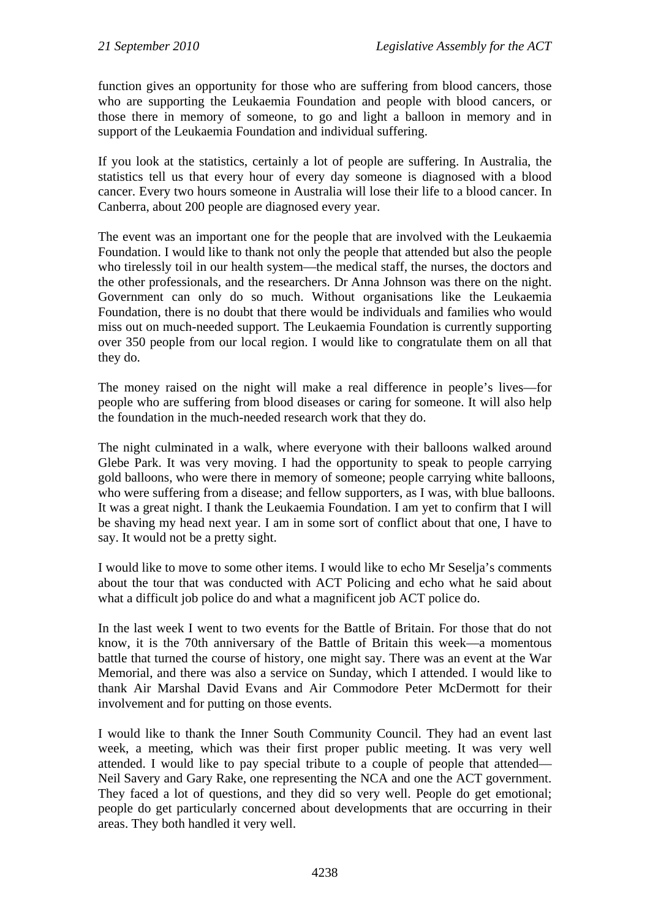function gives an opportunity for those who are suffering from blood cancers, those who are supporting the Leukaemia Foundation and people with blood cancers, or those there in memory of someone, to go and light a balloon in memory and in support of the Leukaemia Foundation and individual suffering.

If you look at the statistics, certainly a lot of people are suffering. In Australia, the statistics tell us that every hour of every day someone is diagnosed with a blood cancer. Every two hours someone in Australia will lose their life to a blood cancer. In Canberra, about 200 people are diagnosed every year.

The event was an important one for the people that are involved with the Leukaemia Foundation. I would like to thank not only the people that attended but also the people who tirelessly toil in our health system—the medical staff, the nurses, the doctors and the other professionals, and the researchers. Dr Anna Johnson was there on the night. Government can only do so much. Without organisations like the Leukaemia Foundation, there is no doubt that there would be individuals and families who would miss out on much-needed support. The Leukaemia Foundation is currently supporting over 350 people from our local region. I would like to congratulate them on all that they do.

The money raised on the night will make a real difference in people's lives—for people who are suffering from blood diseases or caring for someone. It will also help the foundation in the much-needed research work that they do.

The night culminated in a walk, where everyone with their balloons walked around Glebe Park. It was very moving. I had the opportunity to speak to people carrying gold balloons, who were there in memory of someone; people carrying white balloons, who were suffering from a disease; and fellow supporters, as I was, with blue balloons. It was a great night. I thank the Leukaemia Foundation. I am yet to confirm that I will be shaving my head next year. I am in some sort of conflict about that one, I have to say. It would not be a pretty sight.

I would like to move to some other items. I would like to echo Mr Seselja's comments about the tour that was conducted with ACT Policing and echo what he said about what a difficult job police do and what a magnificent job ACT police do.

In the last week I went to two events for the Battle of Britain. For those that do not know, it is the 70th anniversary of the Battle of Britain this week—a momentous battle that turned the course of history, one might say. There was an event at the War Memorial, and there was also a service on Sunday, which I attended. I would like to thank Air Marshal David Evans and Air Commodore Peter McDermott for their involvement and for putting on those events.

I would like to thank the Inner South Community Council. They had an event last week, a meeting, which was their first proper public meeting. It was very well attended. I would like to pay special tribute to a couple of people that attended—Neil Savery and Gary Rake, one representing the NCA and one the ACT government. They faced a lot of questions, and they did so very well. People do get emotional; people do get particularly concerned about developments that are occurring in their areas. They both handled it very well.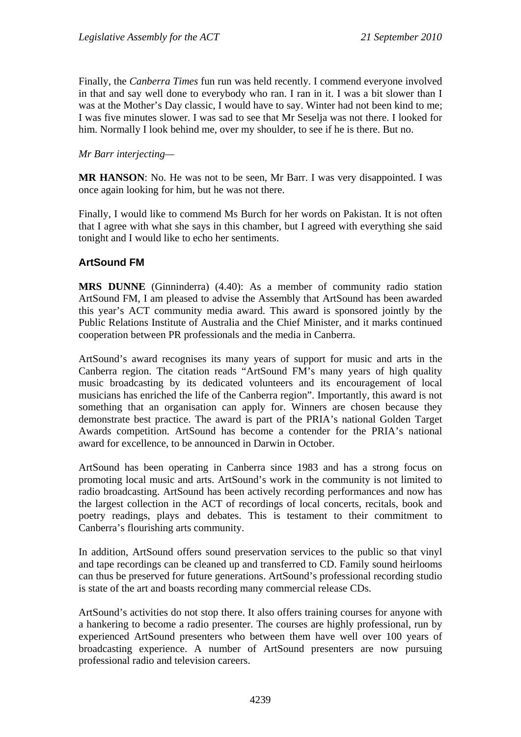Finally, the *Canberra Times* fun run was held recently. I commend everyone involved in that and say well done to everybody who ran. I ran in it. I was a bit slower than I was at the Mother's Day classic, I would have to say. Winter had not been kind to me; I was five minutes slower. I was sad to see that Mr Seselja was not there. I looked for him. Normally I look behind me, over my shoulder, to see if he is there. But no.

*Mr Barr interjecting*—

**MR HANSON**: No. He was not to be seen, Mr Barr. I was very disappointed. I was once again looking for him, but he was not there.

Finally, I would like to commend Ms Burch for her words on Pakistan. It is not often that I agree with what she says in this chamber, but I agreed with everything she said tonight and I would like to echo her sentiments.

### ArtSound FM

**MRS DUNNE** (Ginninderra) (4.40): As a member of community radio station ArtSound FM, I am pleased to advise the Assembly that ArtSound has been awarded this year's ACT community media award. This award is sponsored jointly by the Public Relations Institute of Australia and the Chief Minister, and it marks continued cooperation between PR professionals and the media in Canberra.

ArtSound's award recognises its many years of support for music and arts in the Canberra region. The citation reads "ArtSound FM's many years of high quality music broadcasting by its dedicated volunteers and its encouragement of local musicians has enriched the life of the Canberra region". Importantly, this award is not something that an organisation can apply for. Winners are chosen because they demonstrate best practice. The award is part of the PRIA's national Golden Target Awards competition. ArtSound has become a contender for the PRIA's national award for excellence, to be announced in Darwin in October.

ArtSound has been operating in Canberra since 1983 and has a strong focus on promoting local music and arts. ArtSound's work in the community is not limited to radio broadcasting. ArtSound has been actively recording performances and now has the largest collection in the ACT of recordings of local concerts, recitals, book and poetry readings, plays and debates. This is testament to their commitment to Canberra's flourishing arts community.

In addition, ArtSound offers sound preservation services to the public so that vinyl and tape recordings can be cleaned up and transferred to CD. Family sound heirlooms can thus be preserved for future generations. ArtSound's professional recording studio is state of the art and boasts recording many commercial release CDs.

ArtSound's activities do not stop there. It also offers training courses for anyone with a hankering to become a radio presenter. The courses are highly professional, run by experienced ArtSound presenters who between them have well over 100 years of broadcasting experience. A number of ArtSound presenters are now pursuing professional radio and television careers.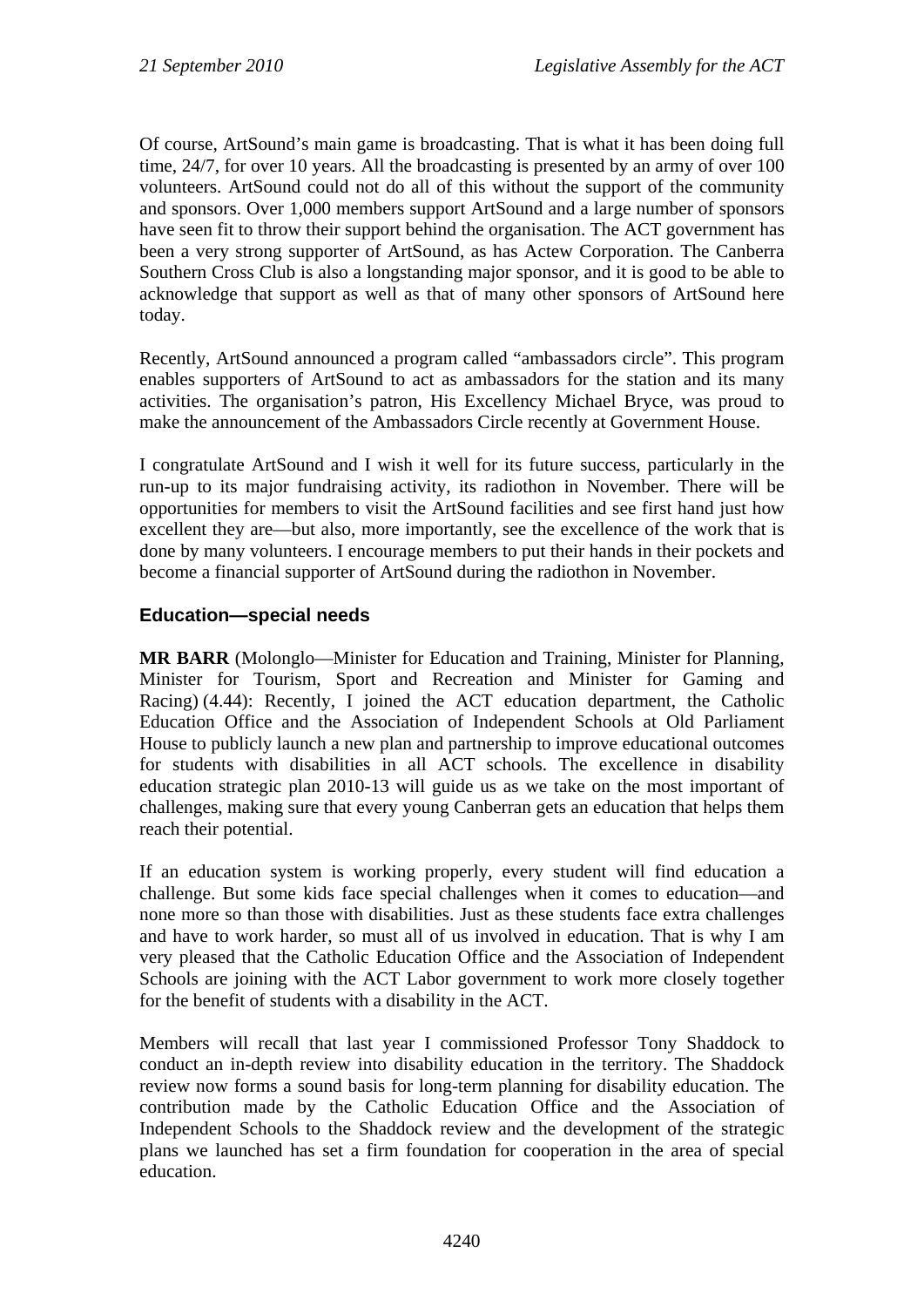Of course, ArtSound's main game is broadcasting. That is what it has been doing full time, 24/7, for over 10 years. All the broadcasting is presented by an army of over 100 volunteers. ArtSound could not do all of this without the support of the community and sponsors. Over 1,000 members support ArtSound and a large number of sponsors have seen fit to throw their support behind the organisation. The ACT government has been a very strong supporter of ArtSound, as has Actew Corporation. The Canberra Southern Cross Club is also a longstanding major sponsor, and it is good to be able to acknowledge that support as well as that of many other sponsors of ArtSound here today.

Recently, ArtSound announced a program called "ambassadors circle". This program enables supporters of ArtSound to act as ambassadors for the station and its many activities. The organisation's patron, His Excellency Michael Bryce, was proud to make the announcement of the Ambassadors Circle recently at Government House.

I congratulate ArtSound and I wish it well for its future success, particularly in the run-up to its major fundraising activity, its radiothon in November. There will be opportunities for members to visit the ArtSound facilities and see first hand just how excellent they are—but also, more importantly, see the excellence of the work that is done by many volunteers. I encourage members to put their hands in their pockets and become a financial supporter of ArtSound during the radiothon in November.

### Education—special needs

**MR BARR** (Molonglo—Minister for Education and Training, Minister for Planning, Minister for Tourism, Sport and Recreation and Minister for Gaming and Racing) (4.44): Recently, I joined the ACT education department, the Catholic Education Office and the Association of Independent Schools at Old Parliament House to publicly launch a new plan and partnership to improve educational outcomes for students with disabilities in all ACT schools. The excellence in disability education strategic plan 2010-13 will guide us as we take on the most important of challenges, making sure that every young Canberran gets an education that helps them reach their potential.

If an education system is working properly, every student will find education a challenge. But some kids face special challenges when it comes to education—and none more so than those with disabilities. Just as these students face extra challenges and have to work harder, so must all of us involved in education. That is why I am very pleased that the Catholic Education Office and the Association of Independent Schools are joining with the ACT Labor government to work more closely together for the benefit of students with a disability in the ACT.

Members will recall that last year I commissioned Professor Tony Shaddock to conduct an in-depth review into disability education in the territory. The Shaddock review now forms a sound basis for long-term planning for disability education. The contribution made by the Catholic Education Office and the Association of Independent Schools to the Shaddock review and the development of the strategic plans we launched has set a firm foundation for cooperation in the area of special education.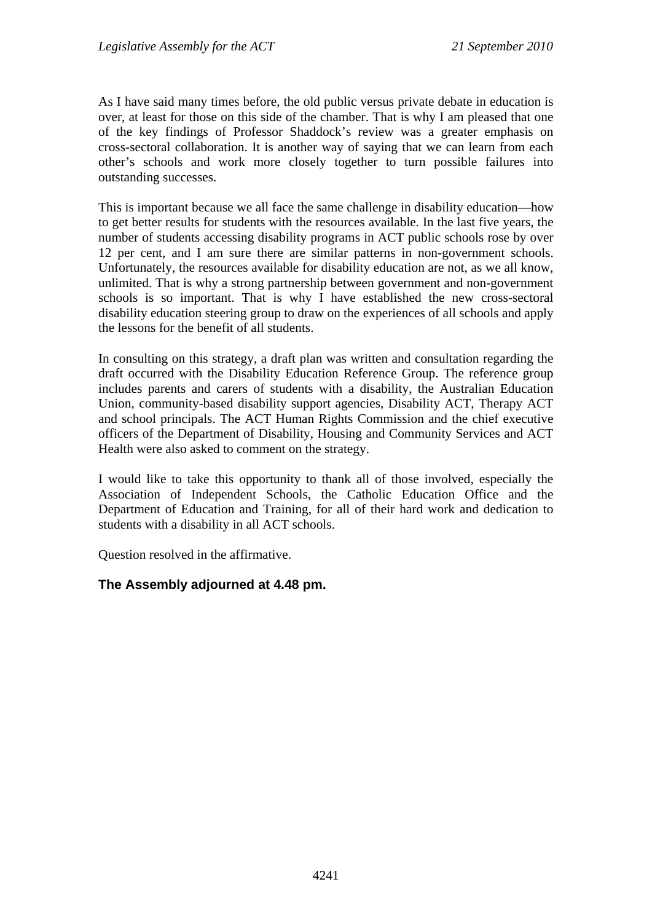As I have said many times before, the old public versus private debate in education is over, at least for those on this side of the chamber. That is why I am pleased that one of the key findings of Professor Shaddock's review was a greater emphasis on cross-sectoral collaboration. It is another way of saying that we can learn from each other's schools and work more closely together to turn possible failures into outstanding successes.

This is important because we all face the same challenge in disability education—how to get better results for students with the resources available. In the last five years, the number of students accessing disability programs in ACT public schools rose by over 12 per cent, and I am sure there are similar patterns in non-government schools. Unfortunately, the resources available for disability education are not, as we all know, unlimited. That is why a strong partnership between government and non-government schools is so important. That is why I have established the new cross-sectoral disability education steering group to draw on the experiences of all schools and apply the lessons for the benefit of all students.

In consulting on this strategy, a draft plan was written and consultation regarding the draft occurred with the Disability Education Reference Group. The reference group includes parents and carers of students with a disability, the Australian Education Union, community-based disability support agencies, Disability ACT, Therapy ACT and school principals. The ACT Human Rights Commission and the chief executive officers of the Department of Disability, Housing and Community Services and ACT Health were also asked to comment on the strategy.

I would like to take this opportunity to thank all of those involved, especially the Association of Independent Schools, the Catholic Education Office and the Department of Education and Training, for all of their hard work and dedication to students with a disability in all ACT schools.

Question resolved in the affirmative.

**The Assembly adjourned at 4.48 pm.**